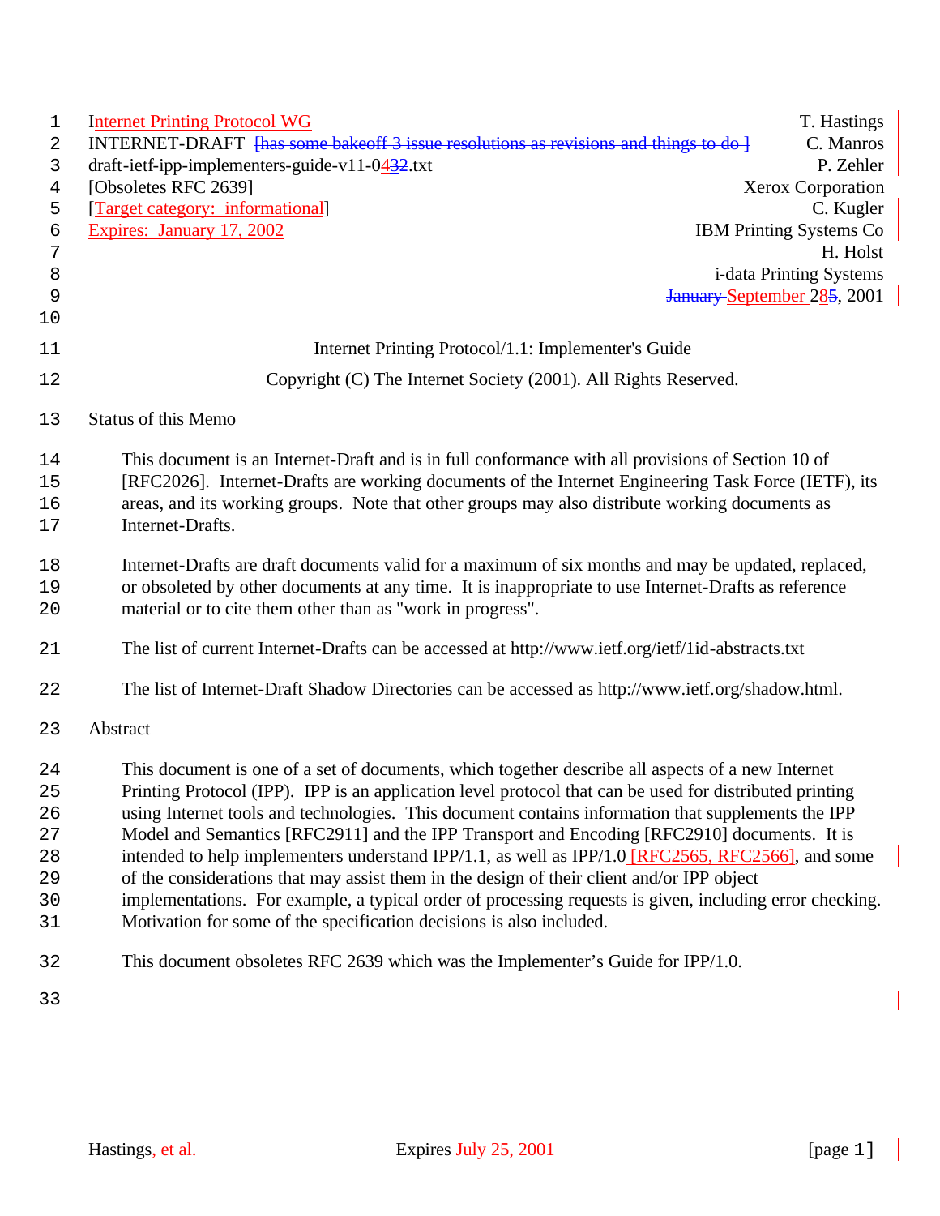Internet Printing Protocol WG — T. Hastings
INTERNET-DRAFT — C. Manros
draft-ietf-ipp-implementers-guide-v11-04.txt — P. Zehler
[Obsoletes RFC 2639] — Xerox Corporation
[Target category: informational] — C. Kugler
Expires: January 17, 2002 — IBM Printing Systems Co
H. Holst
i-data Printing Systems
September 28, 2001

# Internet Printing Protocol/1.1: Implementer's Guide

Copyright (C) The Internet Society (2001). All Rights Reserved.

## Status of this Memo

This document is an Internet-Draft and is in full conformance with all provisions of Section 10 of [RFC2026]. Internet-Drafts are working documents of the Internet Engineering Task Force (IETF), its areas, and its working groups. Note that other groups may also distribute working documents as Internet-Drafts.

Internet-Drafts are draft documents valid for a maximum of six months and may be updated, replaced, or obsoleted by other documents at any time. It is inappropriate to use Internet-Drafts as reference material or to cite them other than as "work in progress".

The list of current Internet-Drafts can be accessed at http://www.ietf.org/ietf/1id-abstracts.txt

The list of Internet-Draft Shadow Directories can be accessed as http://www.ietf.org/shadow.html.

## Abstract

This document is one of a set of documents, which together describe all aspects of a new Internet Printing Protocol (IPP). IPP is an application level protocol that can be used for distributed printing using Internet tools and technologies. This document contains information that supplements the IPP Model and Semantics [RFC2911] and the IPP Transport and Encoding [RFC2910] documents. It is intended to help implementers understand IPP/1.1, as well as IPP/1.0 [RFC2565, RFC2566], and some of the considerations that may assist them in the design of their client and/or IPP object implementations. For example, a typical order of processing requests is given, including error checking. Motivation for some of the specification decisions is also included.

This document obsoletes RFC 2639 which was the Implementer's Guide for IPP/1.0.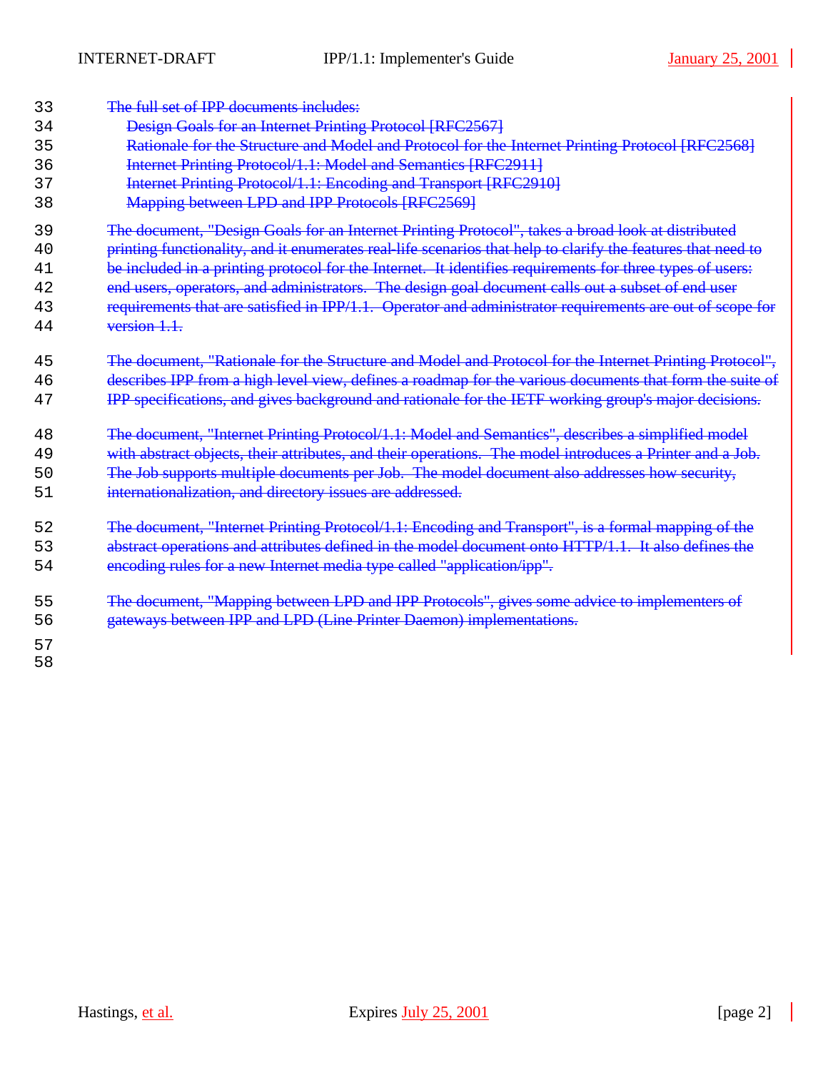The full set of IPP documents includes:

- Design Goals for an Internet Printing Protocol [RFC2567]
- Rationale for the Structure and Model and Protocol for the Internet Printing Protocol [RFC2568]
- Internet Printing Protocol/1.1: Model and Semantics [RFC2911]
- Internet Printing Protocol/1.1: Encoding and Transport [RFC2910]
- Mapping between LPD and IPP Protocols [RFC2569]

The document, "Design Goals for an Internet Printing Protocol", takes a broad look at distributed printing functionality, and it enumerates real-life scenarios that help to clarify the features that need to be included in a printing protocol for the Internet. It identifies requirements for three types of users: end users, operators, and administrators. The design goal document calls out a subset of end user requirements that are satisfied in IPP/1.1. Operator and administrator requirements are out of scope for version 1.1.

The document, "Rationale for the Structure and Model and Protocol for the Internet Printing Protocol", describes IPP from a high level view, defines a roadmap for the various documents that form the suite of IPP specifications, and gives background and rationale for the IETF working group's major decisions.

The document, "Internet Printing Protocol/1.1: Model and Semantics", describes a simplified model with abstract objects, their attributes, and their operations. The model introduces a Printer and a Job. The Job supports multiple documents per Job. The model document also addresses how security, internationalization, and directory issues are addressed.

The document, "Internet Printing Protocol/1.1: Encoding and Transport", is a formal mapping of the abstract operations and attributes defined in the model document onto HTTP/1.1. It also defines the encoding rules for a new Internet media type called "application/ipp".

The document, "Mapping between LPD and IPP Protocols", gives some advice to implementers of gateways between IPP and LPD (Line Printer Daemon) implementations.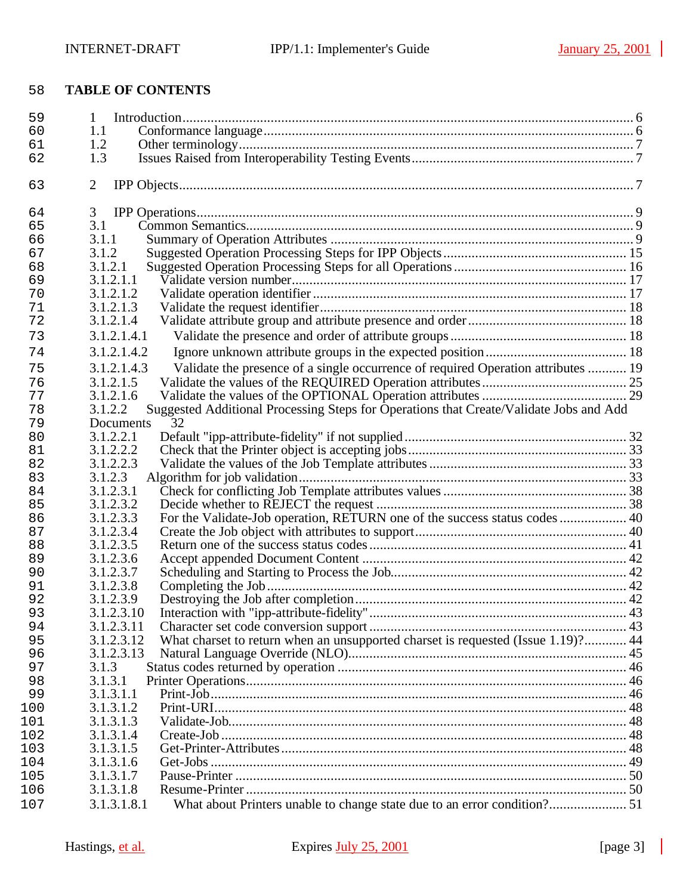# TABLE OF CONTENTS

1 Introduction........................................................................................................ 6
1.1 Conformance language............................................................................. 6
1.2 Other terminology.................................................................................... 7
1.3 Issues Raised from Interoperability Testing Events.................................. 7

2 IPP Objects......................................................................................................... 7

3 IPP Operations.................................................................................................... 9
3.1 Common Semantics.................................................................................. 9
3.1.1 Summary of Operation Attributes ........................................................ 9
3.1.2 Suggested Operation Processing Steps for IPP Objects...................... 15
3.1.2.1 Suggested Operation Processing Steps for all Operations ................. 16
3.1.2.1.1 Validate version number................................................................. 17
3.1.2.1.2 Validate operation identifier ........................................................... 17
3.1.2.1.3 Validate the request identifier......................................................... 18
3.1.2.1.4 Validate attribute group and attribute presence and order .............. 18
3.1.2.1.4.1 Validate the presence and order of attribute groups ................... 18
3.1.2.1.4.2 Ignore unknown attribute groups in the expected position .......... 18
3.1.2.1.4.3 Validate the presence of a single occurrence of required Operation attributes ........... 19
3.1.2.1.5 Validate the values of the REQUIRED Operation attributes.............. 25
3.1.2.1.6 Validate the values of the OPTIONAL Operation attributes ............. 29
3.1.2.2 Suggested Additional Processing Steps for Operations that Create/Validate Jobs and Add Documents 32
3.1.2.2.1 Default "ipp-attribute-fidelity" if not supplied ................................ 32
3.1.2.2.2 Check that the Printer object is accepting jobs................................ 33
3.1.2.2.3 Validate the values of the Job Template attributes .......................... 33
3.1.2.3 Algorithm for job validation............................................................. 33
3.1.2.3.1 Check for conflicting Job Template attributes values ..................... 38
3.1.2.3.2 Decide whether to REJECT the request ......................................... 38
3.1.2.3.3 For the Validate-Job operation, RETURN one of the success status codes .................. 40
3.1.2.3.4 Create the Job object with attributes to support............................. 40
3.1.2.3.5 Return one of the success status codes .......................................... 41
3.1.2.3.6 Accept appended Document Content ............................................ 42
3.1.2.3.7 Scheduling and Starting to Process the Job.................................... 42
3.1.2.3.8 Completing the Job ........................................................................ 42
3.1.2.3.9 Destroying the Job after completion............................................... 42
3.1.2.3.10 Interaction with "ipp-attribute-fidelity"......................................... 43
3.1.2.3.11 Character set code conversion support ......................................... 43
3.1.2.3.12 What charset to return when an unsupported charset is requested (Issue 1.19)?............ 44
3.1.2.3.13 Natural Language Override (NLO)................................................ 45
3.1.3 Status codes returned by operation ..................................................... 46
3.1.3.1 Printer Operations............................................................................ 46
3.1.3.1.1 Print-Job........................................................................................ 46
3.1.3.1.2 Print-URI....................................................................................... 48
3.1.3.1.3 Validate-Job................................................................................... 48
3.1.3.1.4 Create-Job ..................................................................................... 48
3.1.3.1.5 Get-Printer-Attributes.................................................................... 48
3.1.3.1.6 Get-Jobs ........................................................................................ 49
3.1.3.1.7 Pause-Printer ................................................................................. 50
3.1.3.1.8 Resume-Printer .............................................................................. 50
3.1.3.1.8.1 What about Printers unable to change state due to an error condition?...................... 51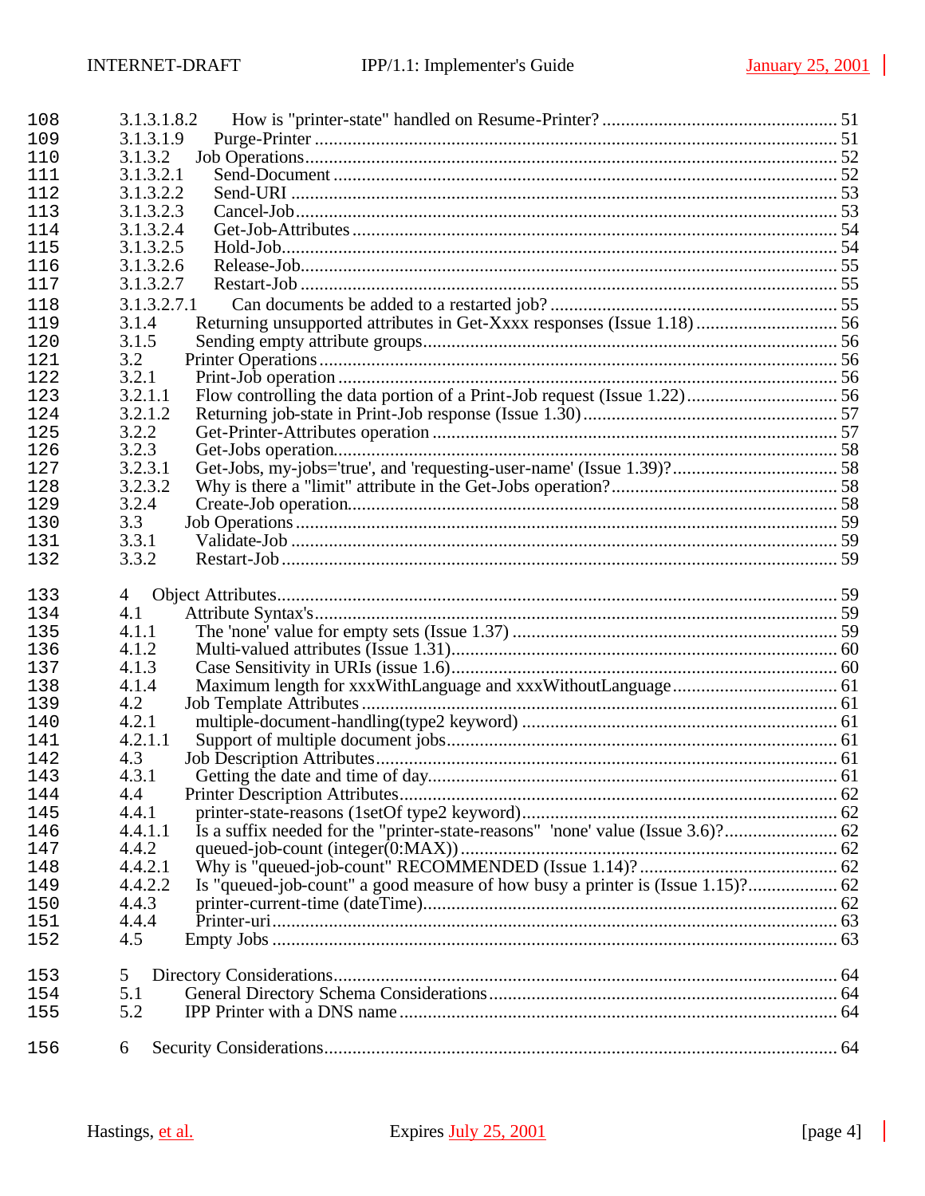108 3.1.3.1.8.2 How is "printer-state" handled on Resume-Printer? ........ 51
109 3.1.3.1.9 Purge-Printer ........ 51
110 3.1.3.2 Job Operations ........ 52
111 3.1.3.2.1 Send-Document ........ 52
112 3.1.3.2.2 Send-URI ........ 53
113 3.1.3.2.3 Cancel-Job ........ 53
114 3.1.3.2.4 Get-Job-Attributes ........ 54
115 3.1.3.2.5 Hold-Job ........ 54
116 3.1.3.2.6 Release-Job ........ 55
117 3.1.3.2.7 Restart-Job ........ 55
118 3.1.3.2.7.1 Can documents be added to a restarted job? ........ 55
119 3.1.4 Returning unsupported attributes in Get-Xxxx responses (Issue 1.18) ........ 56
120 3.1.5 Sending empty attribute groups ........ 56
121 3.2 Printer Operations ........ 56
122 3.2.1 Print-Job operation ........ 56
123 3.2.1.1 Flow controlling the data portion of a Print-Job request (Issue 1.22) ........ 56
124 3.2.1.2 Returning job-state in Print-Job response (Issue 1.30) ........ 57
125 3.2.2 Get-Printer-Attributes operation ........ 57
126 3.2.3 Get-Jobs operation ........ 58
127 3.2.3.1 Get-Jobs, my-jobs='true', and 'requesting-user-name' (Issue 1.39)? ........ 58
128 3.2.3.2 Why is there a "limit" attribute in the Get-Jobs operation? ........ 58
129 3.2.4 Create-Job operation ........ 58
130 3.3 Job Operations ........ 59
131 3.3.1 Validate-Job ........ 59
132 3.3.2 Restart-Job ........ 59

133 4 Object Attributes ........ 59
134 4.1 Attribute Syntax's ........ 59
135 4.1.1 The 'none' value for empty sets (Issue 1.37) ........ 59
136 4.1.2 Multi-valued attributes (Issue 1.31) ........ 60
137 4.1.3 Case Sensitivity in URIs (issue 1.6) ........ 60
138 4.1.4 Maximum length for xxxWithLanguage and xxxWithoutLanguage ........ 61
139 4.2 Job Template Attributes ........ 61
140 4.2.1 multiple-document-handling(type2 keyword) ........ 61
141 4.2.1.1 Support of multiple document jobs ........ 61
142 4.3 Job Description Attributes ........ 61
143 4.3.1 Getting the date and time of day ........ 61
144 4.4 Printer Description Attributes ........ 62
145 4.4.1 printer-state-reasons (1setOf type2 keyword) ........ 62
146 4.4.1.1 Is a suffix needed for the "printer-state-reasons" 'none' value (Issue 3.6)? ........ 62
147 4.4.2 queued-job-count (integer(0:MAX)) ........ 62
148 4.4.2.1 Why is "queued-job-count" RECOMMENDED (Issue 1.14)? ........ 62
149 4.4.2.2 Is "queued-job-count" a good measure of how busy a printer is (Issue 1.15)? ........ 62
150 4.4.3 printer-current-time (dateTime) ........ 62
151 4.4.4 Printer-uri ........ 63
152 4.5 Empty Jobs ........ 63

153 5 Directory Considerations ........ 64
154 5.1 General Directory Schema Considerations ........ 64
155 5.2 IPP Printer with a DNS name ........ 64

156 6 Security Considerations ........ 64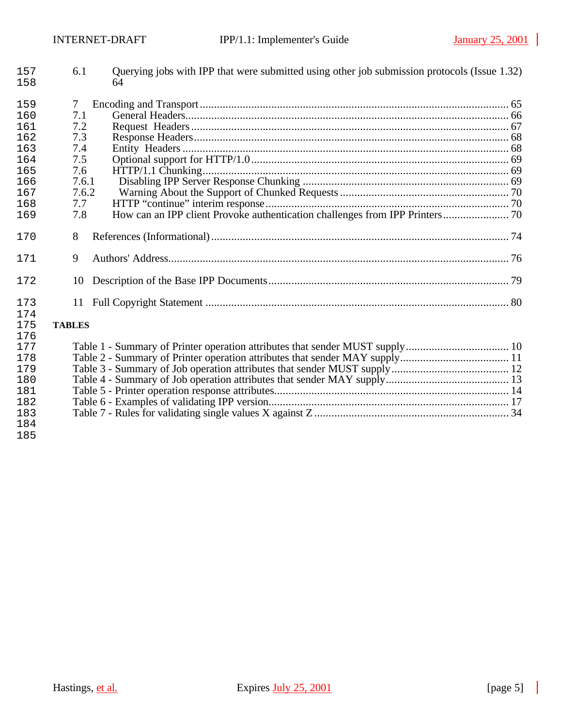6.1 Querying jobs with IPP that were submitted using other job submission protocols (Issue 1.32) 64

7 Encoding and Transport ........................................................................................................ 65
7.1 General Headers........................................................................................................ 66
7.2 Request Headers ....................................................................................................... 67
7.3 Response Headers...................................................................................................... 68
7.4 Entity Headers .......................................................................................................... 68
7.5 Optional support for HTTP/1.0 ................................................................................. 69
7.6 HTTP/1.1 Chunking................................................................................................... 69
7.6.1 Disabling IPP Server Response Chunking ............................................................. 69
7.6.2 Warning About the Support of Chunked Requests .................................................. 70
7.7 HTTP “continue” interim response ............................................................................ 70
7.8 How can an IPP client Provoke authentication challenges from IPP Printers ................ 70

8 References (Informational) .................................................................................................. 74

9 Authors' Address................................................................................................................. 76

10 Description of the Base IPP Documents .............................................................................. 79

11 Full Copyright Statement ................................................................................................... 80

**TABLES**

Table 1 - Summary of Printer operation attributes that sender MUST supply ................................... 10
Table 2 - Summary of Printer operation attributes that sender MAY supply...................................... 11
Table 3 - Summary of Job operation attributes that sender MUST supply ........................................ 12
Table 4 - Summary of Job operation attributes that sender MAY supply.......................................... 13
Table 5 - Printer operation response attributes................................................................................ 14
Table 6 - Examples of validating IPP version.................................................................................. 17
Table 7 - Rules for validating single values X against Z .................................................................. 34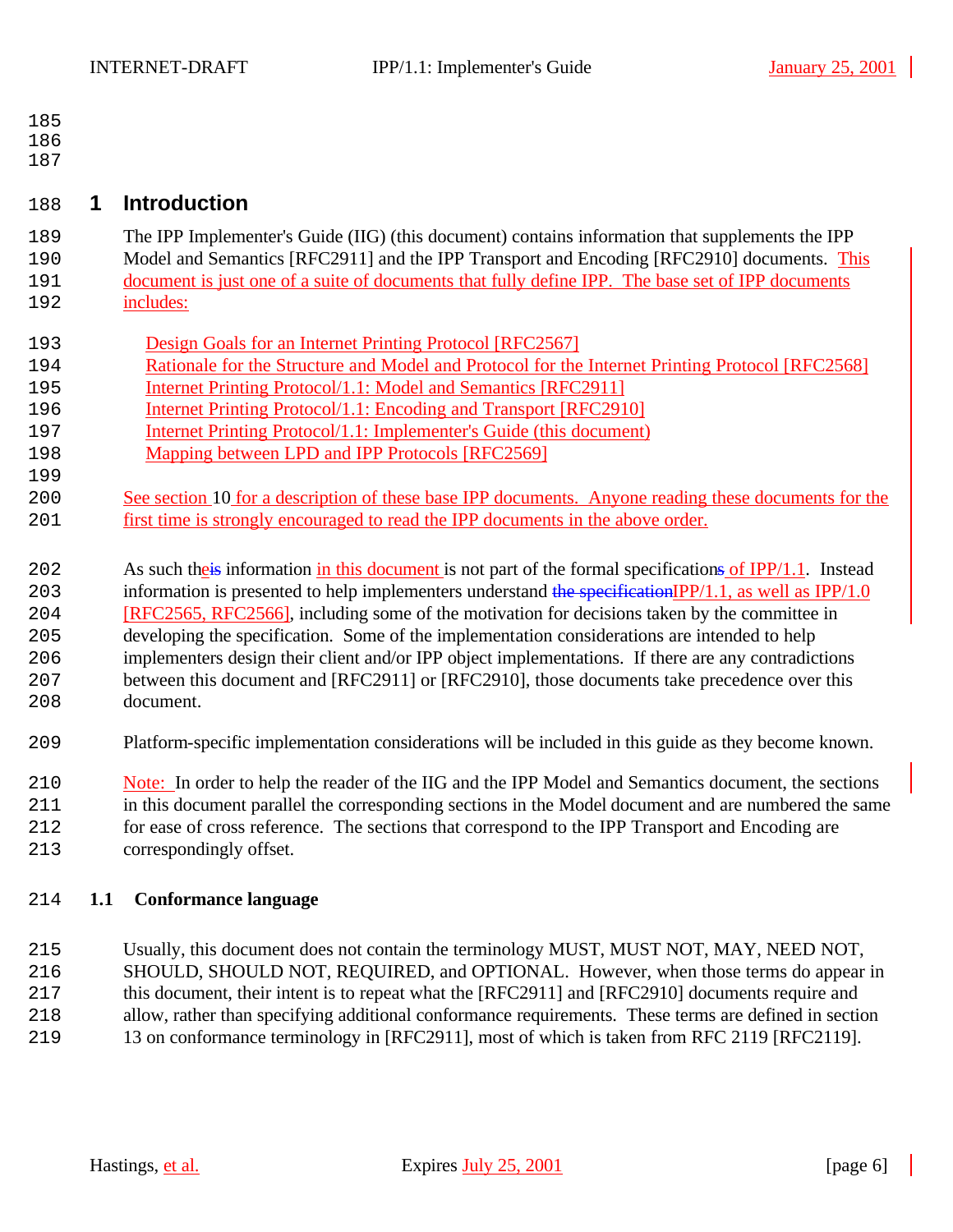# 1 Introduction

The IPP Implementer's Guide (IIG) (this document) contains information that supplements the IPP Model and Semantics [RFC2911] and the IPP Transport and Encoding [RFC2910] documents. This document is just one of a suite of documents that fully define IPP. The base set of IPP documents includes:

- Design Goals for an Internet Printing Protocol [RFC2567]
- Rationale for the Structure and Model and Protocol for the Internet Printing Protocol [RFC2568]
- Internet Printing Protocol/1.1: Model and Semantics [RFC2911]
- Internet Printing Protocol/1.1: Encoding and Transport [RFC2910]
- Internet Printing Protocol/1.1: Implementer's Guide (this document)
- Mapping between LPD and IPP Protocols [RFC2569]

See section 10 for a description of these base IPP documents. Anyone reading these documents for the first time is strongly encouraged to read the IPP documents in the above order.

As such the information in this document is not part of the formal specification of IPP/1.1. Instead information is presented to help implementers understand IPP/1.1, as well as IPP/1.0 [RFC2565, RFC2566], including some of the motivation for decisions taken by the committee in developing the specification. Some of the implementation considerations are intended to help implementers design their client and/or IPP object implementations. If there are any contradictions between this document and [RFC2911] or [RFC2910], those documents take precedence over this document.

Platform-specific implementation considerations will be included in this guide as they become known.

Note: In order to help the reader of the IIG and the IPP Model and Semantics document, the sections in this document parallel the corresponding sections in the Model document and are numbered the same for ease of cross reference. The sections that correspond to the IPP Transport and Encoding are correspondingly offset.

## 1.1 Conformance language

Usually, this document does not contain the terminology MUST, MUST NOT, MAY, NEED NOT, SHOULD, SHOULD NOT, REQUIRED, and OPTIONAL. However, when those terms do appear in this document, their intent is to repeat what the [RFC2911] and [RFC2910] documents require and allow, rather than specifying additional conformance requirements. These terms are defined in section 13 on conformance terminology in [RFC2911], most of which is taken from RFC 2119 [RFC2119].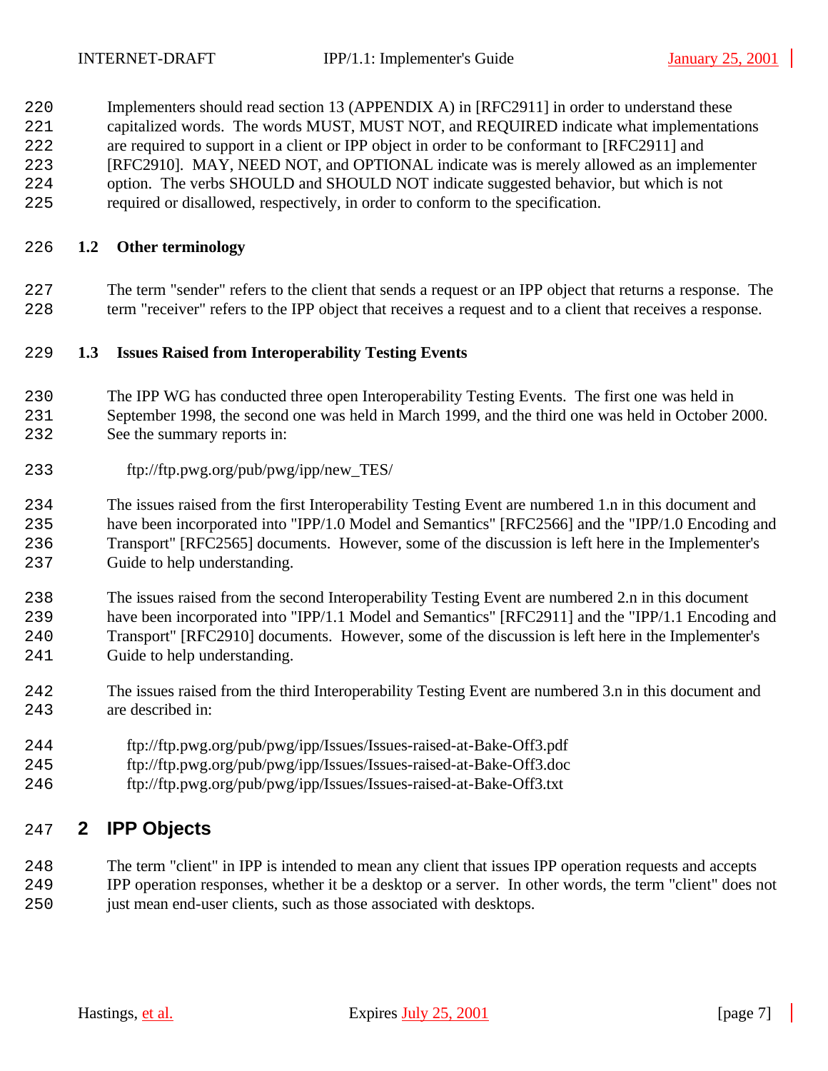Implementers should read section 13 (APPENDIX A) in [RFC2911] in order to understand these capitalized words. The words MUST, MUST NOT, and REQUIRED indicate what implementations are required to support in a client or IPP object in order to be conformant to [RFC2911] and [RFC2910]. MAY, NEED NOT, and OPTIONAL indicate was is merely allowed as an implementer option. The verbs SHOULD and SHOULD NOT indicate suggested behavior, but which is not required or disallowed, respectively, in order to conform to the specification.

### 1.2 Other terminology

The term "sender" refers to the client that sends a request or an IPP object that returns a response. The term "receiver" refers to the IPP object that receives a request and to a client that receives a response.

### 1.3 Issues Raised from Interoperability Testing Events

The IPP WG has conducted three open Interoperability Testing Events. The first one was held in September 1998, the second one was held in March 1999, and the third one was held in October 2000. See the summary reports in:

ftp://ftp.pwg.org/pub/pwg/ipp/new_TES/

The issues raised from the first Interoperability Testing Event are numbered 1.n in this document and have been incorporated into "IPP/1.0 Model and Semantics" [RFC2566] and the "IPP/1.0 Encoding and Transport" [RFC2565] documents. However, some of the discussion is left here in the Implementer's Guide to help understanding.

The issues raised from the second Interoperability Testing Event are numbered 2.n in this document have been incorporated into "IPP/1.1 Model and Semantics" [RFC2911] and the "IPP/1.1 Encoding and Transport" [RFC2910] documents. However, some of the discussion is left here in the Implementer's Guide to help understanding.

The issues raised from the third Interoperability Testing Event are numbered 3.n in this document and are described in:

ftp://ftp.pwg.org/pub/pwg/ipp/Issues/Issues-raised-at-Bake-Off3.pdf
ftp://ftp.pwg.org/pub/pwg/ipp/Issues/Issues-raised-at-Bake-Off3.doc
ftp://ftp.pwg.org/pub/pwg/ipp/Issues/Issues-raised-at-Bake-Off3.txt

## 2 IPP Objects

The term "client" in IPP is intended to mean any client that issues IPP operation requests and accepts IPP operation responses, whether it be a desktop or a server. In other words, the term "client" does not just mean end-user clients, such as those associated with desktops.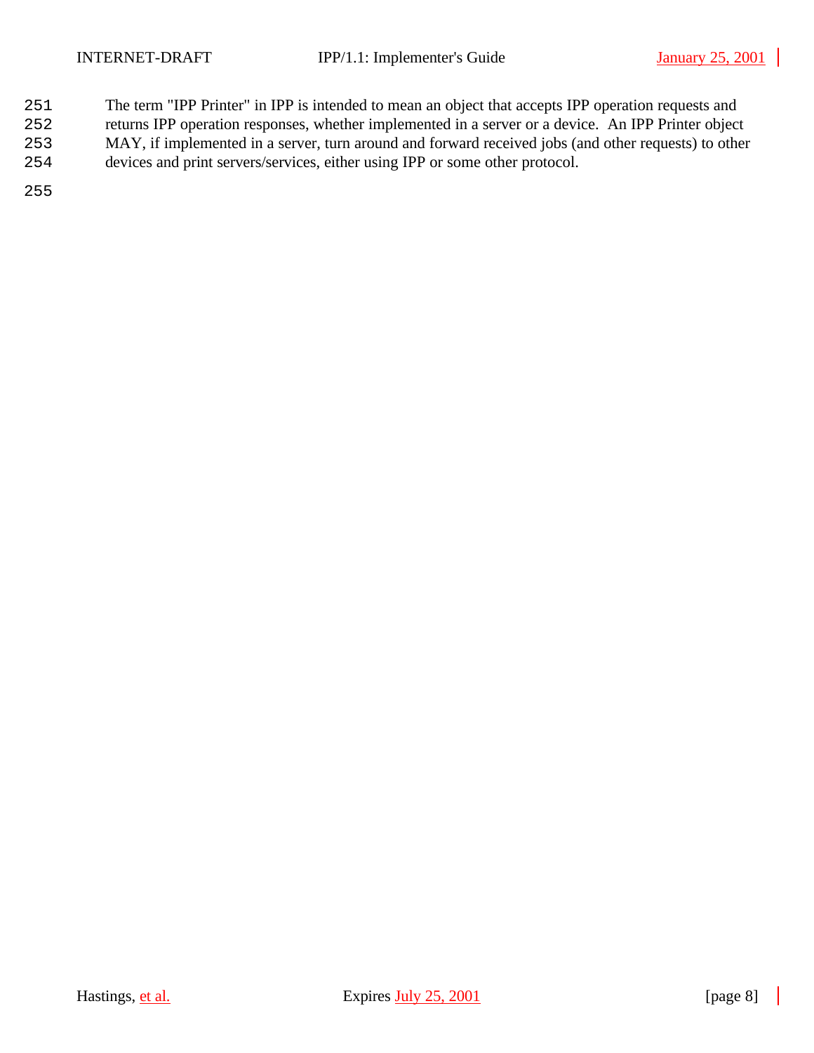The term "IPP Printer" in IPP is intended to mean an object that accepts IPP operation requests and returns IPP operation responses, whether implemented in a server or a device. An IPP Printer object MAY, if implemented in a server, turn around and forward received jobs (and other requests) to other devices and print servers/services, either using IPP or some other protocol.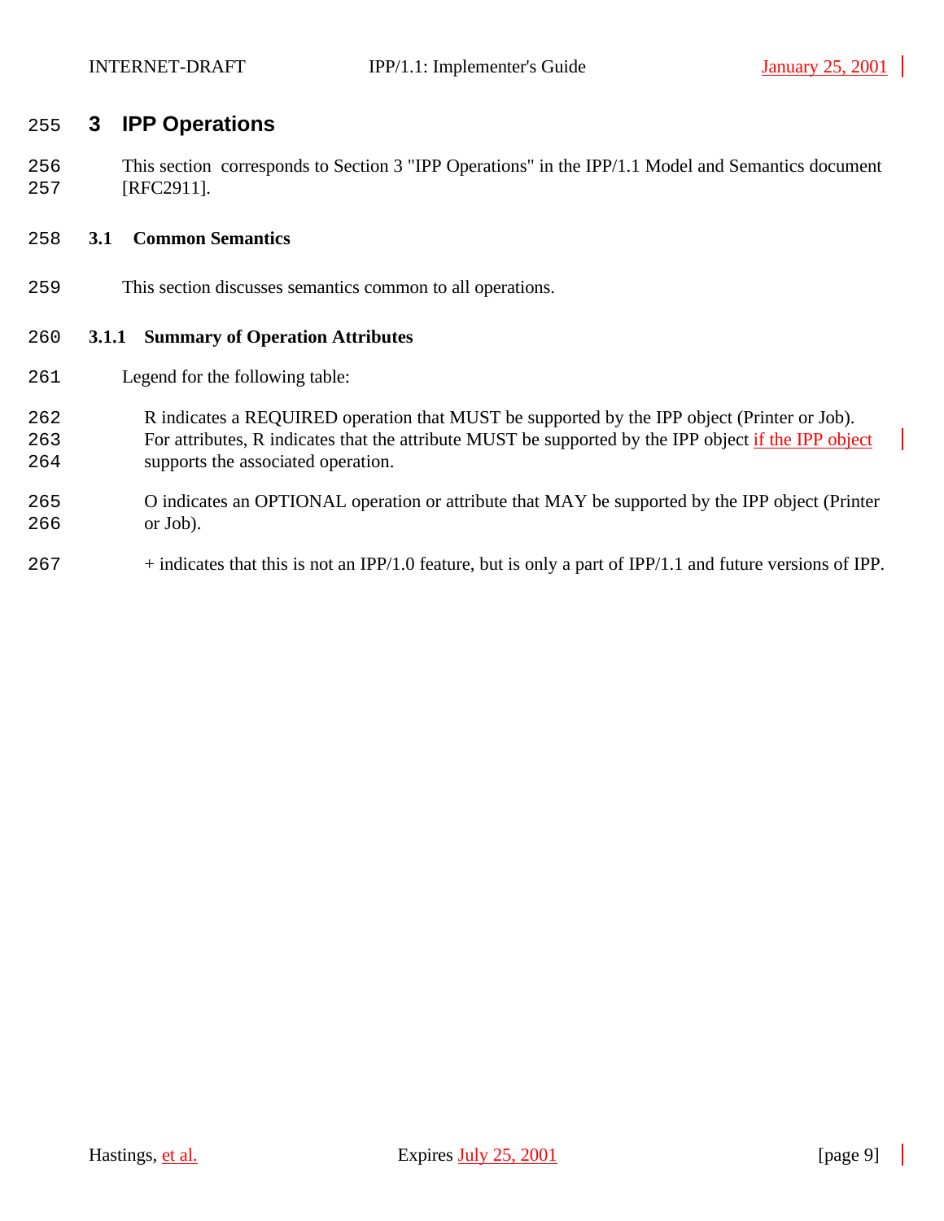# 3 IPP Operations

This section corresponds to Section 3 "IPP Operations" in the IPP/1.1 Model and Semantics document [RFC2911].

## 3.1 Common Semantics

This section discusses semantics common to all operations.

### 3.1.1 Summary of Operation Attributes

Legend for the following table:

R indicates a REQUIRED operation that MUST be supported by the IPP object (Printer or Job). For attributes, R indicates that the attribute MUST be supported by the IPP object if the IPP object supports the associated operation.

O indicates an OPTIONAL operation or attribute that MAY be supported by the IPP object (Printer or Job).

+ indicates that this is not an IPP/1.0 feature, but is only a part of IPP/1.1 and future versions of IPP.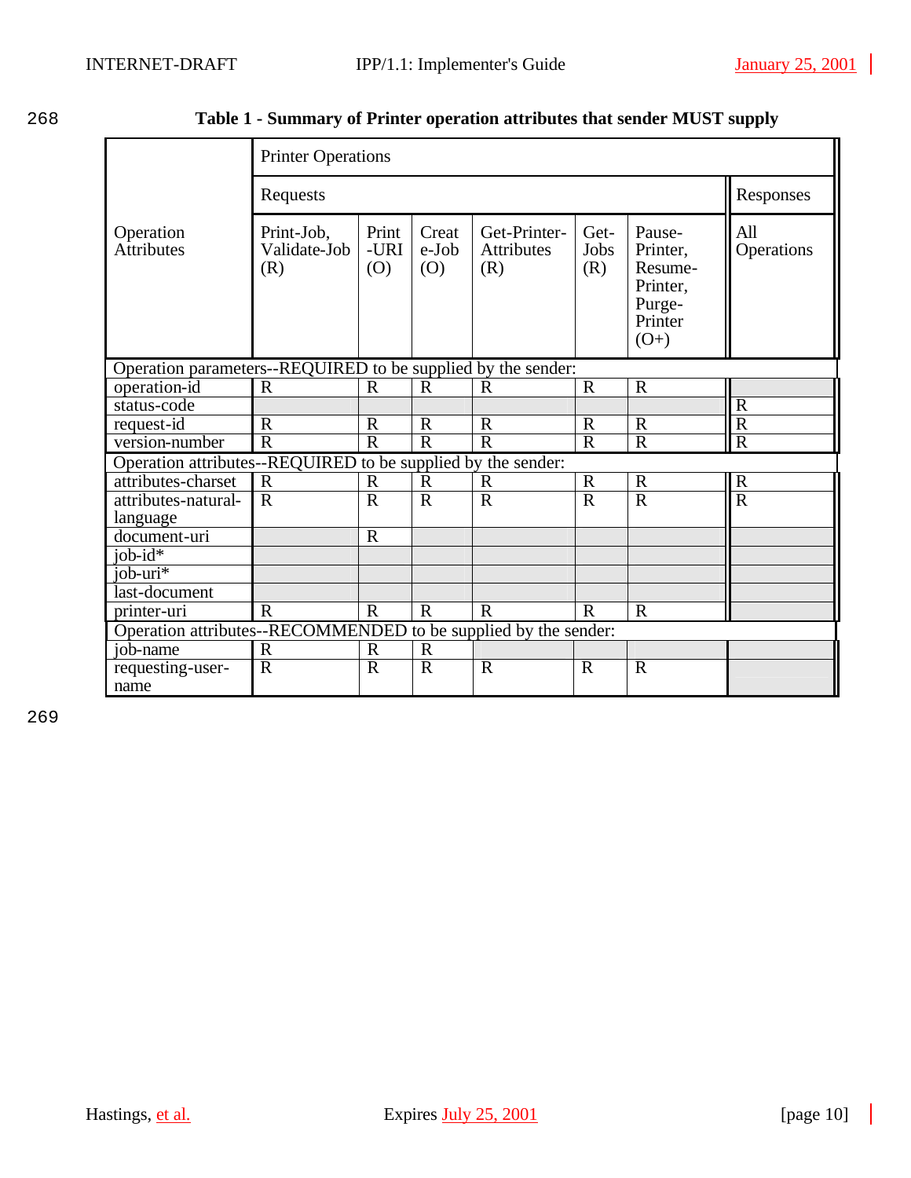**Table 1 - Summary of Printer operation attributes that sender MUST supply**

| Operation Attributes | Printer Operations | | | | | | |
|---|---|---|---|---|---|---|---|
| | Requests | | | | | | Responses |
| | Print-Job, Validate-Job (R) | Print-URI (O) | Create-Job (O) | Get-Printer-Attributes (R) | Get-Jobs (R) | Pause-Printer, Resume-Printer, Purge-Printer (O+) | All Operations |
| **Operation parameters--REQUIRED to be supplied by the sender:** | | | | | | | |
| operation-id | R | R | R | R | R | R | |
| status-code | | | | | | | R |
| request-id | R | R | R | R | R | R | R |
| version-number | R | R | R | R | R | R | R |
| **Operation attributes--REQUIRED to be supplied by the sender:** | | | | | | | |
| attributes-charset | R | R | R | R | R | R | R |
| attributes-natural-language | R | R | R | R | R | R | R |
| document-uri | | R | | | | | |
| job-id* | | | | | | | |
| job-uri* | | | | | | | |
| last-document | | | | | | | |
| printer-uri | R | R | R | R | R | R | |
| **Operation attributes--RECOMMENDED to be supplied by the sender:** | | | | | | | |
| job-name | R | R | R | | | | |
| requesting-user-name | R | R | R | R | R | R | |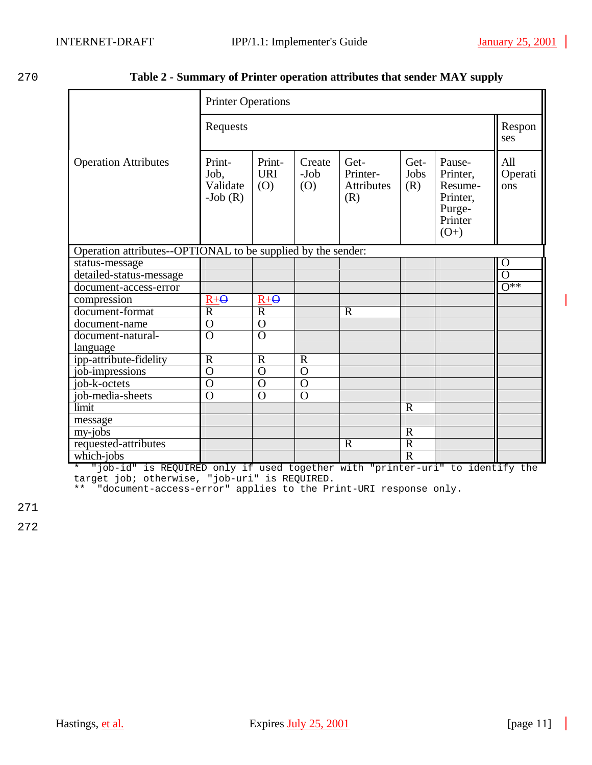**Table 2 - Summary of Printer operation attributes that sender MAY supply**

| Operation Attributes | Printer Operations | | | | | | |
|---|---|---|---|---|---|---|---|
| | Requests | | | | | | Responses |
| | Print-Job, Validate-Job (R) | Print-URI (O) | Create-Job (O) | Get-Printer-Attributes (R) | Get-Jobs (R) | Pause-Printer, Resume-Printer, Purge-Printer (O+) | All Operations |
| Operation attributes--OPTIONAL to be supplied by the sender: | | | | | | | |
| status-message | | | | | | | O |
| detailed-status-message | | | | | | | O |
| document-access-error | | | | | | | O** |
| compression | R+~~O~~ | R+~~O~~ | | | | | |
| document-format | R | R | | R | | | |
| document-name | O | O | | | | | |
| document-natural-language | O | O | | | | | |
| ipp-attribute-fidelity | R | R | R | | | | |
| job-impressions | O | O | O | | | | |
| job-k-octets | O | O | O | | | | |
| job-media-sheets | O | O | O | | | | |
| limit | | | | | R | | |
| message | | | | | | | |
| my-jobs | | | | | R | | |
| requested-attributes | | | | R | R | | |
| which-jobs | | | | | R | | |

```
*  "job-id" is REQUIRED only if used together with "printer-uri" to identify the
target job; otherwise, "job-uri" is REQUIRED.
**  "document-access-error" applies to the Print-URI response only.
```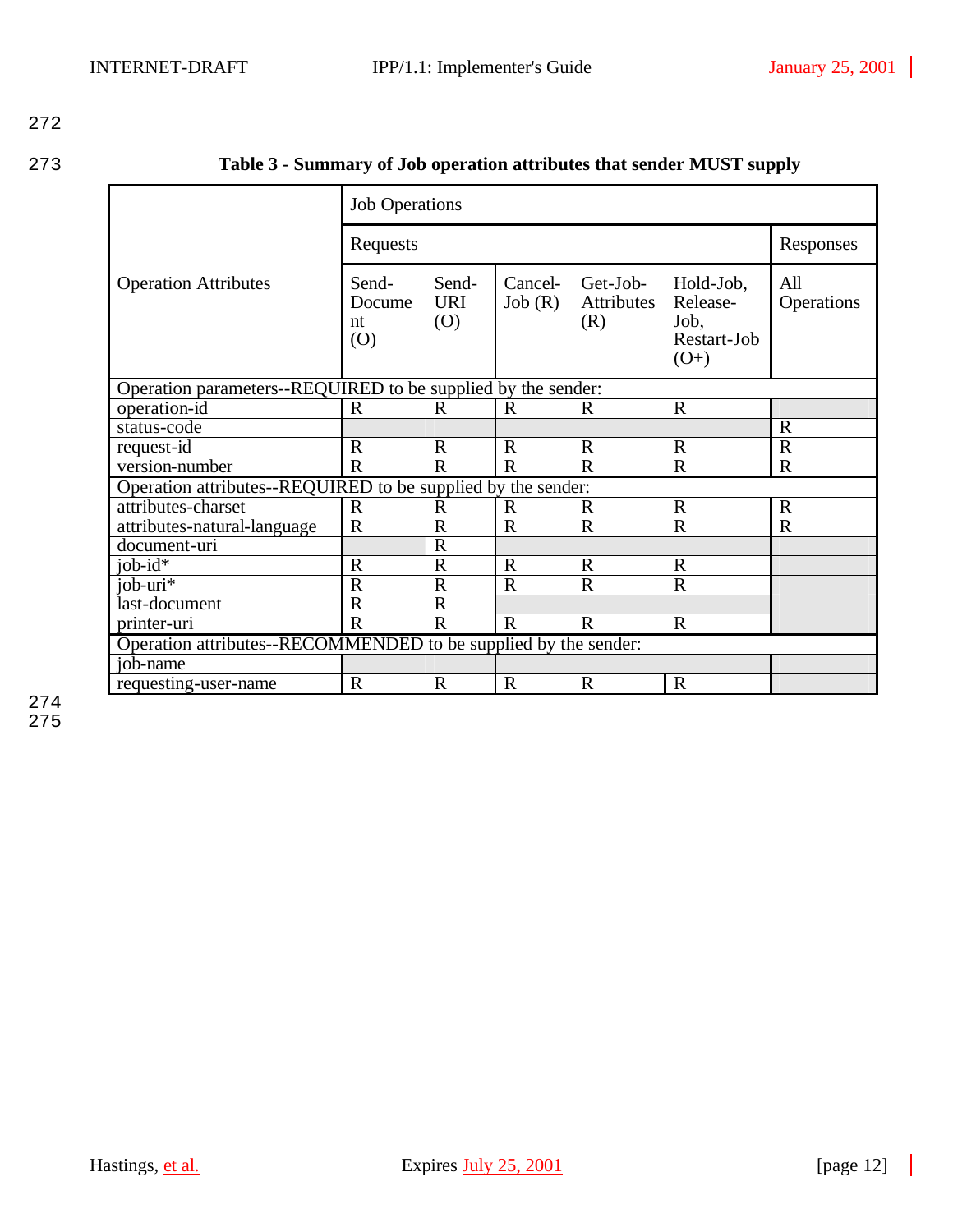**Table 3 - Summary of Job operation attributes that sender MUST supply**

| Operation Attributes | Job Operations | | | | | |
|---|---|---|---|---|---|---|
| | Requests | | | | | Responses |
| | Send-Document (O) | Send-URI (O) | Cancel-Job (R) | Get-Job-Attributes (R) | Hold-Job, Release-Job, Restart-Job (O+) | All Operations |
| Operation parameters--REQUIRED to be supplied by the sender: | | | | | | |
| operation-id | R | R | R | R | R | |
| status-code | | | | | | R |
| request-id | R | R | R | R | R | R |
| version-number | R | R | R | R | R | R |
| Operation attributes--REQUIRED to be supplied by the sender: | | | | | | |
| attributes-charset | R | R | R | R | R | R |
| attributes-natural-language | R | R | R | R | R | R |
| document-uri | | R | | | | |
| job-id* | R | R | R | R | R | |
| job-uri* | R | R | R | R | R | |
| last-document | R | R | | | | |
| printer-uri | R | R | R | R | R | |
| Operation attributes--RECOMMENDED to be supplied by the sender: | | | | | | |
| job-name | | | | | | |
| requesting-user-name | R | R | R | R | R | |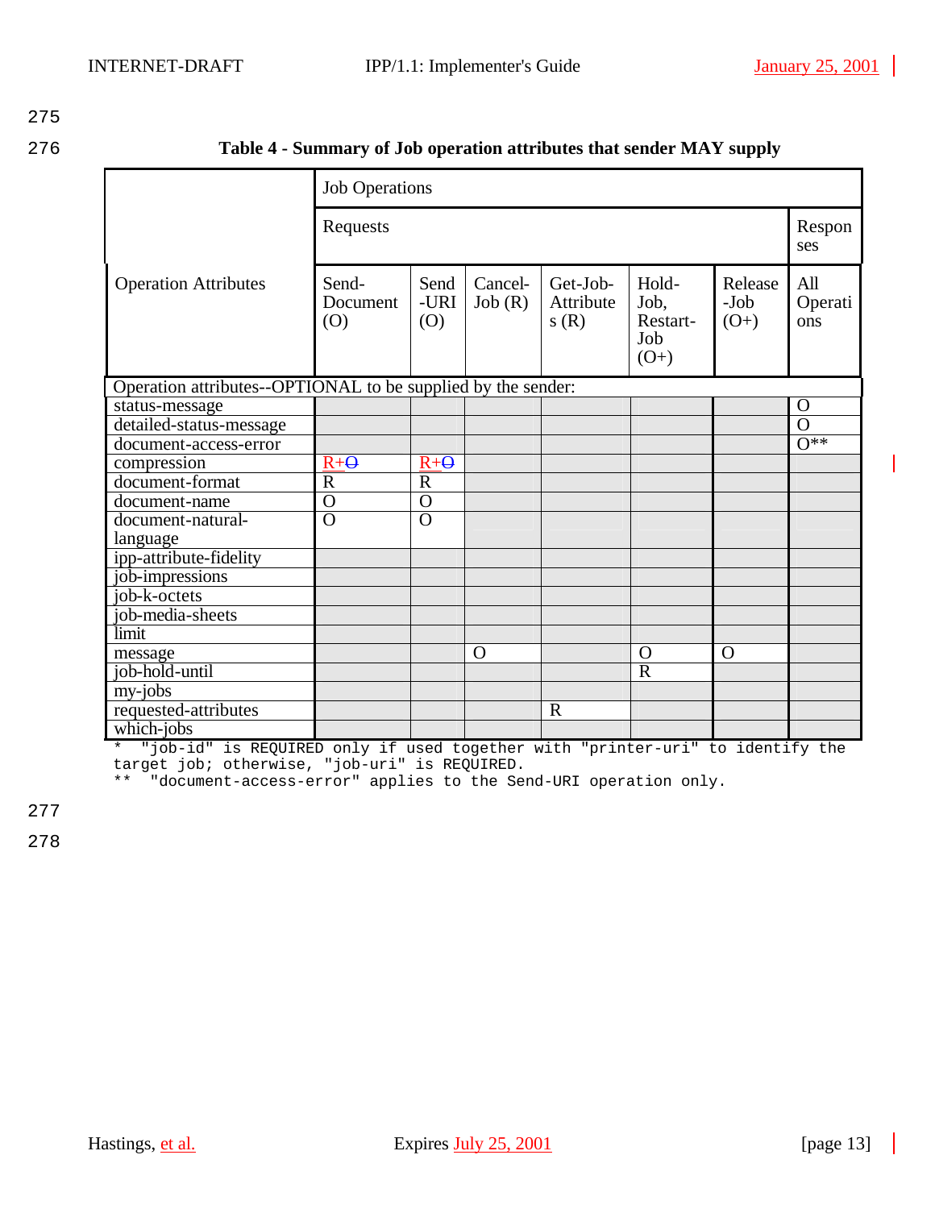**Table 4 - Summary of Job operation attributes that sender MAY supply**

| Operation Attributes | Job Operations | | | | | | |
|---|---|---|---|---|---|---|---|
| | Requests | | | | | | Responses |
| | Send-Document (O) | Send-URI (O) | Cancel-Job (R) | Get-Job-Attributes (R) | Hold-Job, Restart-Job (O+) | Release-Job (O+) | All Operations |
| Operation attributes--OPTIONAL to be supplied by the sender: | | | | | | | |
| status-message | | | | | | | O |
| detailed-status-message | | | | | | | O |
| document-access-error | | | | | | | O** |
| compression | R+~~O~~ | R+~~O~~ | | | | | |
| document-format | R | R | | | | | |
| document-name | O | O | | | | | |
| document-natural-language | O | O | | | | | |
| ipp-attribute-fidelity | | | | | | | |
| job-impressions | | | | | | | |
| job-k-octets | | | | | | | |
| job-media-sheets | | | | | | | |
| limit | | | | | | | |
| message | | | O | | O | O | |
| job-hold-until | | | | | R | | |
| my-jobs | | | | | | | |
| requested-attributes | | | | R | | | |
| which-jobs | | | | | | | |

```
*  "job-id" is REQUIRED only if used together with "printer-uri" to identify the
target job; otherwise, "job-uri" is REQUIRED.
**  "document-access-error" applies to the Send-URI operation only.
```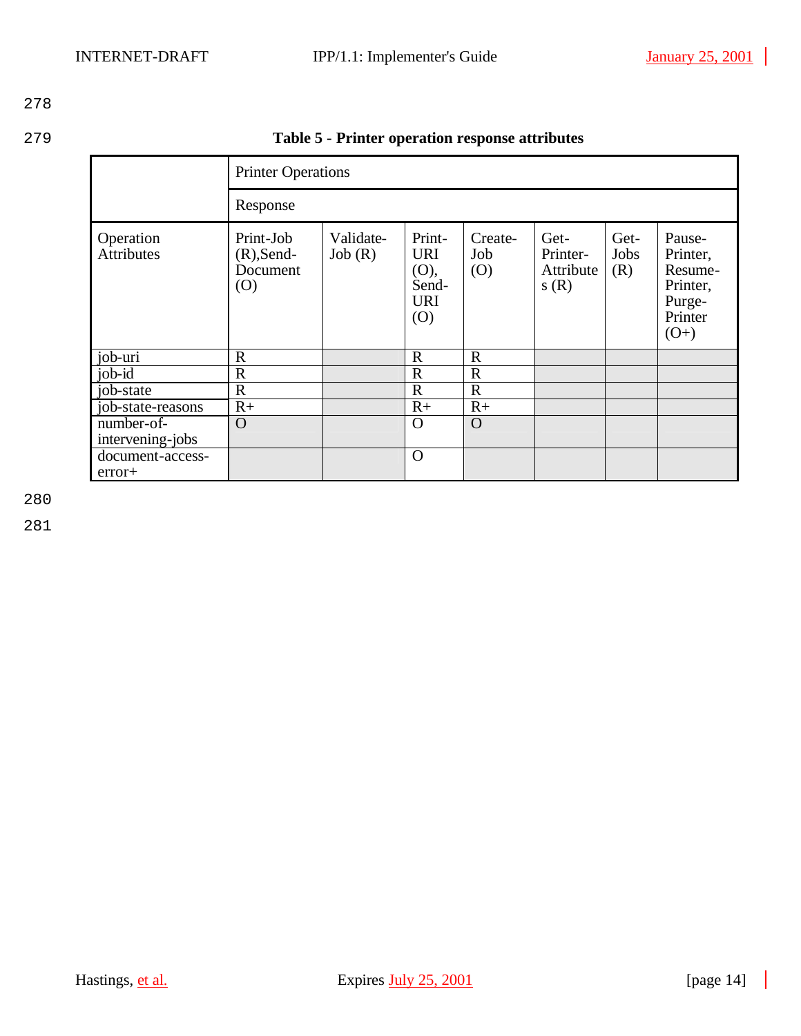**Table 5 - Printer operation response attributes**

| | Printer Operations | | | | | | |
|---|---|---|---|---|---|---|---|
| | Response | | | | | | |
| Operation Attributes | Print-Job (R),Send-Document (O) | Validate-Job (R) | Print-URI (O), Send-URI (O) | Create-Job (O) | Get-Printer-Attributes (R) | Get-Jobs (R) | Pause-Printer, Resume-Printer, Purge-Printer (O+) |
| job-uri | R | | R | R | | | |
| job-id | R | | R | R | | | |
| job-state | R | | R | R | | | |
| job-state-reasons | R+ | | R+ | R+ | | | |
| number-of-intervening-jobs | O | | O | O | | | |
| document-access-error+ | | | O | | | | |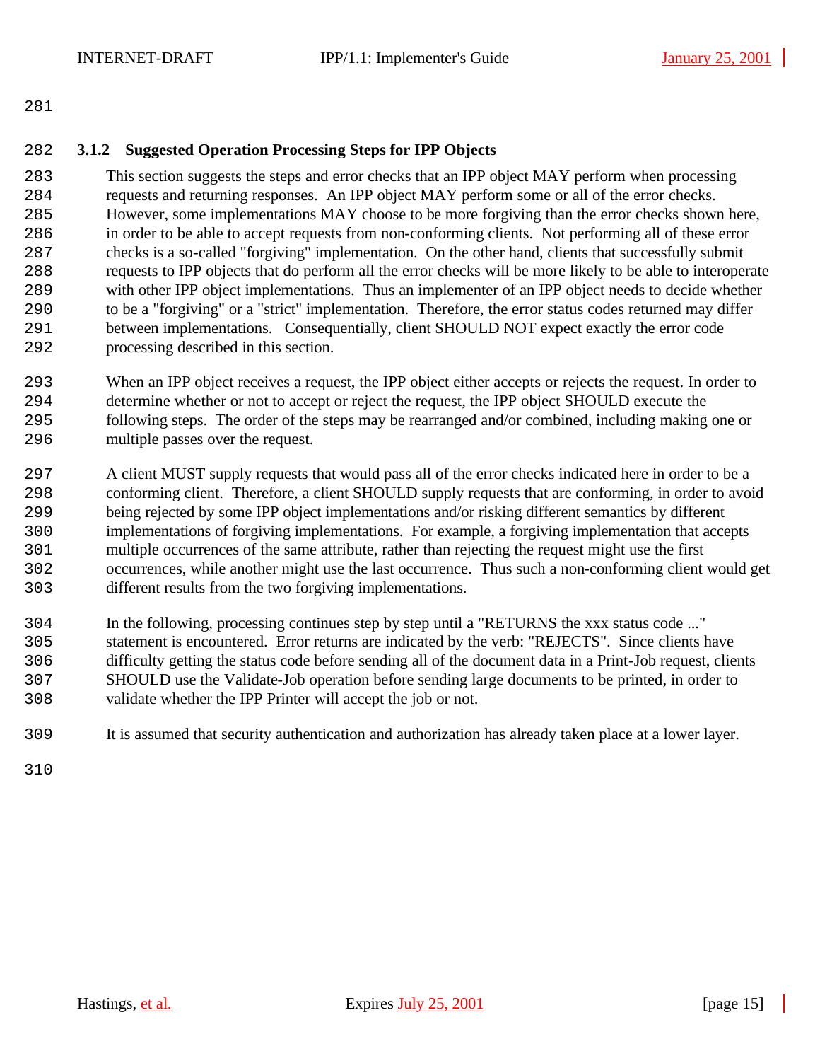### 3.1.2 Suggested Operation Processing Steps for IPP Objects

This section suggests the steps and error checks that an IPP object MAY perform when processing requests and returning responses. An IPP object MAY perform some or all of the error checks. However, some implementations MAY choose to be more forgiving than the error checks shown here, in order to be able to accept requests from non-conforming clients. Not performing all of these error checks is a so-called "forgiving" implementation. On the other hand, clients that successfully submit requests to IPP objects that do perform all the error checks will be more likely to be able to interoperate with other IPP object implementations. Thus an implementer of an IPP object needs to decide whether to be a "forgiving" or a "strict" implementation. Therefore, the error status codes returned may differ between implementations. Consequentially, client SHOULD NOT expect exactly the error code processing described in this section.

When an IPP object receives a request, the IPP object either accepts or rejects the request. In order to determine whether or not to accept or reject the request, the IPP object SHOULD execute the following steps. The order of the steps may be rearranged and/or combined, including making one or multiple passes over the request.

A client MUST supply requests that would pass all of the error checks indicated here in order to be a conforming client. Therefore, a client SHOULD supply requests that are conforming, in order to avoid being rejected by some IPP object implementations and/or risking different semantics by different implementations of forgiving implementations. For example, a forgiving implementation that accepts multiple occurrences of the same attribute, rather than rejecting the request might use the first occurrences, while another might use the last occurrence. Thus such a non-conforming client would get different results from the two forgiving implementations.

In the following, processing continues step by step until a "RETURNS the xxx status code ..." statement is encountered. Error returns are indicated by the verb: "REJECTS". Since clients have difficulty getting the status code before sending all of the document data in a Print-Job request, clients SHOULD use the Validate-Job operation before sending large documents to be printed, in order to validate whether the IPP Printer will accept the job or not.

It is assumed that security authentication and authorization has already taken place at a lower layer.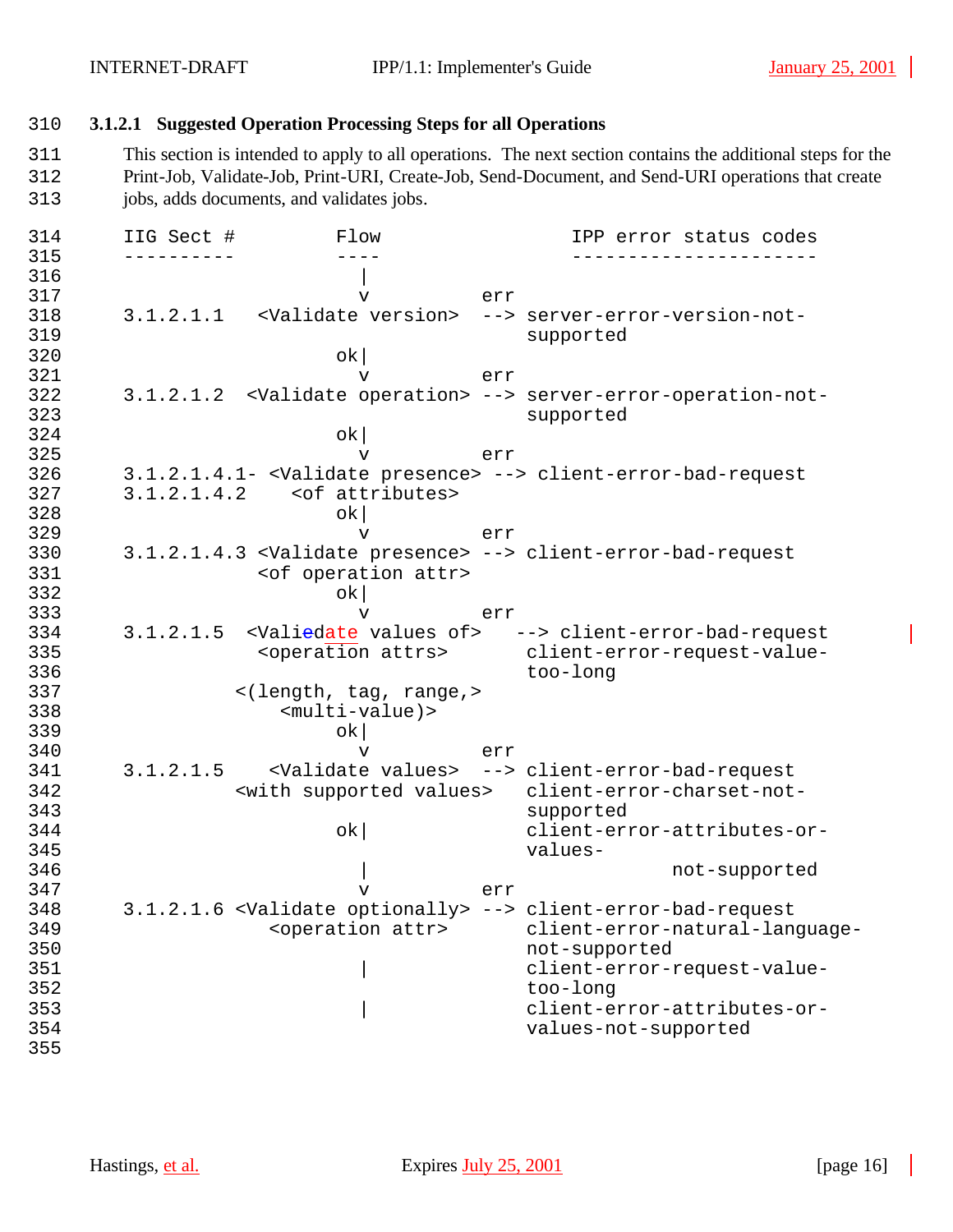#### 3.1.2.1 Suggested Operation Processing Steps for all Operations

This section is intended to apply to all operations. The next section contains the additional steps for the Print-Job, Validate-Job, Print-URI, Create-Job, Send-Document, and Send-URI operations that create jobs, adds documents, and validates jobs.

```
IIG Sect #         Flow                  IPP error status codes
----------         ----                  ----------------------
                     |
                     v          err
3.1.2.1.1   <Validate version>  --> server-error-version-not-
                                    supported
                   ok|
                     v          err
3.1.2.1.2  <Validate operation> --> server-error-operation-not-
                                    supported
                   ok|
                     v          err
3.1.2.1.4.1- <Validate presence> --> client-error-bad-request
3.1.2.1.4.2    <of attributes>
                   ok|
                     v          err
3.1.2.1.4.3 <Validate presence> --> client-error-bad-request
            <of operation attr>
                   ok|
                     v          err
3.1.2.1.5  <Valiedate values of>   --> client-error-bad-request
            <operation attrs>       client-error-request-value-
                                    too-long
          <(length, tag, range,>
              <multi-value)>
                   ok|
                     v          err
3.1.2.1.5    <Validate values>  --> client-error-bad-request
          <with supported values>   client-error-charset-not-
                                    supported
                   ok|              client-error-attributes-or-
                                    values-
                     |                           not-supported
                     v          err
3.1.2.1.6 <Validate optionally> --> client-error-bad-request
             <operation attr>       client-error-natural-language-
                                    not-supported
                     |              client-error-request-value-
                                    too-long
                     |              client-error-attributes-or-
                                    values-not-supported
```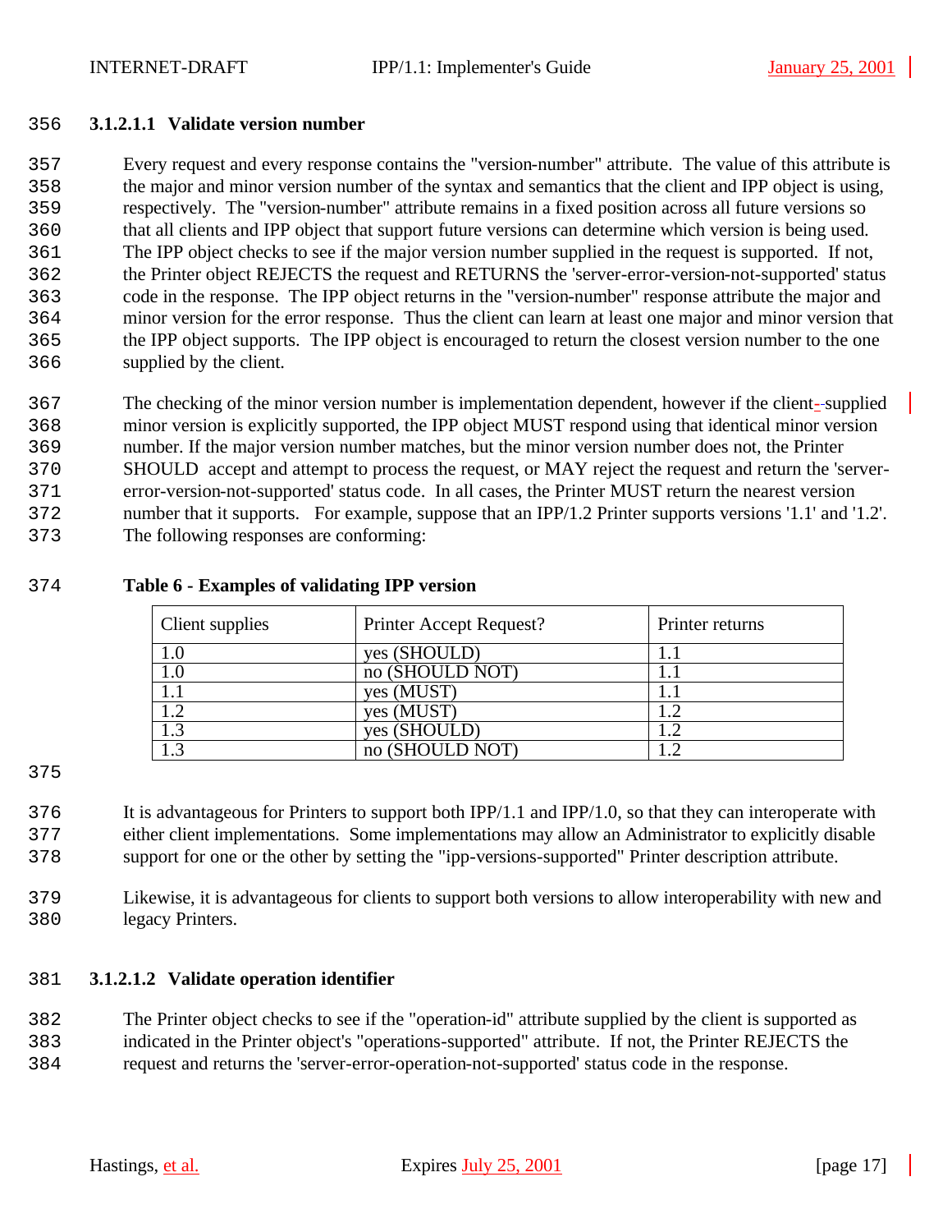#### 3.1.2.1.1 Validate version number

Every request and every response contains the "version-number" attribute. The value of this attribute is the major and minor version number of the syntax and semantics that the client and IPP object is using, respectively. The "version-number" attribute remains in a fixed position across all future versions so that all clients and IPP object that support future versions can determine which version is being used. The IPP object checks to see if the major version number supplied in the request is supported. If not, the Printer object REJECTS the request and RETURNS the 'server-error-version-not-supported' status code in the response. The IPP object returns in the "version-number" response attribute the major and minor version for the error response. Thus the client can learn at least one major and minor version that the IPP object supports. The IPP object is encouraged to return the closest version number to the one supplied by the client.

The checking of the minor version number is implementation dependent, however if the client-supplied minor version is explicitly supported, the IPP object MUST respond using that identical minor version number. If the major version number matches, but the minor version number does not, the Printer SHOULD accept and attempt to process the request, or MAY reject the request and return the 'server-error-version-not-supported' status code. In all cases, the Printer MUST return the nearest version number that it supports. For example, suppose that an IPP/1.2 Printer supports versions '1.1' and '1.2'. The following responses are conforming:

**Table 6 - Examples of validating IPP version**

| Client supplies | Printer Accept Request? | Printer returns |
| --- | --- | --- |
| 1.0 | yes (SHOULD) | 1.1 |
| 1.0 | no (SHOULD NOT) | 1.1 |
| 1.1 | yes (MUST) | 1.1 |
| 1.2 | yes (MUST) | 1.2 |
| 1.3 | yes (SHOULD) | 1.2 |
| 1.3 | no (SHOULD NOT) | 1.2 |

It is advantageous for Printers to support both IPP/1.1 and IPP/1.0, so that they can interoperate with either client implementations. Some implementations may allow an Administrator to explicitly disable support for one or the other by setting the "ipp-versions-supported" Printer description attribute.

Likewise, it is advantageous for clients to support both versions to allow interoperability with new and legacy Printers.

#### 3.1.2.1.2 Validate operation identifier

The Printer object checks to see if the "operation-id" attribute supplied by the client is supported as indicated in the Printer object's "operations-supported" attribute. If not, the Printer REJECTS the request and returns the 'server-error-operation-not-supported' status code in the response.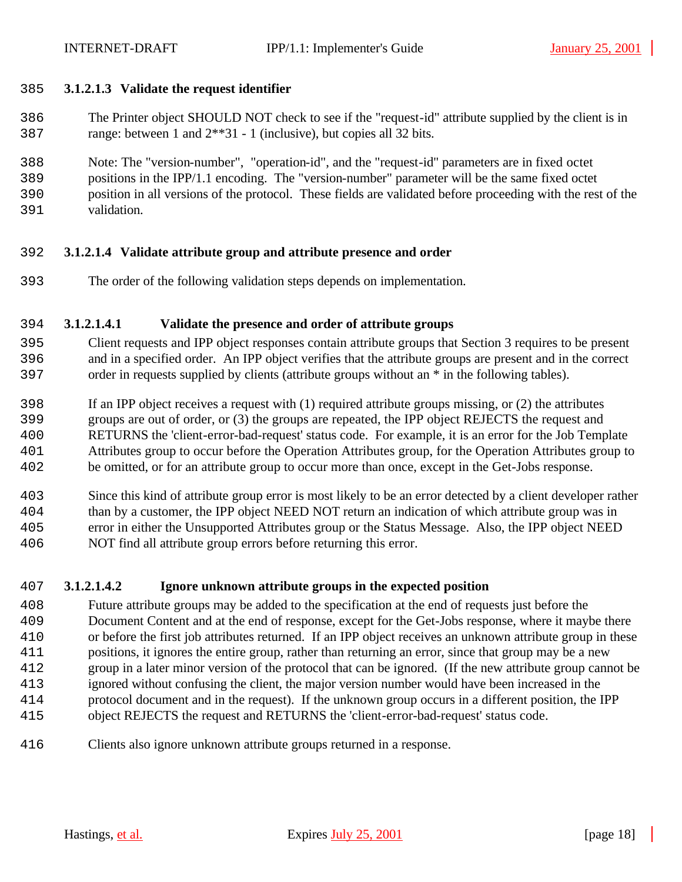#### 3.1.2.1.3 Validate the request identifier

The Printer object SHOULD NOT check to see if the "request-id" attribute supplied by the client is in range: between 1 and 2**31 - 1 (inclusive), but copies all 32 bits.

Note: The "version-number", "operation-id", and the "request-id" parameters are in fixed octet positions in the IPP/1.1 encoding. The "version-number" parameter will be the same fixed octet position in all versions of the protocol. These fields are validated before proceeding with the rest of the validation.

#### 3.1.2.1.4 Validate attribute group and attribute presence and order

The order of the following validation steps depends on implementation.

##### 3.1.2.1.4.1 Validate the presence and order of attribute groups

Client requests and IPP object responses contain attribute groups that Section 3 requires to be present and in a specified order. An IPP object verifies that the attribute groups are present and in the correct order in requests supplied by clients (attribute groups without an * in the following tables).

If an IPP object receives a request with (1) required attribute groups missing, or (2) the attributes groups are out of order, or (3) the groups are repeated, the IPP object REJECTS the request and RETURNS the 'client-error-bad-request' status code. For example, it is an error for the Job Template Attributes group to occur before the Operation Attributes group, for the Operation Attributes group to be omitted, or for an attribute group to occur more than once, except in the Get-Jobs response.

Since this kind of attribute group error is most likely to be an error detected by a client developer rather than by a customer, the IPP object NEED NOT return an indication of which attribute group was in error in either the Unsupported Attributes group or the Status Message. Also, the IPP object NEED NOT find all attribute group errors before returning this error.

##### 3.1.2.1.4.2 Ignore unknown attribute groups in the expected position

Future attribute groups may be added to the specification at the end of requests just before the Document Content and at the end of response, except for the Get-Jobs response, where it maybe there or before the first job attributes returned. If an IPP object receives an unknown attribute group in these positions, it ignores the entire group, rather than returning an error, since that group may be a new group in a later minor version of the protocol that can be ignored. (If the new attribute group cannot be ignored without confusing the client, the major version number would have been increased in the protocol document and in the request). If the unknown group occurs in a different position, the IPP object REJECTS the request and RETURNS the 'client-error-bad-request' status code.

Clients also ignore unknown attribute groups returned in a response.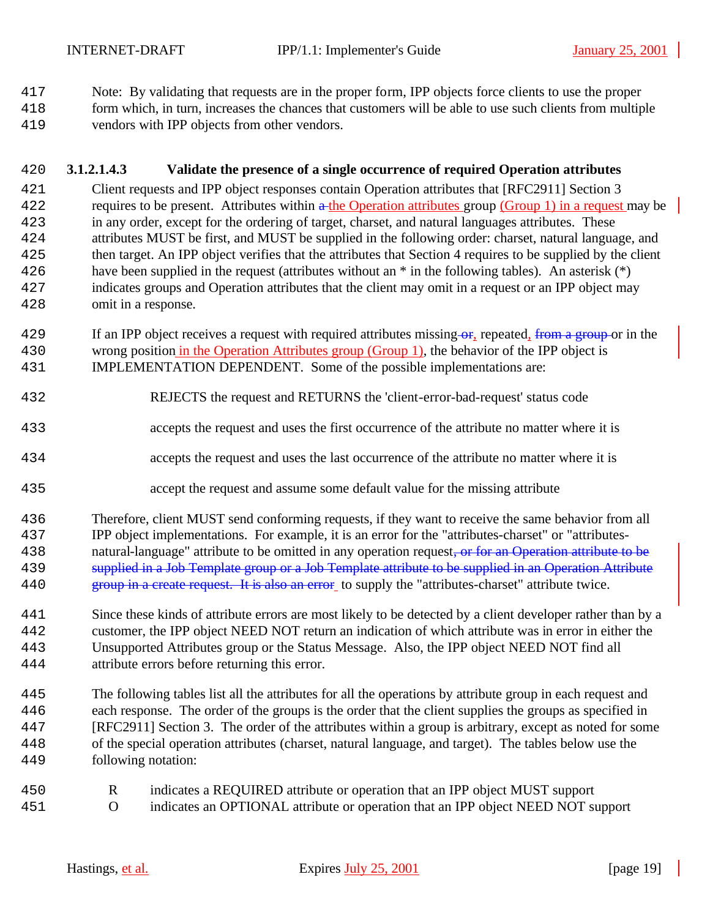Note: By validating that requests are in the proper form, IPP objects force clients to use the proper form which, in turn, increases the chances that customers will be able to use such clients from multiple vendors with IPP objects from other vendors.

#### 3.1.2.1.4.3 Validate the presence of a single occurrence of required Operation attributes

Client requests and IPP object responses contain Operation attributes that [RFC2911] Section 3 requires to be present. Attributes within ~~a~~ the Operation attributes group (Group 1) in a request may be in any order, except for the ordering of target, charset, and natural languages attributes. These attributes MUST be first, and MUST be supplied in the following order: charset, natural language, and then target. An IPP object verifies that the attributes that Section 4 requires to be supplied by the client have been supplied in the request (attributes without an * in the following tables). An asterisk (*) indicates groups and Operation attributes that the client may omit in a request or an IPP object may omit in a response.

If an IPP object receives a request with required attributes missing ~~or~~, repeated, ~~from a group~~ or in the wrong position in the Operation Attributes group (Group 1), the behavior of the IPP object is IMPLEMENTATION DEPENDENT. Some of the possible implementations are:

REJECTS the request and RETURNS the 'client-error-bad-request' status code

accepts the request and uses the first occurrence of the attribute no matter where it is

accepts the request and uses the last occurrence of the attribute no matter where it is

accept the request and assume some default value for the missing attribute

Therefore, client MUST send conforming requests, if they want to receive the same behavior from all IPP object implementations. For example, it is an error for the "attributes-charset" or "attributes-natural-language" attribute to be omitted in any operation request~~, or for an Operation attribute to be supplied in a Job Template group or a Job Template attribute to be supplied in an Operation Attribute group in a create request. It is also an error~~ to supply the "attributes-charset" attribute twice.

Since these kinds of attribute errors are most likely to be detected by a client developer rather than by a customer, the IPP object NEED NOT return an indication of which attribute was in error in either the Unsupported Attributes group or the Status Message. Also, the IPP object NEED NOT find all attribute errors before returning this error.

The following tables list all the attributes for all the operations by attribute group in each request and each response. The order of the groups is the order that the client supplies the groups as specified in [RFC2911] Section 3. The order of the attributes within a group is arbitrary, except as noted for some of the special operation attributes (charset, natural language, and target). The tables below use the following notation:

R indicates a REQUIRED attribute or operation that an IPP object MUST support
O indicates an OPTIONAL attribute or operation that an IPP object NEED NOT support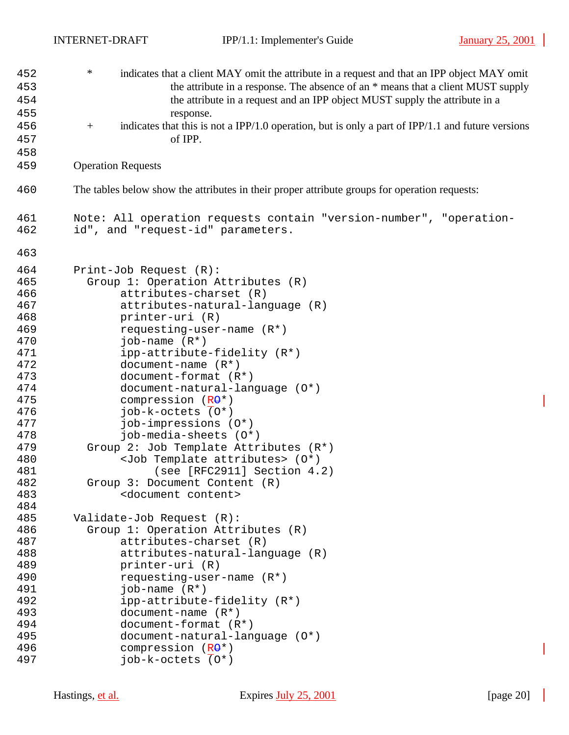\*     indicates that a client MAY omit the attribute in a request and that an IPP object MAY omit the attribute in a response. The absence of an * means that a client MUST supply the attribute in a request and an IPP object MUST supply the attribute in a response.

\+     indicates that this is not a IPP/1.0 operation, but is only a part of IPP/1.1 and future versions of IPP.

Operation Requests

The tables below show the attributes in their proper attribute groups for operation requests:

```
Note: All operation requests contain "version-number", "operation-
id", and "request-id" parameters.


Print-Job Request (R):
  Group 1: Operation Attributes (R)
       attributes-charset (R)
       attributes-natural-language (R)
       printer-uri (R)
       requesting-user-name (R*)
       job-name (R*)
       ipp-attribute-fidelity (R*)
       document-name (R*)
       document-format (R*)
       document-natural-language (O*)
       compression (RO*)
       job-k-octets (O*)
       job-impressions (O*)
       job-media-sheets (O*)
  Group 2: Job Template Attributes (R*)
       <Job Template attributes> (O*)
            (see [RFC2911] Section 4.2)
  Group 3: Document Content (R)
       <document content>

Validate-Job Request (R):
  Group 1: Operation Attributes (R)
       attributes-charset (R)
       attributes-natural-language (R)
       printer-uri (R)
       requesting-user-name (R*)
       job-name (R*)
       ipp-attribute-fidelity (R*)
       document-name (R*)
       document-format (R*)
       document-natural-language (O*)
       compression (RO*)
       job-k-octets (O*)
```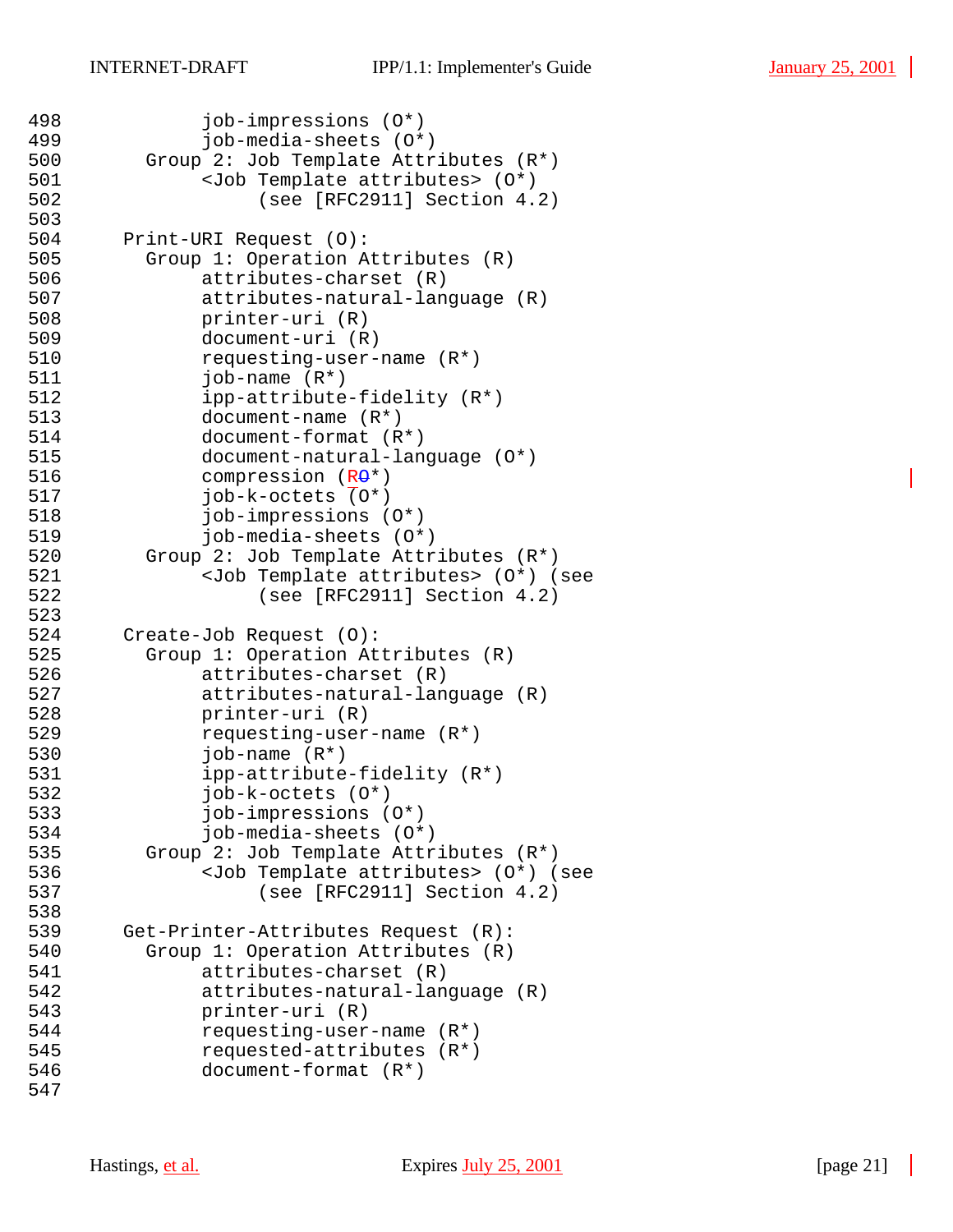```
498            job-impressions (O*)
499            job-media-sheets (O*)
500       Group 2: Job Template Attributes (R*)
501            <Job Template attributes> (O*)
502                 (see [RFC2911] Section 4.2)
503
504     Print-URI Request (O):
505       Group 1: Operation Attributes (R)
506            attributes-charset (R)
507            attributes-natural-language (R)
508            printer-uri (R)
509            document-uri (R)
510            requesting-user-name (R*)
511            job-name (R*)
512            ipp-attribute-fidelity (R*)
513            document-name (R*)
514            document-format (R*)
515            document-natural-language (O*)
516            compression (RO*)
517            job-k-octets (O*)
518            job-impressions (O*)
519            job-media-sheets (O*)
520       Group 2: Job Template Attributes (R*)
521            <Job Template attributes> (O*) (see
522                 (see [RFC2911] Section 4.2)
523
524     Create-Job Request (O):
525       Group 1: Operation Attributes (R)
526            attributes-charset (R)
527            attributes-natural-language (R)
528            printer-uri (R)
529            requesting-user-name (R*)
530            job-name (R*)
531            ipp-attribute-fidelity (R*)
532            job-k-octets (O*)
533            job-impressions (O*)
534            job-media-sheets (O*)
535       Group 2: Job Template Attributes (R*)
536            <Job Template attributes> (O*) (see
537                 (see [RFC2911] Section 4.2)
538
539     Get-Printer-Attributes Request (R):
540       Group 1: Operation Attributes (R)
541            attributes-charset (R)
542            attributes-natural-language (R)
543            printer-uri (R)
544            requesting-user-name (R*)
545            requested-attributes (R*)
546            document-format (R*)
547
```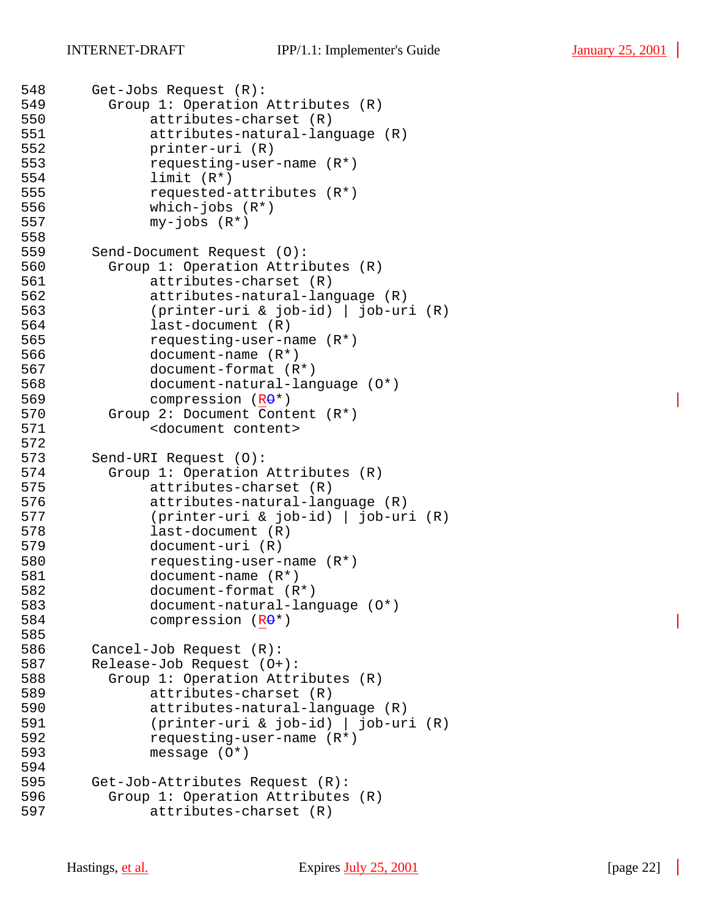```
Get-Jobs Request (R):
  Group 1: Operation Attributes (R)
       attributes-charset (R)
       attributes-natural-language (R)
       printer-uri (R)
       requesting-user-name (R*)
       limit (R*)
       requested-attributes (R*)
       which-jobs (R*)
       my-jobs (R*)

Send-Document Request (O):
  Group 1: Operation Attributes (R)
       attributes-charset (R)
       attributes-natural-language (R)
       (printer-uri & job-id) | job-uri (R)
       last-document (R)
       requesting-user-name (R*)
       document-name (R*)
       document-format (R*)
       document-natural-language (O*)
       compression (RO*)
  Group 2: Document Content (R*)
       <document content>

Send-URI Request (O):
  Group 1: Operation Attributes (R)
       attributes-charset (R)
       attributes-natural-language (R)
       (printer-uri & job-id) | job-uri (R)
       last-document (R)
       document-uri (R)
       requesting-user-name (R*)
       document-name (R*)
       document-format (R*)
       document-natural-language (O*)
       compression (RO*)

Cancel-Job Request (R):
Release-Job Request (O+):
  Group 1: Operation Attributes (R)
       attributes-charset (R)
       attributes-natural-language (R)
       (printer-uri & job-id) | job-uri (R)
       requesting-user-name (R*)
       message (O*)

Get-Job-Attributes Request (R):
  Group 1: Operation Attributes (R)
       attributes-charset (R)
```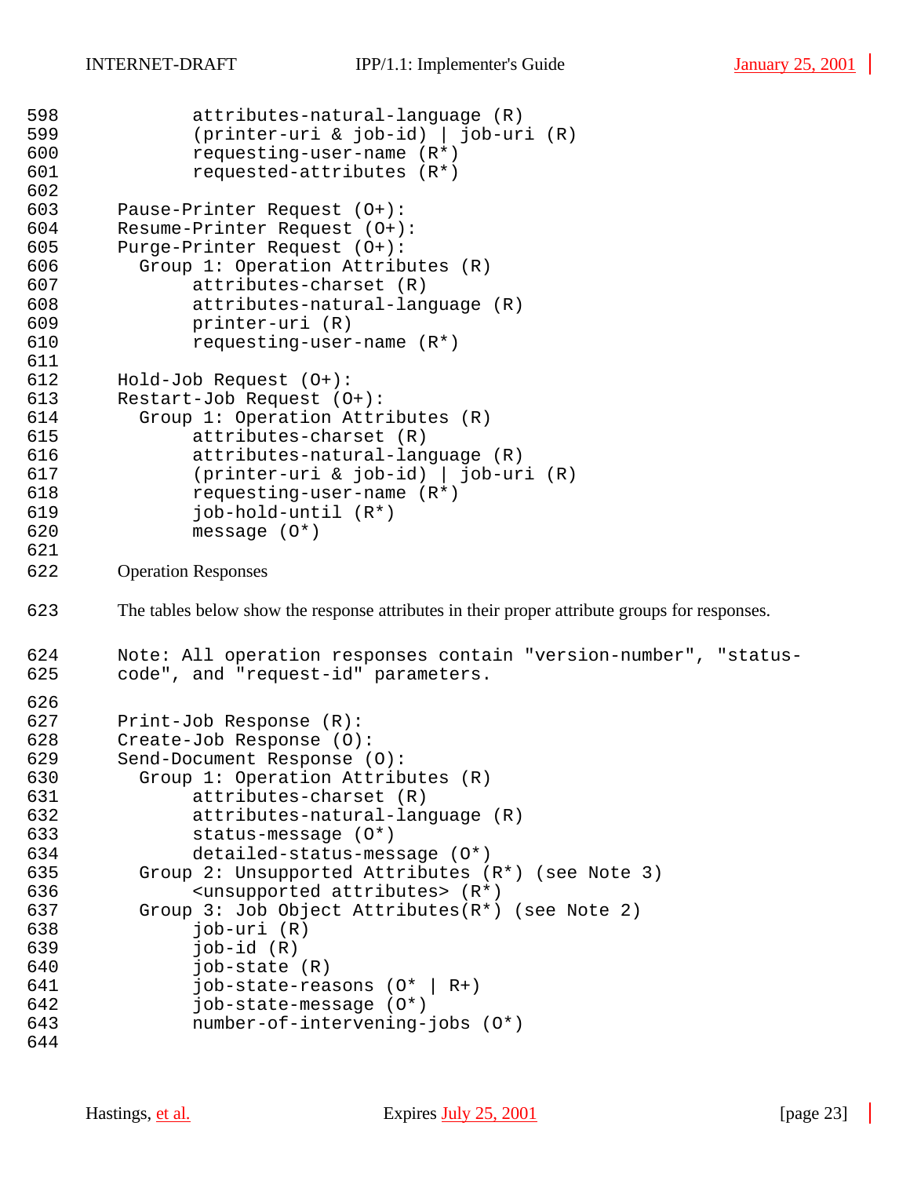```
        attributes-natural-language (R)
        (printer-uri & job-id) | job-uri (R)
        requesting-user-name (R*)
        requested-attributes (R*)

Pause-Printer Request (O+):
Resume-Printer Request (O+):
Purge-Printer Request (O+):
  Group 1: Operation Attributes (R)
        attributes-charset (R)
        attributes-natural-language (R)
        printer-uri (R)
        requesting-user-name (R*)

Hold-Job Request (O+):
Restart-Job Request (O+):
  Group 1: Operation Attributes (R)
        attributes-charset (R)
        attributes-natural-language (R)
        (printer-uri & job-id) | job-uri (R)
        requesting-user-name (R*)
        job-hold-until (R*)
        message (O*)
```

Operation Responses

The tables below show the response attributes in their proper attribute groups for responses.

```
Note: All operation responses contain "version-number", "status-
code", and "request-id" parameters.

Print-Job Response (R):
Create-Job Response (O):
Send-Document Response (O):
  Group 1: Operation Attributes (R)
        attributes-charset (R)
        attributes-natural-language (R)
        status-message (O*)
        detailed-status-message (O*)
  Group 2: Unsupported Attributes (R*) (see Note 3)
        <unsupported attributes> (R*)
  Group 3: Job Object Attributes(R*) (see Note 2)
        job-uri (R)
        job-id (R)
        job-state (R)
        job-state-reasons (O* | R+)
        job-state-message (O*)
        number-of-intervening-jobs (O*)
```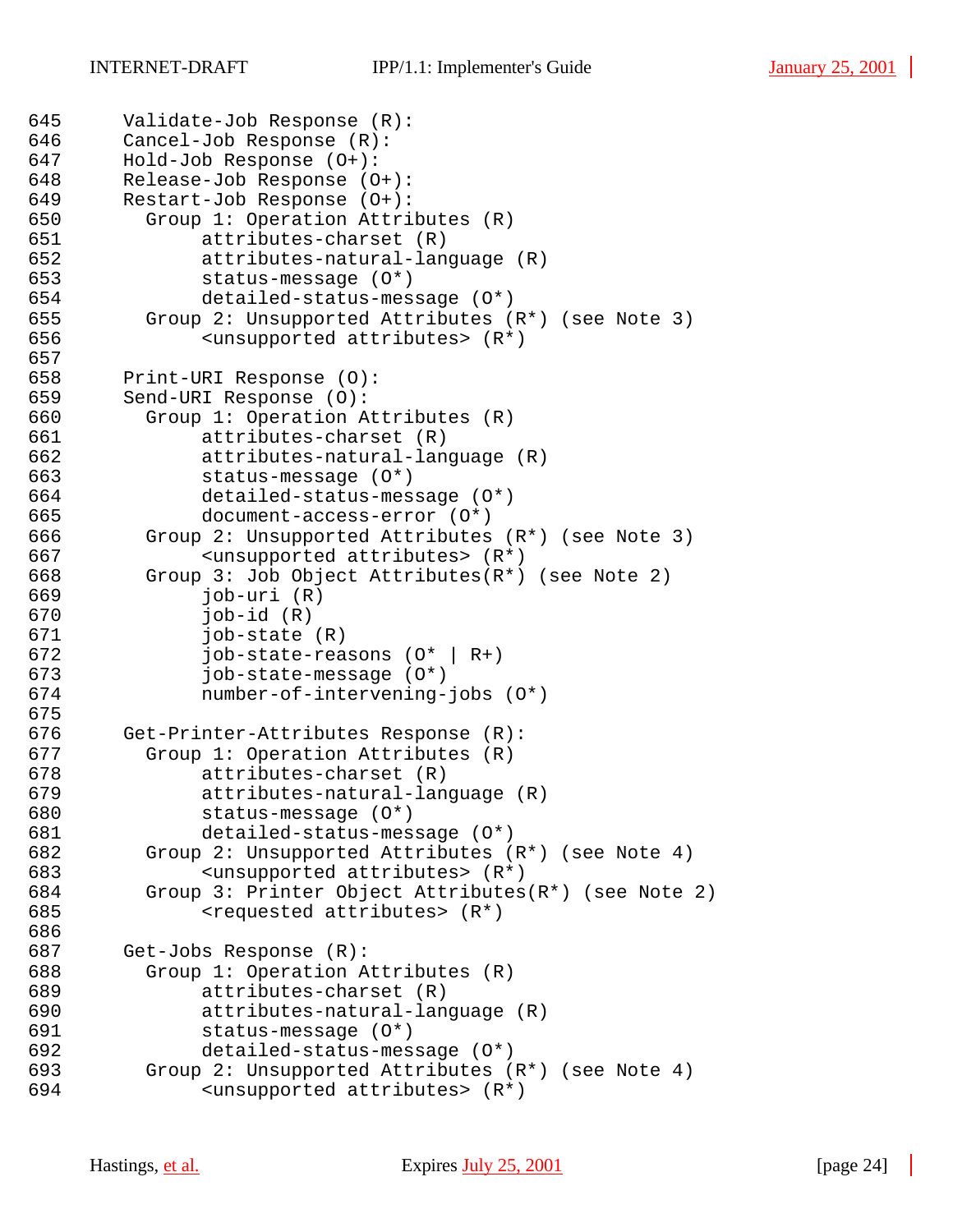```
645      Validate-Job Response (R):
646      Cancel-Job Response (R):
647      Hold-Job Response (O+):
648      Release-Job Response (O+):
649      Restart-Job Response (O+):
650        Group 1: Operation Attributes (R)
651             attributes-charset (R)
652             attributes-natural-language (R)
653             status-message (O*)
654             detailed-status-message (O*)
655        Group 2: Unsupported Attributes (R*) (see Note 3)
656             <unsupported attributes> (R*)
657
658      Print-URI Response (O):
659      Send-URI Response (O):
660        Group 1: Operation Attributes (R)
661             attributes-charset (R)
662             attributes-natural-language (R)
663             status-message (O*)
664             detailed-status-message (O*)
665             document-access-error (O*)
666        Group 2: Unsupported Attributes (R*) (see Note 3)
667             <unsupported attributes> (R*)
668        Group 3: Job Object Attributes(R*) (see Note 2)
669             job-uri (R)
670             job-id (R)
671             job-state (R)
672             job-state-reasons (O* | R+)
673             job-state-message (O*)
674             number-of-intervening-jobs (O*)
675
676      Get-Printer-Attributes Response (R):
677        Group 1: Operation Attributes (R)
678             attributes-charset (R)
679             attributes-natural-language (R)
680             status-message (O*)
681             detailed-status-message (O*)
682        Group 2: Unsupported Attributes (R*) (see Note 4)
683             <unsupported attributes> (R*)
684        Group 3: Printer Object Attributes(R*) (see Note 2)
685             <requested attributes> (R*)
686
687      Get-Jobs Response (R):
688        Group 1: Operation Attributes (R)
689             attributes-charset (R)
690             attributes-natural-language (R)
691             status-message (O*)
692             detailed-status-message (O*)
693        Group 2: Unsupported Attributes (R*) (see Note 4)
694             <unsupported attributes> (R*)
```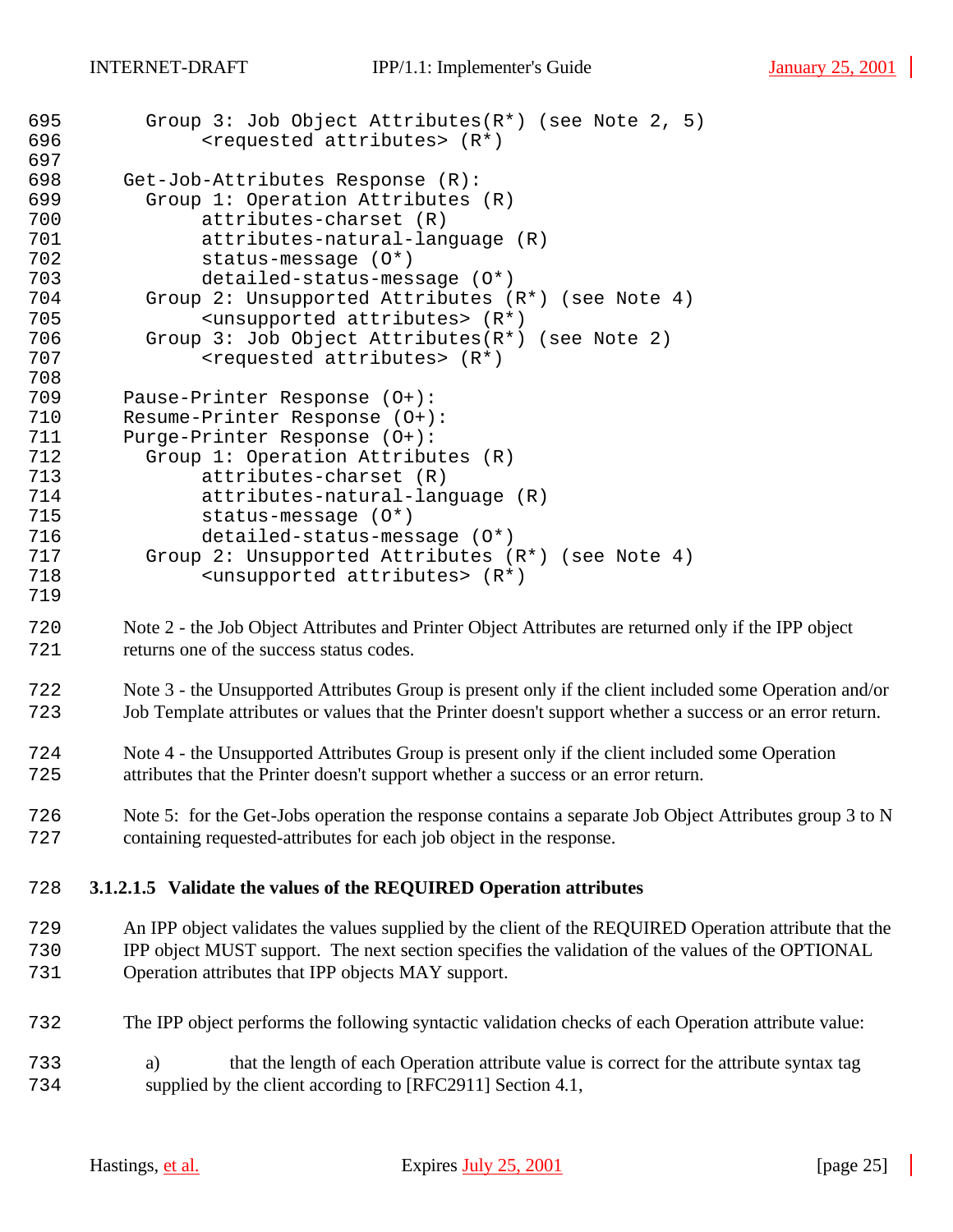```
  Group 3: Job Object Attributes(R*) (see Note 2, 5)
       <requested attributes> (R*)

Get-Job-Attributes Response (R):
  Group 1: Operation Attributes (R)
       attributes-charset (R)
       attributes-natural-language (R)
       status-message (O*)
       detailed-status-message (O*)
  Group 2: Unsupported Attributes (R*) (see Note 4)
       <unsupported attributes> (R*)
  Group 3: Job Object Attributes(R*) (see Note 2)
       <requested attributes> (R*)

Pause-Printer Response (O+):
Resume-Printer Response (O+):
Purge-Printer Response (O+):
  Group 1: Operation Attributes (R)
       attributes-charset (R)
       attributes-natural-language (R)
       status-message (O*)
       detailed-status-message (O*)
  Group 2: Unsupported Attributes (R*) (see Note 4)
       <unsupported attributes> (R*)
```

Note 2 - the Job Object Attributes and Printer Object Attributes are returned only if the IPP object returns one of the success status codes.

Note 3 - the Unsupported Attributes Group is present only if the client included some Operation and/or Job Template attributes or values that the Printer doesn't support whether a success or an error return.

Note 4 - the Unsupported Attributes Group is present only if the client included some Operation attributes that the Printer doesn't support whether a success or an error return.

Note 5: for the Get-Jobs operation the response contains a separate Job Object Attributes group 3 to N containing requested-attributes for each job object in the response.

#### 3.1.2.1.5 Validate the values of the REQUIRED Operation attributes

An IPP object validates the values supplied by the client of the REQUIRED Operation attribute that the IPP object MUST support. The next section specifies the validation of the values of the OPTIONAL Operation attributes that IPP objects MAY support.

The IPP object performs the following syntactic validation checks of each Operation attribute value:

a) that the length of each Operation attribute value is correct for the attribute syntax tag supplied by the client according to [RFC2911] Section 4.1,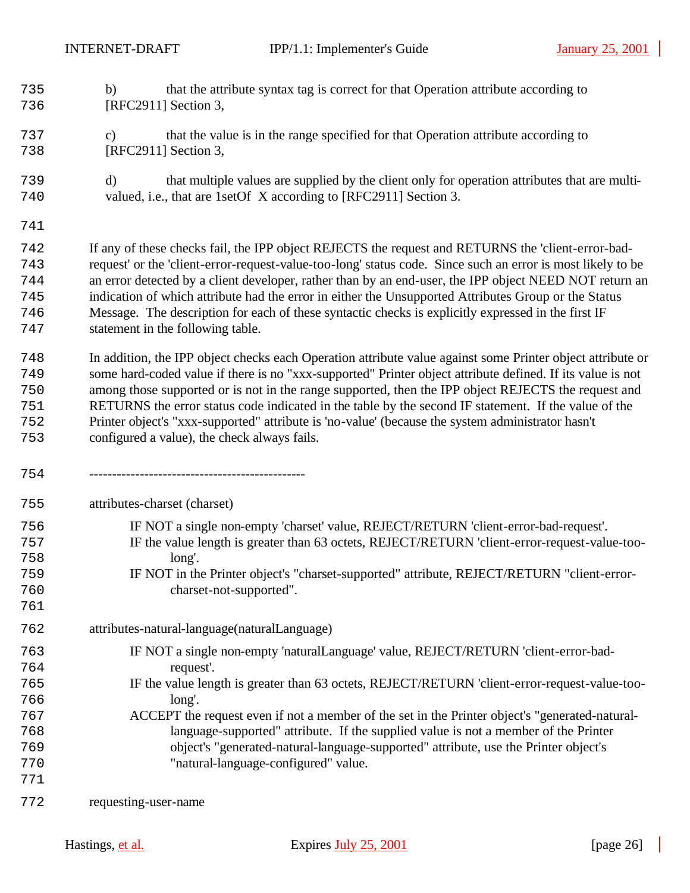b) that the attribute syntax tag is correct for that Operation attribute according to [RFC2911] Section 3,

c) that the value is in the range specified for that Operation attribute according to [RFC2911] Section 3,

d) that multiple values are supplied by the client only for operation attributes that are multi-valued, i.e., that are 1setOf X according to [RFC2911] Section 3.

If any of these checks fail, the IPP object REJECTS the request and RETURNS the 'client-error-bad-request' or the 'client-error-request-value-too-long' status code. Since such an error is most likely to be an error detected by a client developer, rather than by an end-user, the IPP object NEED NOT return an indication of which attribute had the error in either the Unsupported Attributes Group or the Status Message. The description for each of these syntactic checks is explicitly expressed in the first IF statement in the following table.

In addition, the IPP object checks each Operation attribute value against some Printer object attribute or some hard-coded value if there is no "xxx-supported" Printer object attribute defined. If its value is not among those supported or is not in the range supported, then the IPP object REJECTS the request and RETURNS the error status code indicated in the table by the second IF statement. If the value of the Printer object's "xxx-supported" attribute is 'no-value' (because the system administrator hasn't configured a value), the check always fails.

-----------------------------------------------

attributes-charset (charset)

> IF NOT a single non-empty 'charset' value, REJECT/RETURN 'client-error-bad-request'.
> IF the value length is greater than 63 octets, REJECT/RETURN 'client-error-request-value-too-long'.
> IF NOT in the Printer object's "charset-supported" attribute, REJECT/RETURN "client-error-charset-not-supported".

attributes-natural-language(naturalLanguage)

> IF NOT a single non-empty 'naturalLanguage' value, REJECT/RETURN 'client-error-bad-request'.
> IF the value length is greater than 63 octets, REJECT/RETURN 'client-error-request-value-too-long'.
> ACCEPT the request even if not a member of the set in the Printer object's "generated-natural-language-supported" attribute. If the supplied value is not a member of the Printer object's "generated-natural-language-supported" attribute, use the Printer object's "natural-language-configured" value.

requesting-user-name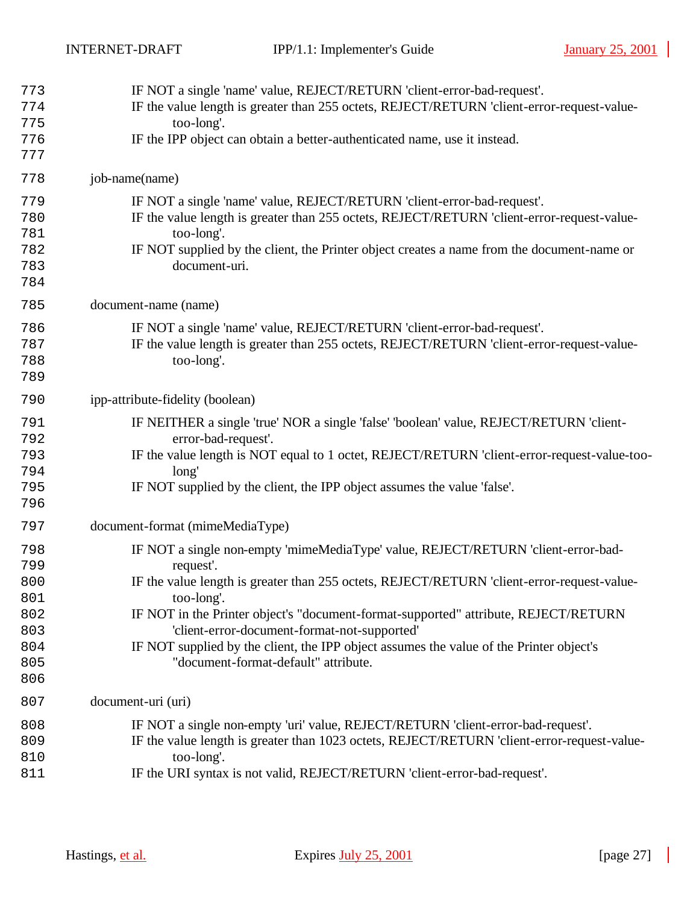IF NOT a single 'name' value, REJECT/RETURN 'client-error-bad-request'.
IF the value length is greater than 255 octets, REJECT/RETURN 'client-error-request-value-too-long'.
IF the IPP object can obtain a better-authenticated name, use it instead.

job-name(name)

IF NOT a single 'name' value, REJECT/RETURN 'client-error-bad-request'.
IF the value length is greater than 255 octets, REJECT/RETURN 'client-error-request-value-too-long'.
IF NOT supplied by the client, the Printer object creates a name from the document-name or document-uri.

document-name (name)

IF NOT a single 'name' value, REJECT/RETURN 'client-error-bad-request'.
IF the value length is greater than 255 octets, REJECT/RETURN 'client-error-request-value-too-long'.

ipp-attribute-fidelity (boolean)

IF NEITHER a single 'true' NOR a single 'false' 'boolean' value, REJECT/RETURN 'client-error-bad-request'.
IF the value length is NOT equal to 1 octet, REJECT/RETURN 'client-error-request-value-too-long'
IF NOT supplied by the client, the IPP object assumes the value 'false'.

document-format (mimeMediaType)

IF NOT a single non-empty 'mimeMediaType' value, REJECT/RETURN 'client-error-bad-request'.
IF the value length is greater than 255 octets, REJECT/RETURN 'client-error-request-value-too-long'.
IF NOT in the Printer object's "document-format-supported" attribute, REJECT/RETURN 'client-error-document-format-not-supported'
IF NOT supplied by the client, the IPP object assumes the value of the Printer object's "document-format-default" attribute.

document-uri (uri)

IF NOT a single non-empty 'uri' value, REJECT/RETURN 'client-error-bad-request'.
IF the value length is greater than 1023 octets, REJECT/RETURN 'client-error-request-value-too-long'.
IF the URI syntax is not valid, REJECT/RETURN 'client-error-bad-request'.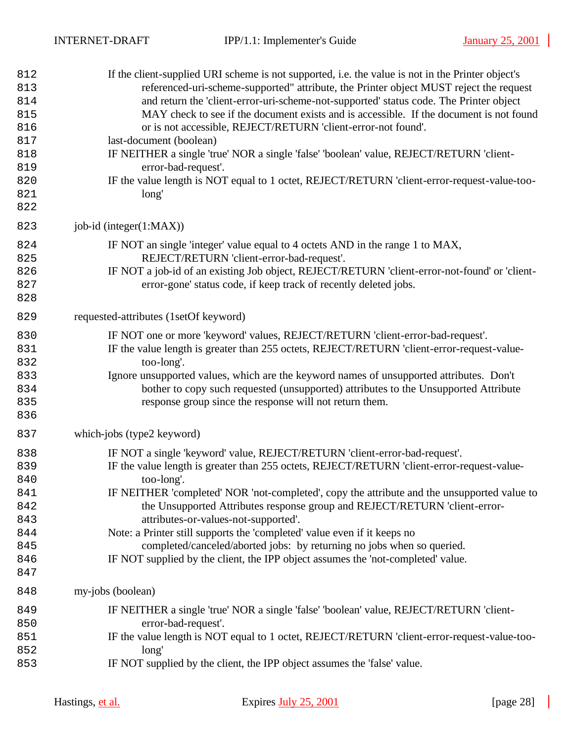If the client-supplied URI scheme is not supported, i.e. the value is not in the Printer object's referenced-uri-scheme-supported" attribute, the Printer object MUST reject the request and return the 'client-error-uri-scheme-not-supported' status code. The Printer object MAY check to see if the document exists and is accessible. If the document is not found or is not accessible, REJECT/RETURN 'client-error-not found'.

last-document (boolean)

IF NEITHER a single 'true' NOR a single 'false' 'boolean' value, REJECT/RETURN 'client-error-bad-request'.

IF the value length is NOT equal to 1 octet, REJECT/RETURN 'client-error-request-value-too-long'

job-id (integer(1:MAX))

IF NOT an single 'integer' value equal to 4 octets AND in the range 1 to MAX, REJECT/RETURN 'client-error-bad-request'.

IF NOT a job-id of an existing Job object, REJECT/RETURN 'client-error-not-found' or 'client-error-gone' status code, if keep track of recently deleted jobs.

requested-attributes (1setOf keyword)

IF NOT one or more 'keyword' values, REJECT/RETURN 'client-error-bad-request'.

IF the value length is greater than 255 octets, REJECT/RETURN 'client-error-request-value-too-long'.

Ignore unsupported values, which are the keyword names of unsupported attributes. Don't bother to copy such requested (unsupported) attributes to the Unsupported Attribute response group since the response will not return them.

which-jobs (type2 keyword)

IF NOT a single 'keyword' value, REJECT/RETURN 'client-error-bad-request'.

IF the value length is greater than 255 octets, REJECT/RETURN 'client-error-request-value-too-long'.

IF NEITHER 'completed' NOR 'not-completed', copy the attribute and the unsupported value to the Unsupported Attributes response group and REJECT/RETURN 'client-error-attributes-or-values-not-supported'.

Note: a Printer still supports the 'completed' value even if it keeps no completed/canceled/aborted jobs: by returning no jobs when so queried.

IF NOT supplied by the client, the IPP object assumes the 'not-completed' value.

my-jobs (boolean)

IF NEITHER a single 'true' NOR a single 'false' 'boolean' value, REJECT/RETURN 'client-error-bad-request'.

IF the value length is NOT equal to 1 octet, REJECT/RETURN 'client-error-request-value-too-long'

IF NOT supplied by the client, the IPP object assumes the 'false' value.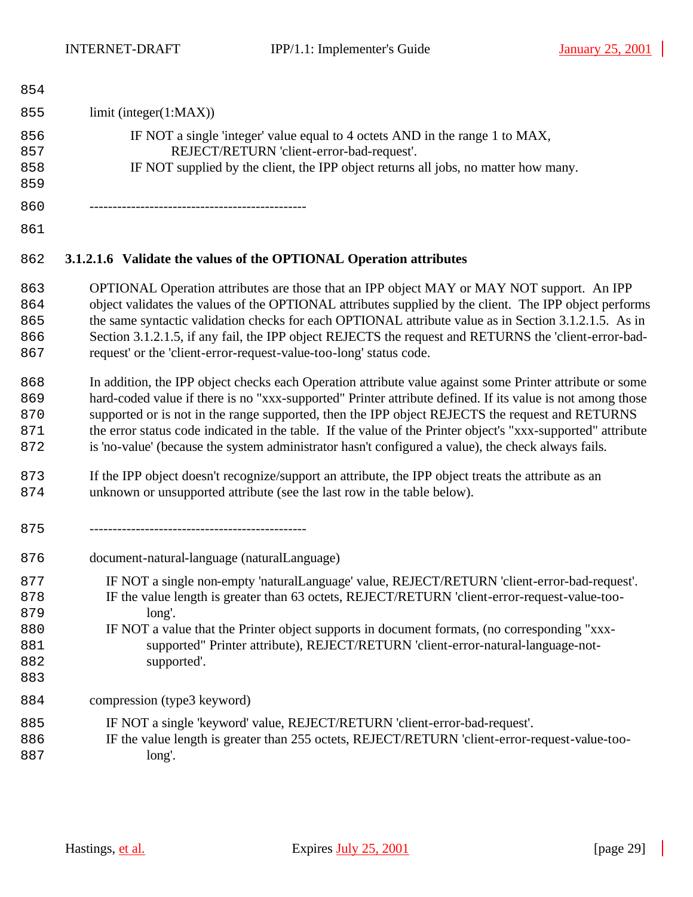limit (integer(1:MAX))

IF NOT a single 'integer' value equal to 4 octets AND in the range 1 to MAX,
REJECT/RETURN 'client-error-bad-request'.
IF NOT supplied by the client, the IPP object returns all jobs, no matter how many.

-----------------------------------------------

#### 3.1.2.1.6 Validate the values of the OPTIONAL Operation attributes

OPTIONAL Operation attributes are those that an IPP object MAY or MAY NOT support. An IPP object validates the values of the OPTIONAL attributes supplied by the client. The IPP object performs the same syntactic validation checks for each OPTIONAL attribute value as in Section 3.1.2.1.5. As in Section 3.1.2.1.5, if any fail, the IPP object REJECTS the request and RETURNS the 'client-error-bad-request' or the 'client-error-request-value-too-long' status code.

In addition, the IPP object checks each Operation attribute value against some Printer attribute or some hard-coded value if there is no "xxx-supported" Printer attribute defined. If its value is not among those supported or is not in the range supported, then the IPP object REJECTS the request and RETURNS the error status code indicated in the table. If the value of the Printer object's "xxx-supported" attribute is 'no-value' (because the system administrator hasn't configured a value), the check always fails.

If the IPP object doesn't recognize/support an attribute, the IPP object treats the attribute as an unknown or unsupported attribute (see the last row in the table below).

-----------------------------------------------

document-natural-language (naturalLanguage)

IF NOT a single non-empty 'naturalLanguage' value, REJECT/RETURN 'client-error-bad-request'.
IF the value length is greater than 63 octets, REJECT/RETURN 'client-error-request-value-too-long'.
IF NOT a value that the Printer object supports in document formats, (no corresponding "xxx-supported" Printer attribute), REJECT/RETURN 'client-error-natural-language-not-supported'.

compression (type3 keyword)

IF NOT a single 'keyword' value, REJECT/RETURN 'client-error-bad-request'.
IF the value length is greater than 255 octets, REJECT/RETURN 'client-error-request-value-too-long'.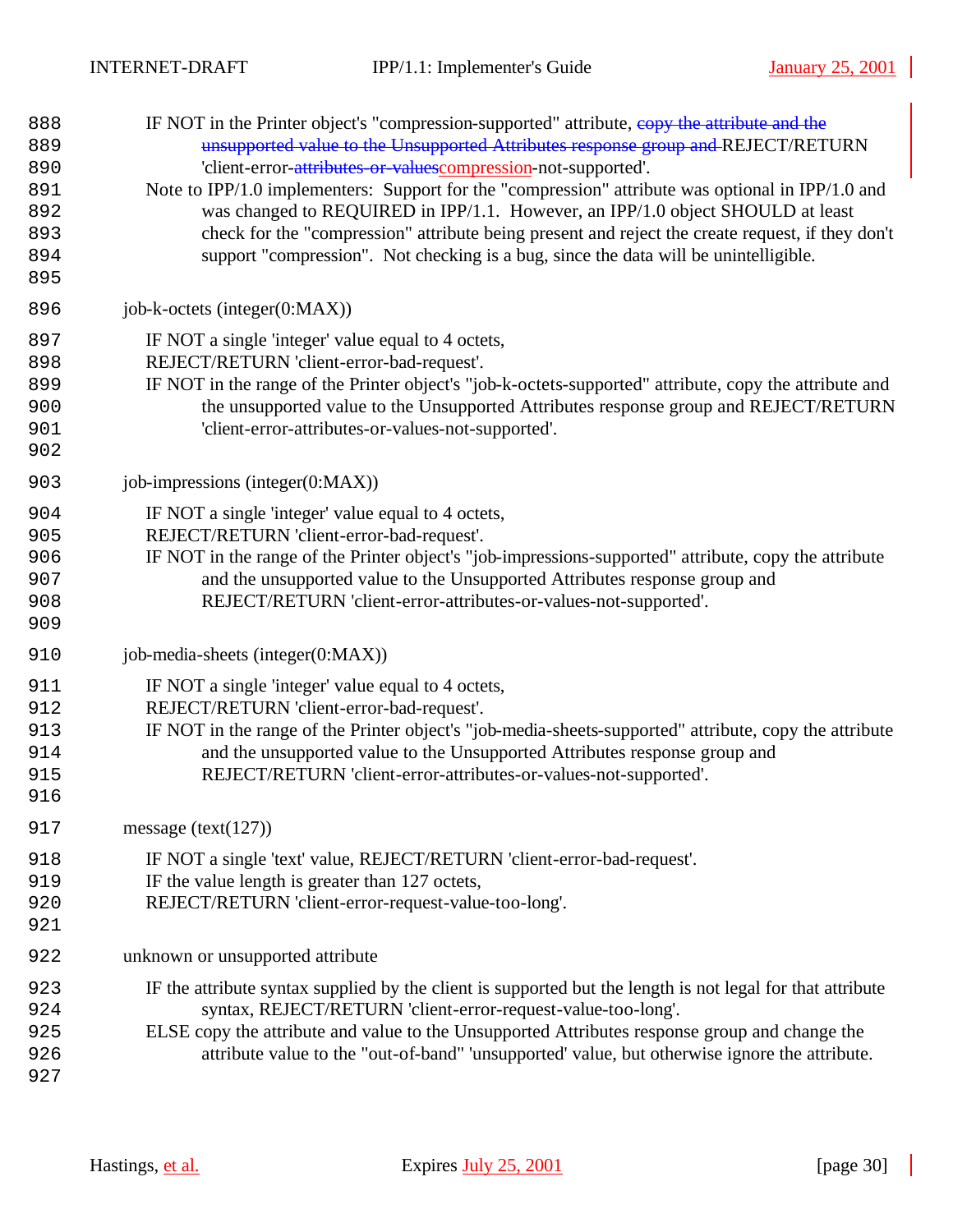IF NOT in the Printer object's "compression-supported" attribute, ~~copy the attribute and the unsupported value to the Unsupported Attributes response group and~~ REJECT/RETURN 'client-error-~~attributes-or-values~~compression-not-supported'.

Note to IPP/1.0 implementers: Support for the "compression" attribute was optional in IPP/1.0 and was changed to REQUIRED in IPP/1.1. However, an IPP/1.0 object SHOULD at least check for the "compression" attribute being present and reject the create request, if they don't support "compression". Not checking is a bug, since the data will be unintelligible.

job-k-octets (integer(0:MAX))

IF NOT a single 'integer' value equal to 4 octets, REJECT/RETURN 'client-error-bad-request'.

IF NOT in the range of the Printer object's "job-k-octets-supported" attribute, copy the attribute and the unsupported value to the Unsupported Attributes response group and REJECT/RETURN 'client-error-attributes-or-values-not-supported'.

job-impressions (integer(0:MAX))

IF NOT a single 'integer' value equal to 4 octets, REJECT/RETURN 'client-error-bad-request'.

IF NOT in the range of the Printer object's "job-impressions-supported" attribute, copy the attribute and the unsupported value to the Unsupported Attributes response group and REJECT/RETURN 'client-error-attributes-or-values-not-supported'.

job-media-sheets (integer(0:MAX))

IF NOT a single 'integer' value equal to 4 octets, REJECT/RETURN 'client-error-bad-request'.

IF NOT in the range of the Printer object's "job-media-sheets-supported" attribute, copy the attribute and the unsupported value to the Unsupported Attributes response group and REJECT/RETURN 'client-error-attributes-or-values-not-supported'.

message (text(127))

IF NOT a single 'text' value, REJECT/RETURN 'client-error-bad-request'.

IF the value length is greater than 127 octets, REJECT/RETURN 'client-error-request-value-too-long'.

unknown or unsupported attribute

IF the attribute syntax supplied by the client is supported but the length is not legal for that attribute syntax, REJECT/RETURN 'client-error-request-value-too-long'.

ELSE copy the attribute and value to the Unsupported Attributes response group and change the attribute value to the "out-of-band" 'unsupported' value, but otherwise ignore the attribute.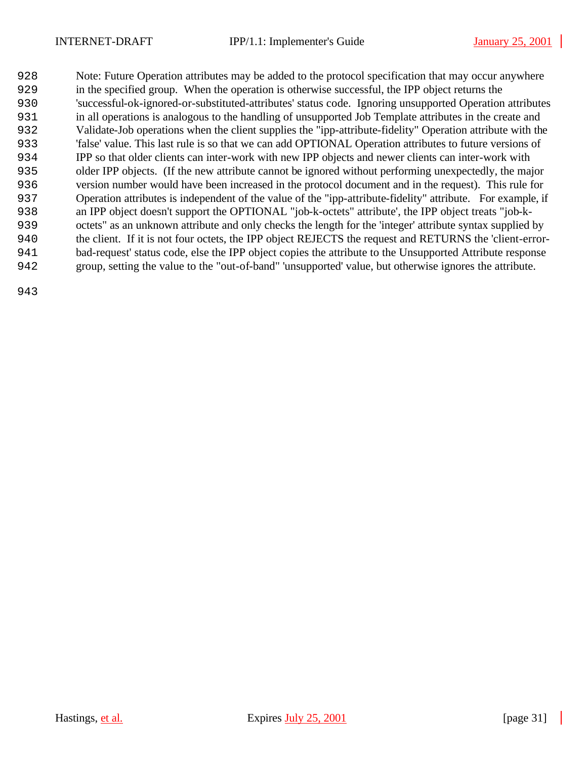Note: Future Operation attributes may be added to the protocol specification that may occur anywhere in the specified group. When the operation is otherwise successful, the IPP object returns the 'successful-ok-ignored-or-substituted-attributes' status code. Ignoring unsupported Operation attributes in all operations is analogous to the handling of unsupported Job Template attributes in the create and Validate-Job operations when the client supplies the "ipp-attribute-fidelity" Operation attribute with the 'false' value. This last rule is so that we can add OPTIONAL Operation attributes to future versions of IPP so that older clients can inter-work with new IPP objects and newer clients can inter-work with older IPP objects. (If the new attribute cannot be ignored without performing unexpectedly, the major version number would have been increased in the protocol document and in the request). This rule for Operation attributes is independent of the value of the "ipp-attribute-fidelity" attribute. For example, if an IPP object doesn't support the OPTIONAL "job-k-octets" attribute', the IPP object treats "job-k-octets" as an unknown attribute and only checks the length for the 'integer' attribute syntax supplied by the client. If it is not four octets, the IPP object REJECTS the request and RETURNS the 'client-error-bad-request' status code, else the IPP object copies the attribute to the Unsupported Attribute response group, setting the value to the "out-of-band" 'unsupported' value, but otherwise ignores the attribute.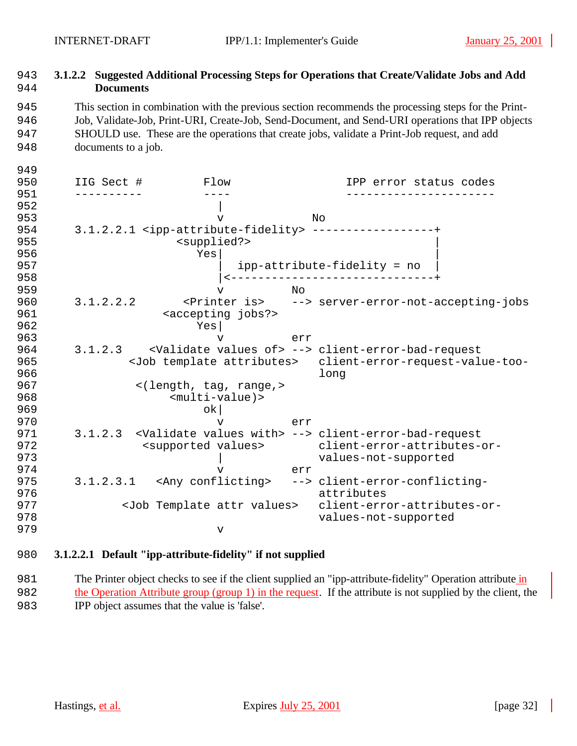### 3.1.2.2 Suggested Additional Processing Steps for Operations that Create/Validate Jobs and Add Documents

This section in combination with the previous section recommends the processing steps for the Print-Job, Validate-Job, Print-URI, Create-Job, Send-Document, and Send-URI operations that IPP objects SHOULD use. These are the operations that create jobs, validate a Print-Job request, and add documents to a job.

```
IIG Sect #         Flow                   IPP error status codes
----------         ----                   ----------------------
                     |
                     v              No
3.1.2.2.1 <ipp-attribute-fidelity> ------------------+
                <supplied?>                          |
                   Yes|                              |
                      |  ipp-attribute-fidelity = no |
                      |<-----------------------------+
                      v          No
3.1.2.2.2       <Printer is>    --> server-error-not-accepting-jobs
             <accepting jobs?>
                   Yes|
                      v          err
3.1.2.3    <Validate values of> --> client-error-bad-request
        <Job template attributes>   client-error-request-value-too-
                                    long
         <(length, tag, range,>
              <multi-value)>
                    ok|
                      v          err
3.1.2.3  <Validate values with> --> client-error-bad-request
          <supported values>        client-error-attributes-or-
                      |             values-not-supported
                      v          err
3.1.2.3.1   <Any conflicting>   --> client-error-conflicting-
                                    attributes
       <Job Template attr values>   client-error-attributes-or-
                                    values-not-supported
                      v
```

#### 3.1.2.2.1 Default "ipp-attribute-fidelity" if not supplied

The Printer object checks to see if the client supplied an "ipp-attribute-fidelity" Operation attribute in the Operation Attribute group (group 1) in the request. If the attribute is not supplied by the client, the IPP object assumes that the value is 'false'.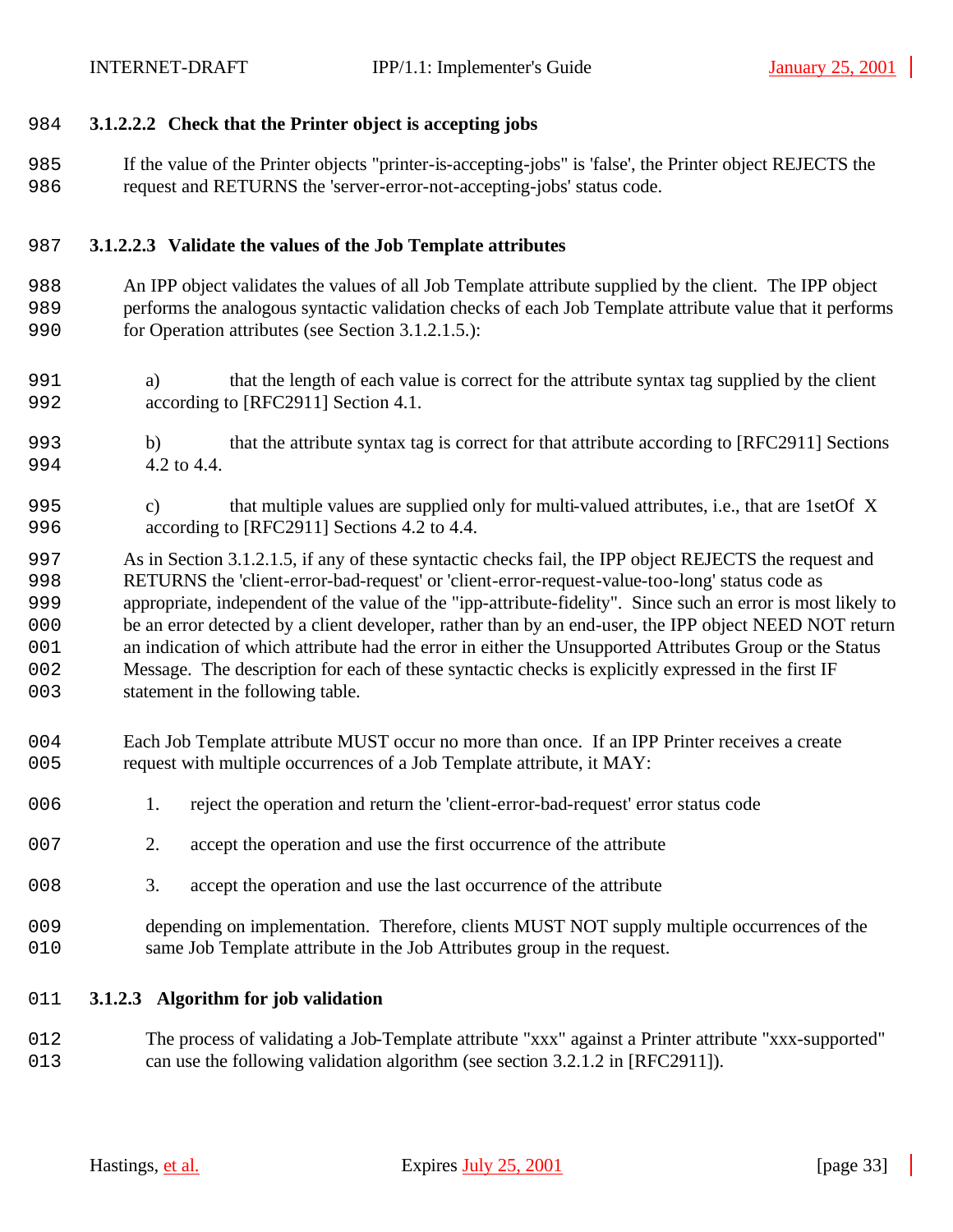#### 3.1.2.2.2 Check that the Printer object is accepting jobs

If the value of the Printer objects "printer-is-accepting-jobs" is 'false', the Printer object REJECTS the request and RETURNS the 'server-error-not-accepting-jobs' status code.

#### 3.1.2.2.3 Validate the values of the Job Template attributes

An IPP object validates the values of all Job Template attribute supplied by the client. The IPP object performs the analogous syntactic validation checks of each Job Template attribute value that it performs for Operation attributes (see Section 3.1.2.1.5.):

a) that the length of each value is correct for the attribute syntax tag supplied by the client according to [RFC2911] Section 4.1.

b) that the attribute syntax tag is correct for that attribute according to [RFC2911] Sections 4.2 to 4.4.

c) that multiple values are supplied only for multi-valued attributes, i.e., that are 1setOf X according to [RFC2911] Sections 4.2 to 4.4.

As in Section 3.1.2.1.5, if any of these syntactic checks fail, the IPP object REJECTS the request and RETURNS the 'client-error-bad-request' or 'client-error-request-value-too-long' status code as appropriate, independent of the value of the "ipp-attribute-fidelity". Since such an error is most likely to be an error detected by a client developer, rather than by an end-user, the IPP object NEED NOT return an indication of which attribute had the error in either the Unsupported Attributes Group or the Status Message. The description for each of these syntactic checks is explicitly expressed in the first IF statement in the following table.

Each Job Template attribute MUST occur no more than once. If an IPP Printer receives a create request with multiple occurrences of a Job Template attribute, it MAY:

1. reject the operation and return the 'client-error-bad-request' error status code
2. accept the operation and use the first occurrence of the attribute
3. accept the operation and use the last occurrence of the attribute

depending on implementation. Therefore, clients MUST NOT supply multiple occurrences of the same Job Template attribute in the Job Attributes group in the request.

### 3.1.2.3 Algorithm for job validation

The process of validating a Job-Template attribute "xxx" against a Printer attribute "xxx-supported" can use the following validation algorithm (see section 3.2.1.2 in [RFC2911]).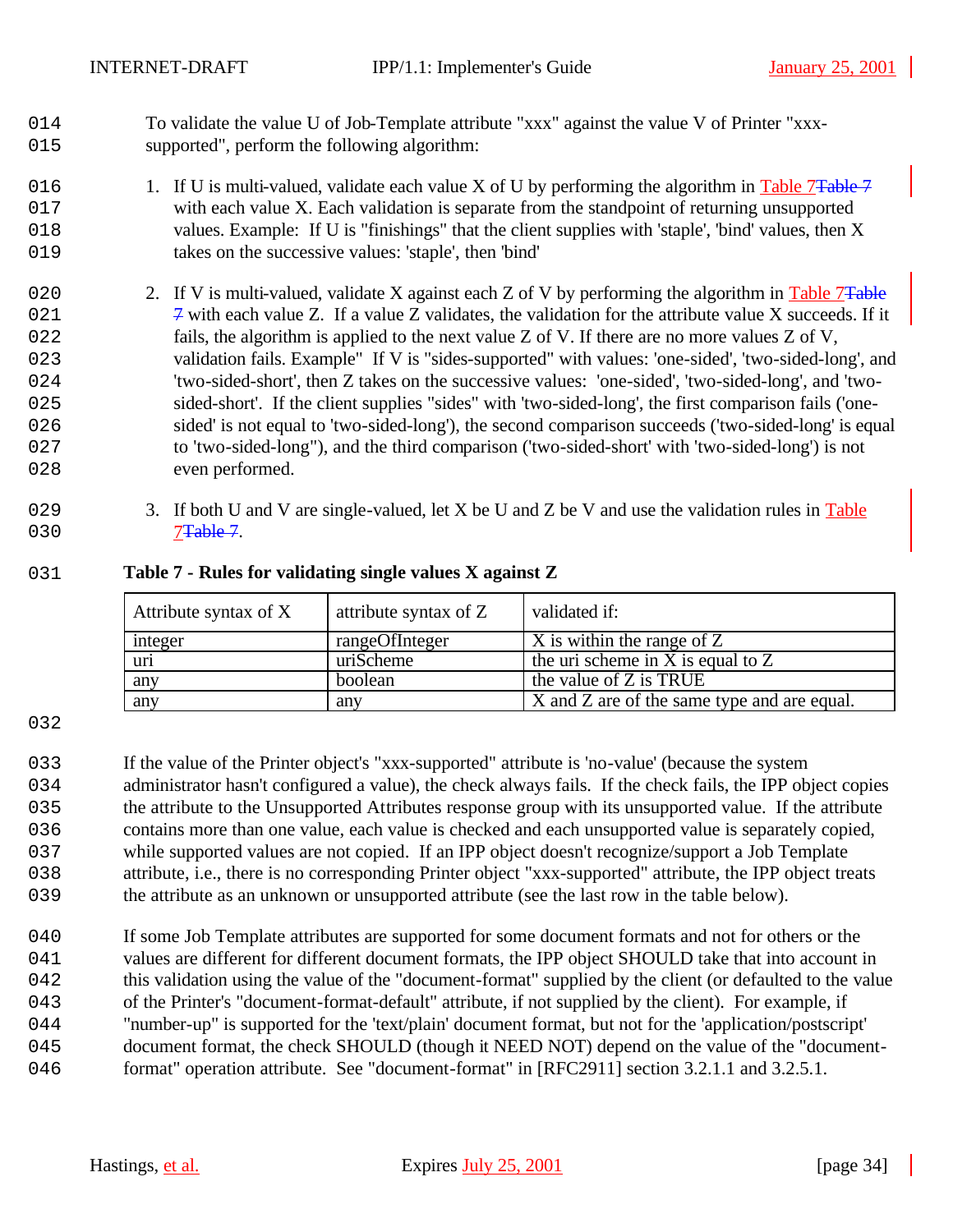To validate the value U of Job-Template attribute "xxx" against the value V of Printer "xxx-supported", perform the following algorithm:

1. If U is multi-valued, validate each value X of U by performing the algorithm in Table 7 with each value X. Each validation is separate from the standpoint of returning unsupported values. Example: If U is "finishings" that the client supplies with 'staple', 'bind' values, then X takes on the successive values: 'staple', then 'bind'

2. If V is multi-valued, validate X against each Z of V by performing the algorithm in Table 7 with each value Z. If a value Z validates, the validation for the attribute value X succeeds. If it fails, the algorithm is applied to the next value Z of V. If there are no more values Z of V, validation fails. Example" If V is "sides-supported" with values: 'one-sided', 'two-sided-long', and 'two-sided-short', then Z takes on the successive values: 'one-sided', 'two-sided-long', and 'two-sided-short'. If the client supplies "sides" with 'two-sided-long', the first comparison fails ('one-sided' is not equal to 'two-sided-long'), the second comparison succeeds ('two-sided-long' is equal to 'two-sided-long"), and the third comparison ('two-sided-short' with 'two-sided-long') is not even performed.

3. If both U and V are single-valued, let X be U and Z be V and use the validation rules in Table 7.

**Table 7 - Rules for validating single values X against Z**

| Attribute syntax of X | attribute syntax of Z | validated if: |
|---|---|---|
| integer | rangeOfInteger | X is within the range of Z |
| uri | uriScheme | the uri scheme in X is equal to Z |
| any | boolean | the value of Z is TRUE |
| any | any | X and Z are of the same type and are equal. |

If the value of the Printer object's "xxx-supported" attribute is 'no-value' (because the system administrator hasn't configured a value), the check always fails. If the check fails, the IPP object copies the attribute to the Unsupported Attributes response group with its unsupported value. If the attribute contains more than one value, each value is checked and each unsupported value is separately copied, while supported values are not copied. If an IPP object doesn't recognize/support a Job Template attribute, i.e., there is no corresponding Printer object "xxx-supported" attribute, the IPP object treats the attribute as an unknown or unsupported attribute (see the last row in the table below).

If some Job Template attributes are supported for some document formats and not for others or the values are different for different document formats, the IPP object SHOULD take that into account in this validation using the value of the "document-format" supplied by the client (or defaulted to the value of the Printer's "document-format-default" attribute, if not supplied by the client). For example, if "number-up" is supported for the 'text/plain' document format, but not for the 'application/postscript' document format, the check SHOULD (though it NEED NOT) depend on the value of the "document-format" operation attribute. See "document-format" in [RFC2911] section 3.2.1.1 and 3.2.5.1.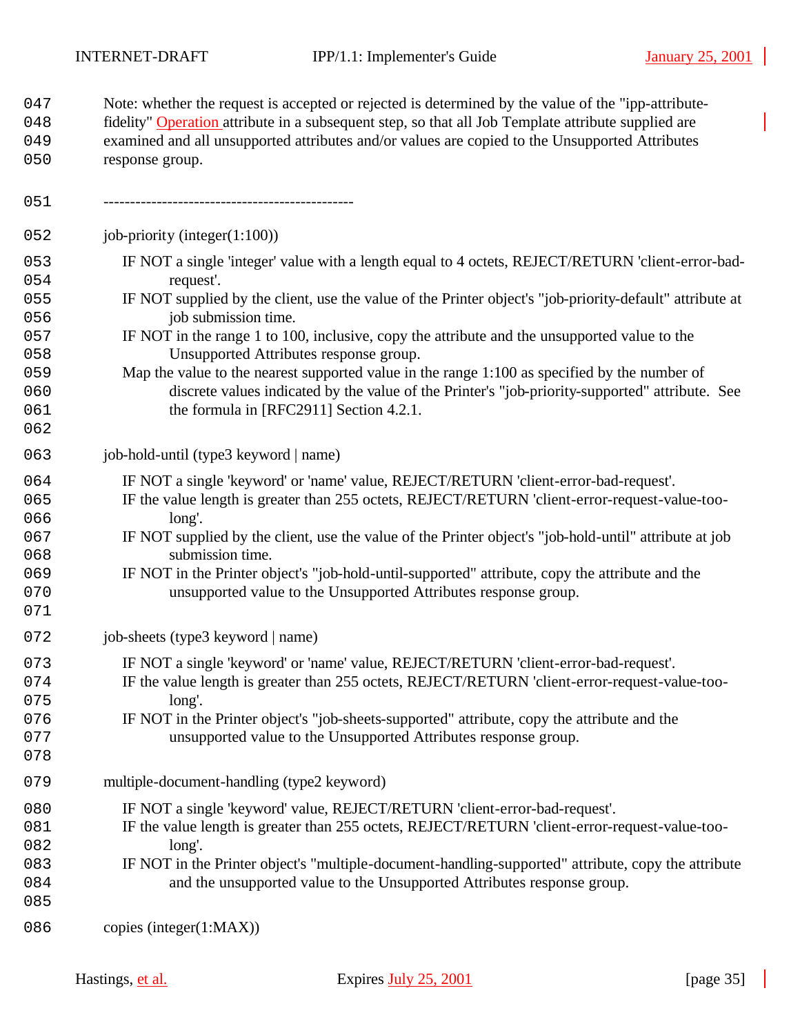Note: whether the request is accepted or rejected is determined by the value of the "ipp-attribute-fidelity" Operation attribute in a subsequent step, so that all Job Template attribute supplied are examined and all unsupported attributes and/or values are copied to the Unsupported Attributes response group.

-----------------------------------------------

job-priority (integer(1:100))

IF NOT a single 'integer' value with a length equal to 4 octets, REJECT/RETURN 'client-error-bad-request'.
IF NOT supplied by the client, use the value of the Printer object's "job-priority-default" attribute at job submission time.
IF NOT in the range 1 to 100, inclusive, copy the attribute and the unsupported value to the Unsupported Attributes response group.
Map the value to the nearest supported value in the range 1:100 as specified by the number of discrete values indicated by the value of the Printer's "job-priority-supported" attribute. See the formula in [RFC2911] Section 4.2.1.

job-hold-until (type3 keyword | name)

IF NOT a single 'keyword' or 'name' value, REJECT/RETURN 'client-error-bad-request'.
IF the value length is greater than 255 octets, REJECT/RETURN 'client-error-request-value-too-long'.
IF NOT supplied by the client, use the value of the Printer object's "job-hold-until" attribute at job submission time.
IF NOT in the Printer object's "job-hold-until-supported" attribute, copy the attribute and the unsupported value to the Unsupported Attributes response group.

job-sheets (type3 keyword | name)

IF NOT a single 'keyword' or 'name' value, REJECT/RETURN 'client-error-bad-request'.
IF the value length is greater than 255 octets, REJECT/RETURN 'client-error-request-value-too-long'.
IF NOT in the Printer object's "job-sheets-supported" attribute, copy the attribute and the unsupported value to the Unsupported Attributes response group.

multiple-document-handling (type2 keyword)

IF NOT a single 'keyword' value, REJECT/RETURN 'client-error-bad-request'.
IF the value length is greater than 255 octets, REJECT/RETURN 'client-error-request-value-too-long'.
IF NOT in the Printer object's "multiple-document-handling-supported" attribute, copy the attribute and the unsupported value to the Unsupported Attributes response group.

copies (integer(1:MAX))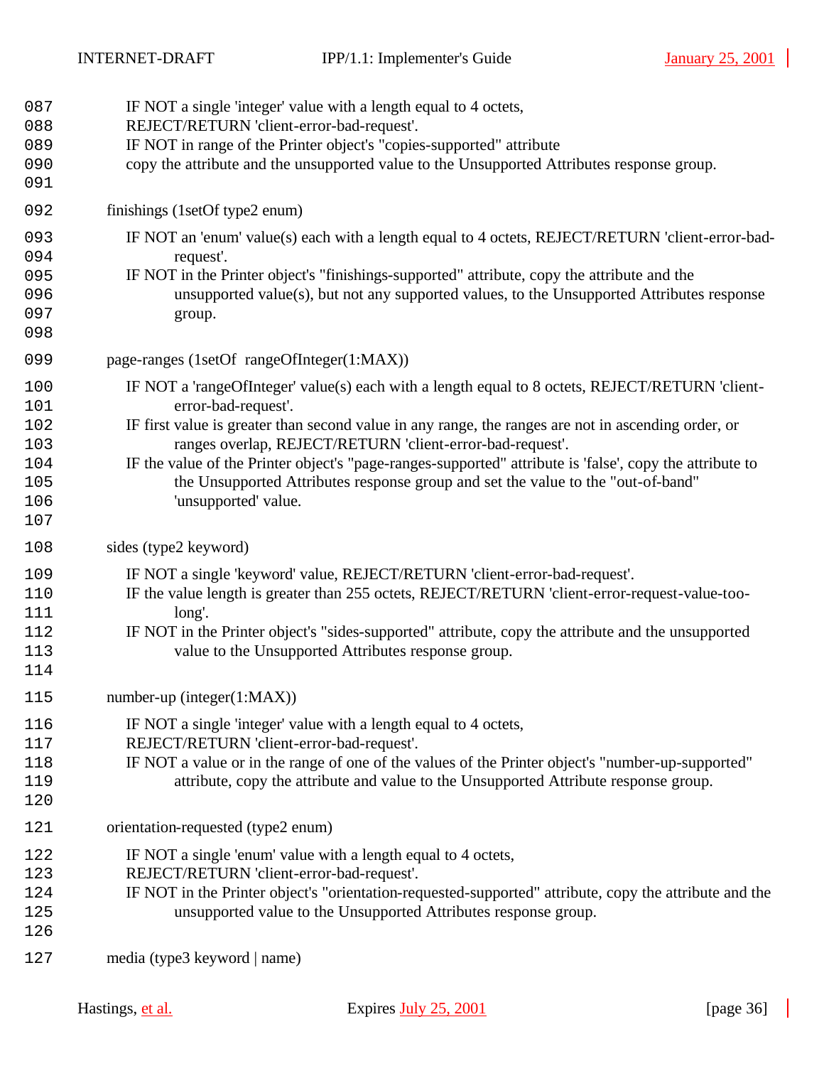087 IF NOT a single 'integer' value with a length equal to 4 octets,
088 REJECT/RETURN 'client-error-bad-request'.
089 IF NOT in range of the Printer object's "copies-supported" attribute
090 copy the attribute and the unsupported value to the Unsupported Attributes response group.
091

092 finishings (1setOf type2 enum)

093 IF NOT an 'enum' value(s) each with a length equal to 4 octets, REJECT/RETURN 'client-error-bad-
094 request'.
095 IF NOT in the Printer object's "finishings-supported" attribute, copy the attribute and the
096 unsupported value(s), but not any supported values, to the Unsupported Attributes response
097 group.
098

099 page-ranges (1setOf rangeOfInteger(1:MAX))

100 IF NOT a 'rangeOfInteger' value(s) each with a length equal to 8 octets, REJECT/RETURN 'client-
101 error-bad-request'.
102 IF first value is greater than second value in any range, the ranges are not in ascending order, or
103 ranges overlap, REJECT/RETURN 'client-error-bad-request'.
104 IF the value of the Printer object's "page-ranges-supported" attribute is 'false', copy the attribute to
105 the Unsupported Attributes response group and set the value to the "out-of-band"
106 'unsupported' value.
107

108 sides (type2 keyword)

109 IF NOT a single 'keyword' value, REJECT/RETURN 'client-error-bad-request'.
110 IF the value length is greater than 255 octets, REJECT/RETURN 'client-error-request-value-too-
111 long'.
112 IF NOT in the Printer object's "sides-supported" attribute, copy the attribute and the unsupported
113 value to the Unsupported Attributes response group.
114

115 number-up (integer(1:MAX))

116 IF NOT a single 'integer' value with a length equal to 4 octets,
117 REJECT/RETURN 'client-error-bad-request'.
118 IF NOT a value or in the range of one of the values of the Printer object's "number-up-supported"
119 attribute, copy the attribute and value to the Unsupported Attribute response group.
120

121 orientation-requested (type2 enum)

122 IF NOT a single 'enum' value with a length equal to 4 octets,
123 REJECT/RETURN 'client-error-bad-request'.
124 IF NOT in the Printer object's "orientation-requested-supported" attribute, copy the attribute and the
125 unsupported value to the Unsupported Attributes response group.
126

127 media (type3 keyword | name)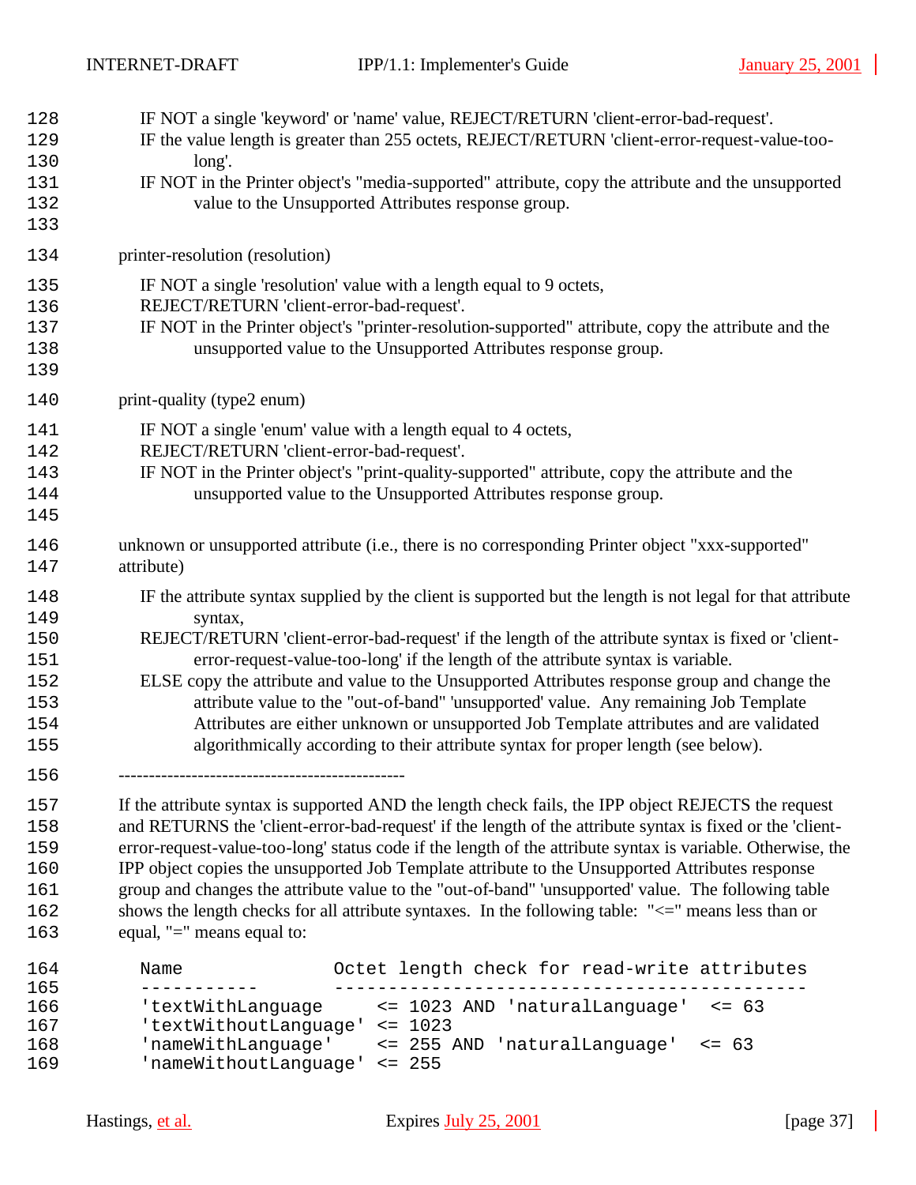IF NOT a single 'keyword' or 'name' value, REJECT/RETURN 'client-error-bad-request'.
IF the value length is greater than 255 octets, REJECT/RETURN 'client-error-request-value-too-long'.
IF NOT in the Printer object's "media-supported" attribute, copy the attribute and the unsupported value to the Unsupported Attributes response group.

printer-resolution (resolution)

IF NOT a single 'resolution' value with a length equal to 9 octets,
REJECT/RETURN 'client-error-bad-request'.
IF NOT in the Printer object's "printer-resolution-supported" attribute, copy the attribute and the unsupported value to the Unsupported Attributes response group.

print-quality (type2 enum)

IF NOT a single 'enum' value with a length equal to 4 octets,
REJECT/RETURN 'client-error-bad-request'.
IF NOT in the Printer object's "print-quality-supported" attribute, copy the attribute and the unsupported value to the Unsupported Attributes response group.

unknown or unsupported attribute (i.e., there is no corresponding Printer object "xxx-supported" attribute)

IF the attribute syntax supplied by the client is supported but the length is not legal for that attribute syntax,
REJECT/RETURN 'client-error-bad-request' if the length of the attribute syntax is fixed or 'client-error-request-value-too-long' if the length of the attribute syntax is variable.
ELSE copy the attribute and value to the Unsupported Attributes response group and change the attribute value to the "out-of-band" 'unsupported' value. Any remaining Job Template Attributes are either unknown or unsupported Job Template attributes and are validated algorithmically according to their attribute syntax for proper length (see below).

-----------------------------------------------

If the attribute syntax is supported AND the length check fails, the IPP object REJECTS the request and RETURNS the 'client-error-bad-request' if the length of the attribute syntax is fixed or the 'client-error-request-value-too-long' status code if the length of the attribute syntax is variable. Otherwise, the IPP object copies the unsupported Job Template attribute to the Unsupported Attributes response group and changes the attribute value to the "out-of-band" 'unsupported' value. The following table shows the length checks for all attribute syntaxes. In the following table: "<=" means less than or equal, "=" means equal to:

```
Name                 Octet length check for read-write attributes
-----------          --------------------------------------------
'textWithLanguage      <= 1023 AND 'naturalLanguage'  <= 63
'textWithoutLanguage' <= 1023
'nameWithLanguage'     <= 255 AND 'naturalLanguage'  <= 63
'nameWithoutLanguage' <= 255
```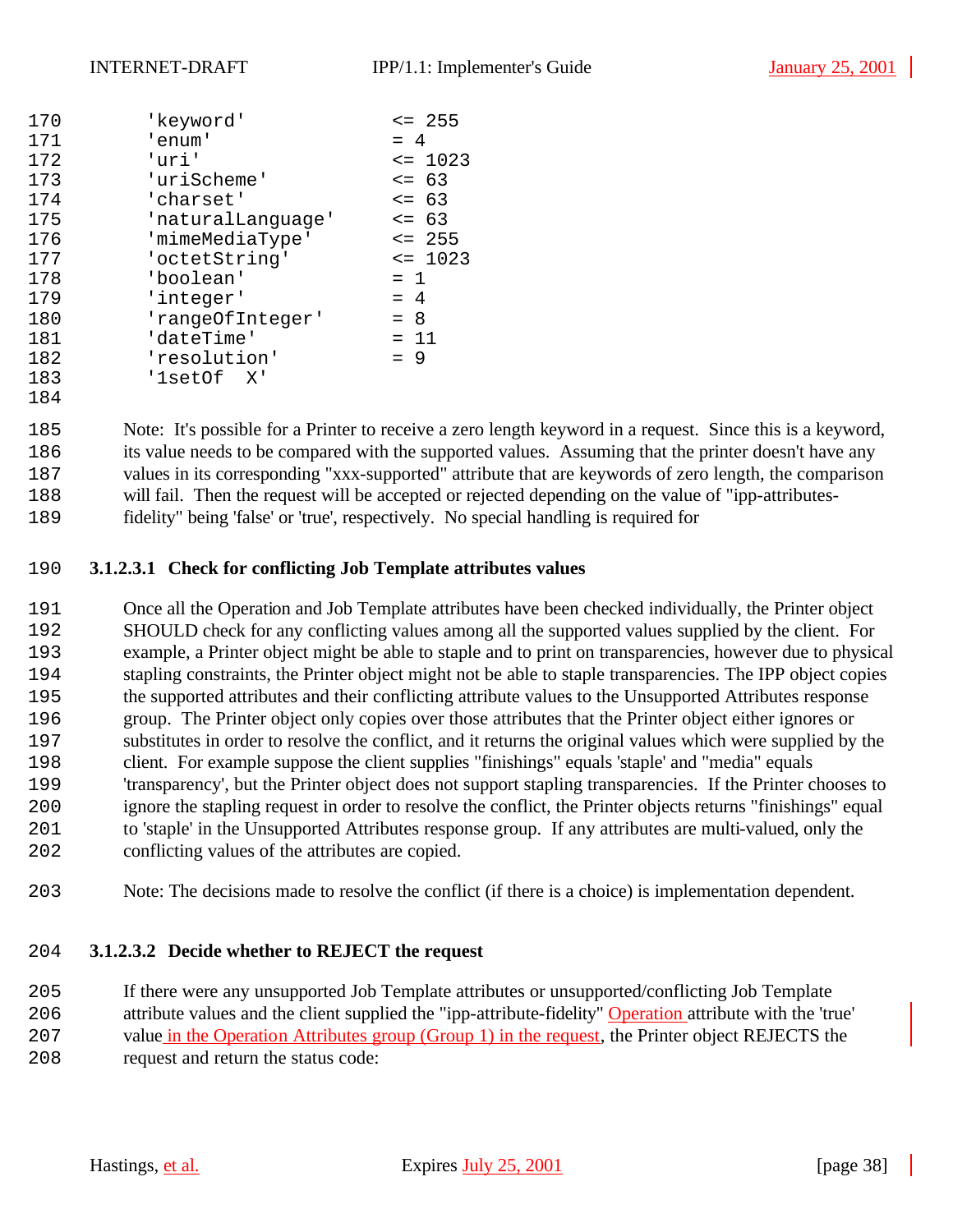```
'keyword'            <= 255
'enum'               = 4
'uri'                <= 1023
'uriScheme'          <= 63
'charset'            <= 63
'naturalLanguage'    <= 63
'mimeMediaType'      <= 255
'octetString'        <= 1023
'boolean'            = 1
'integer'            = 4
'rangeOfInteger'     = 8
'dateTime'           = 11
'resolution'         = 9
'1setOf  X'
```

Note: It's possible for a Printer to receive a zero length keyword in a request. Since this is a keyword, its value needs to be compared with the supported values. Assuming that the printer doesn't have any values in its corresponding "xxx-supported" attribute that are keywords of zero length, the comparison will fail. Then the request will be accepted or rejected depending on the value of "ipp-attributes-fidelity" being 'false' or 'true', respectively. No special handling is required for

#### 3.1.2.3.1 Check for conflicting Job Template attributes values

Once all the Operation and Job Template attributes have been checked individually, the Printer object SHOULD check for any conflicting values among all the supported values supplied by the client. For example, a Printer object might be able to staple and to print on transparencies, however due to physical stapling constraints, the Printer object might not be able to staple transparencies. The IPP object copies the supported attributes and their conflicting attribute values to the Unsupported Attributes response group. The Printer object only copies over those attributes that the Printer object either ignores or substitutes in order to resolve the conflict, and it returns the original values which were supplied by the client. For example suppose the client supplies "finishings" equals 'staple' and "media" equals 'transparency', but the Printer object does not support stapling transparencies. If the Printer chooses to ignore the stapling request in order to resolve the conflict, the Printer objects returns "finishings" equal to 'staple' in the Unsupported Attributes response group. If any attributes are multi-valued, only the conflicting values of the attributes are copied.

Note: The decisions made to resolve the conflict (if there is a choice) is implementation dependent.

#### 3.1.2.3.2 Decide whether to REJECT the request

If there were any unsupported Job Template attributes or unsupported/conflicting Job Template attribute values and the client supplied the "ipp-attribute-fidelity" Operation attribute with the 'true' value in the Operation Attributes group (Group 1) in the request, the Printer object REJECTS the request and return the status code: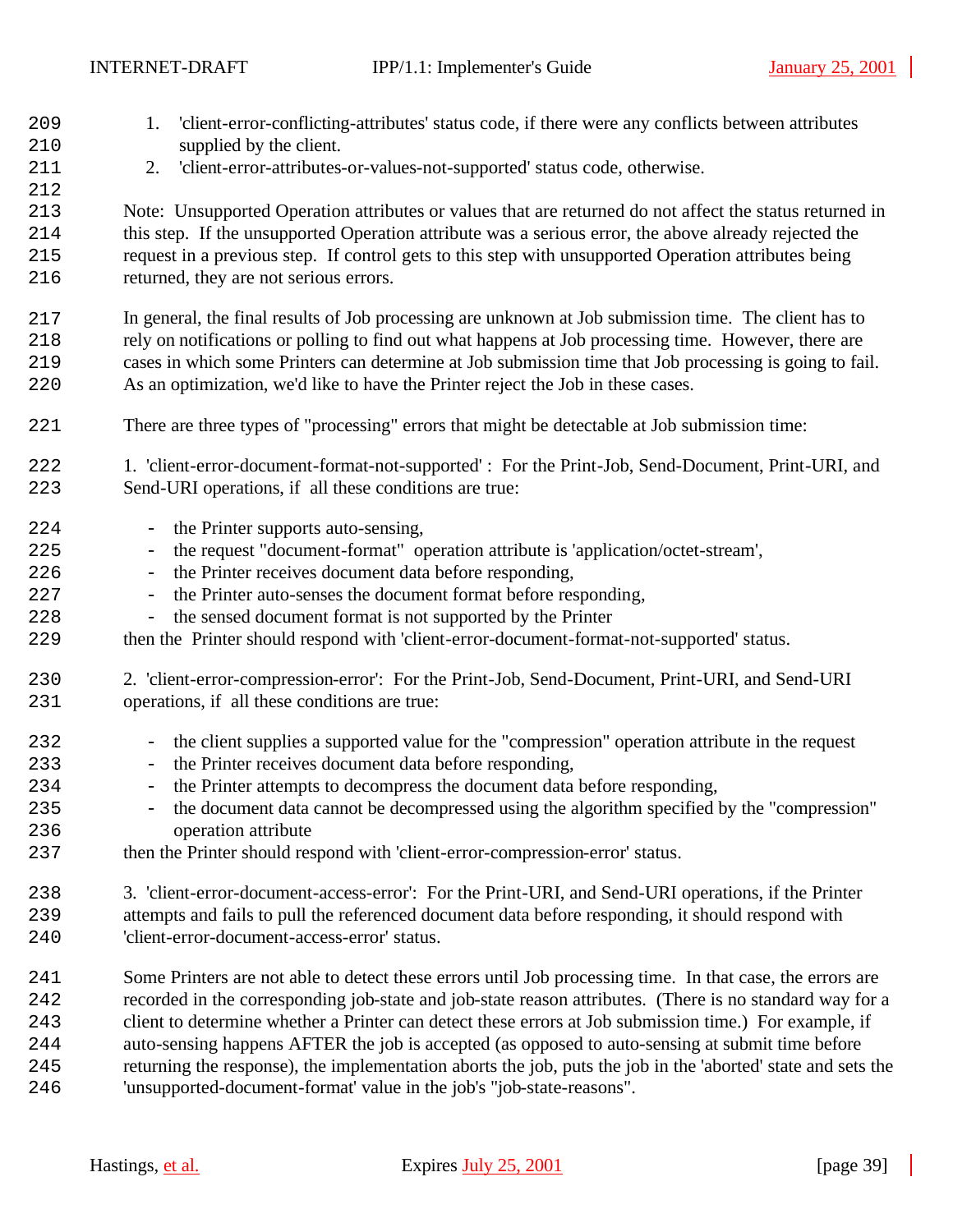1. 'client-error-conflicting-attributes' status code, if there were any conflicts between attributes supplied by the client.
2. 'client-error-attributes-or-values-not-supported' status code, otherwise.

Note: Unsupported Operation attributes or values that are returned do not affect the status returned in this step. If the unsupported Operation attribute was a serious error, the above already rejected the request in a previous step. If control gets to this step with unsupported Operation attributes being returned, they are not serious errors.

In general, the final results of Job processing are unknown at Job submission time. The client has to rely on notifications or polling to find out what happens at Job processing time. However, there are cases in which some Printers can determine at Job submission time that Job processing is going to fail. As an optimization, we'd like to have the Printer reject the Job in these cases.

There are three types of "processing" errors that might be detectable at Job submission time:

1. 'client-error-document-format-not-supported' : For the Print-Job, Send-Document, Print-URI, and Send-URI operations, if all these conditions are true:

   - the Printer supports auto-sensing,
   - the request "document-format" operation attribute is 'application/octet-stream',
   - the Printer receives document data before responding,
   - the Printer auto-senses the document format before responding,
   - the sensed document format is not supported by the Printer

   then the Printer should respond with 'client-error-document-format-not-supported' status.

2. 'client-error-compression-error': For the Print-Job, Send-Document, Print-URI, and Send-URI operations, if all these conditions are true:

   - the client supplies a supported value for the "compression" operation attribute in the request
   - the Printer receives document data before responding,
   - the Printer attempts to decompress the document data before responding,
   - the document data cannot be decompressed using the algorithm specified by the "compression" operation attribute

   then the Printer should respond with 'client-error-compression-error' status.

3. 'client-error-document-access-error': For the Print-URI, and Send-URI operations, if the Printer attempts and fails to pull the referenced document data before responding, it should respond with 'client-error-document-access-error' status.

Some Printers are not able to detect these errors until Job processing time. In that case, the errors are recorded in the corresponding job-state and job-state reason attributes. (There is no standard way for a client to determine whether a Printer can detect these errors at Job submission time.) For example, if auto-sensing happens AFTER the job is accepted (as opposed to auto-sensing at submit time before returning the response), the implementation aborts the job, puts the job in the 'aborted' state and sets the 'unsupported-document-format' value in the job's "job-state-reasons".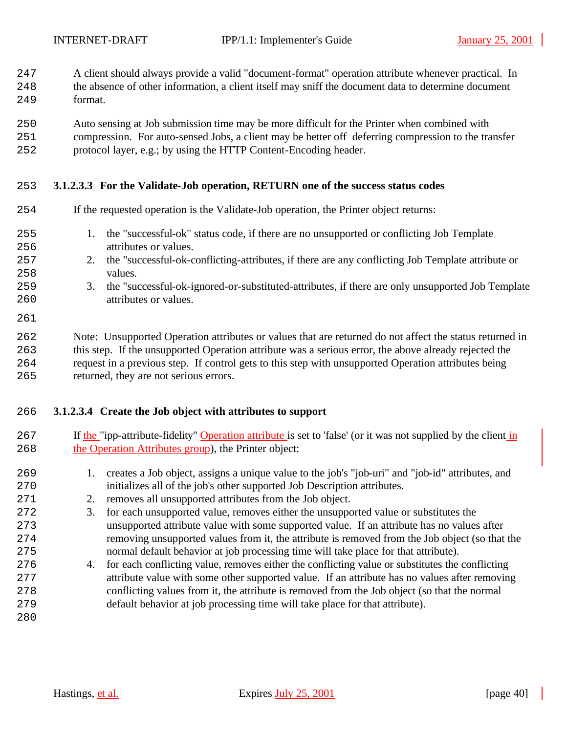A client should always provide a valid "document-format" operation attribute whenever practical. In the absence of other information, a client itself may sniff the document data to determine document format.

Auto sensing at Job submission time may be more difficult for the Printer when combined with compression. For auto-sensed Jobs, a client may be better off deferring compression to the transfer protocol layer, e.g.; by using the HTTP Content-Encoding header.

#### 3.1.2.3.3 For the Validate-Job operation, RETURN one of the success status codes

If the requested operation is the Validate-Job operation, the Printer object returns:

1. the "successful-ok" status code, if there are no unsupported or conflicting Job Template attributes or values.
2. the "successful-ok-conflicting-attributes, if there are any conflicting Job Template attribute or values.
3. the "successful-ok-ignored-or-substituted-attributes, if there are only unsupported Job Template attributes or values.

Note: Unsupported Operation attributes or values that are returned do not affect the status returned in this step. If the unsupported Operation attribute was a serious error, the above already rejected the request in a previous step. If control gets to this step with unsupported Operation attributes being returned, they are not serious errors.

#### 3.1.2.3.4 Create the Job object with attributes to support

If the "ipp-attribute-fidelity" Operation attribute is set to 'false' (or it was not supplied by the client in the Operation Attributes group), the Printer object:

1. creates a Job object, assigns a unique value to the job's "job-uri" and "job-id" attributes, and initializes all of the job's other supported Job Description attributes.
2. removes all unsupported attributes from the Job object.
3. for each unsupported value, removes either the unsupported value or substitutes the unsupported attribute value with some supported value. If an attribute has no values after removing unsupported values from it, the attribute is removed from the Job object (so that the normal default behavior at job processing time will take place for that attribute).
4. for each conflicting value, removes either the conflicting value or substitutes the conflicting attribute value with some other supported value. If an attribute has no values after removing conflicting values from it, the attribute is removed from the Job object (so that the normal default behavior at job processing time will take place for that attribute).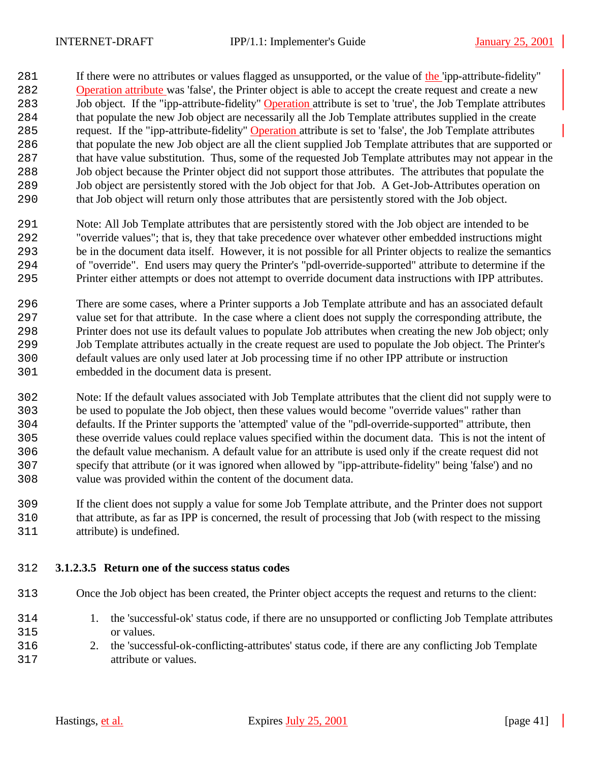If there were no attributes or values flagged as unsupported, or the value of the 'ipp-attribute-fidelity" Operation attribute was 'false', the Printer object is able to accept the create request and create a new Job object. If the "ipp-attribute-fidelity" Operation attribute is set to 'true', the Job Template attributes that populate the new Job object are necessarily all the Job Template attributes supplied in the create request. If the "ipp-attribute-fidelity" Operation attribute is set to 'false', the Job Template attributes that populate the new Job object are all the client supplied Job Template attributes that are supported or that have value substitution. Thus, some of the requested Job Template attributes may not appear in the Job object because the Printer object did not support those attributes. The attributes that populate the Job object are persistently stored with the Job object for that Job. A Get-Job-Attributes operation on that Job object will return only those attributes that are persistently stored with the Job object.

Note: All Job Template attributes that are persistently stored with the Job object are intended to be "override values"; that is, they that take precedence over whatever other embedded instructions might be in the document data itself. However, it is not possible for all Printer objects to realize the semantics of "override". End users may query the Printer's "pdl-override-supported" attribute to determine if the Printer either attempts or does not attempt to override document data instructions with IPP attributes.

There are some cases, where a Printer supports a Job Template attribute and has an associated default value set for that attribute. In the case where a client does not supply the corresponding attribute, the Printer does not use its default values to populate Job attributes when creating the new Job object; only Job Template attributes actually in the create request are used to populate the Job object. The Printer's default values are only used later at Job processing time if no other IPP attribute or instruction embedded in the document data is present.

Note: If the default values associated with Job Template attributes that the client did not supply were to be used to populate the Job object, then these values would become "override values" rather than defaults. If the Printer supports the 'attempted' value of the "pdl-override-supported" attribute, then these override values could replace values specified within the document data. This is not the intent of the default value mechanism. A default value for an attribute is used only if the create request did not specify that attribute (or it was ignored when allowed by "ipp-attribute-fidelity" being 'false') and no value was provided within the content of the document data.

If the client does not supply a value for some Job Template attribute, and the Printer does not support that attribute, as far as IPP is concerned, the result of processing that Job (with respect to the missing attribute) is undefined.

##### 3.1.2.3.5 Return one of the success status codes

Once the Job object has been created, the Printer object accepts the request and returns to the client:

1. the 'successful-ok' status code, if there are no unsupported or conflicting Job Template attributes or values.
2. the 'successful-ok-conflicting-attributes' status code, if there are any conflicting Job Template attribute or values.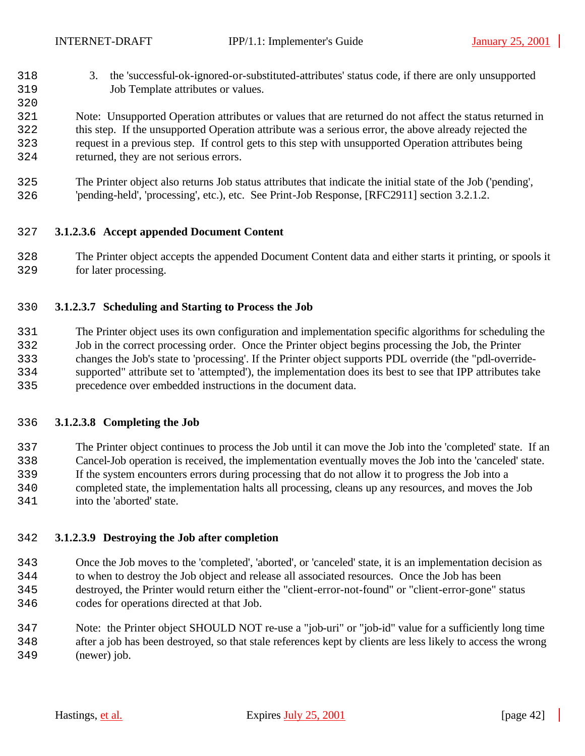3. the 'successful-ok-ignored-or-substituted-attributes' status code, if there are only unsupported Job Template attributes or values.

Note: Unsupported Operation attributes or values that are returned do not affect the status returned in this step. If the unsupported Operation attribute was a serious error, the above already rejected the request in a previous step. If control gets to this step with unsupported Operation attributes being returned, they are not serious errors.

The Printer object also returns Job status attributes that indicate the initial state of the Job ('pending', 'pending-held', 'processing', etc.), etc. See Print-Job Response, [RFC2911] section 3.2.1.2.

#### 3.1.2.3.6 Accept appended Document Content

The Printer object accepts the appended Document Content data and either starts it printing, or spools it for later processing.

#### 3.1.2.3.7 Scheduling and Starting to Process the Job

The Printer object uses its own configuration and implementation specific algorithms for scheduling the Job in the correct processing order. Once the Printer object begins processing the Job, the Printer changes the Job's state to 'processing'. If the Printer object supports PDL override (the "pdl-override-supported" attribute set to 'attempted'), the implementation does its best to see that IPP attributes take precedence over embedded instructions in the document data.

#### 3.1.2.3.8 Completing the Job

The Printer object continues to process the Job until it can move the Job into the 'completed' state. If an Cancel-Job operation is received, the implementation eventually moves the Job into the 'canceled' state. If the system encounters errors during processing that do not allow it to progress the Job into a completed state, the implementation halts all processing, cleans up any resources, and moves the Job into the 'aborted' state.

#### 3.1.2.3.9 Destroying the Job after completion

Once the Job moves to the 'completed', 'aborted', or 'canceled' state, it is an implementation decision as to when to destroy the Job object and release all associated resources. Once the Job has been destroyed, the Printer would return either the "client-error-not-found" or "client-error-gone" status codes for operations directed at that Job.

Note: the Printer object SHOULD NOT re-use a "job-uri" or "job-id" value for a sufficiently long time after a job has been destroyed, so that stale references kept by clients are less likely to access the wrong (newer) job.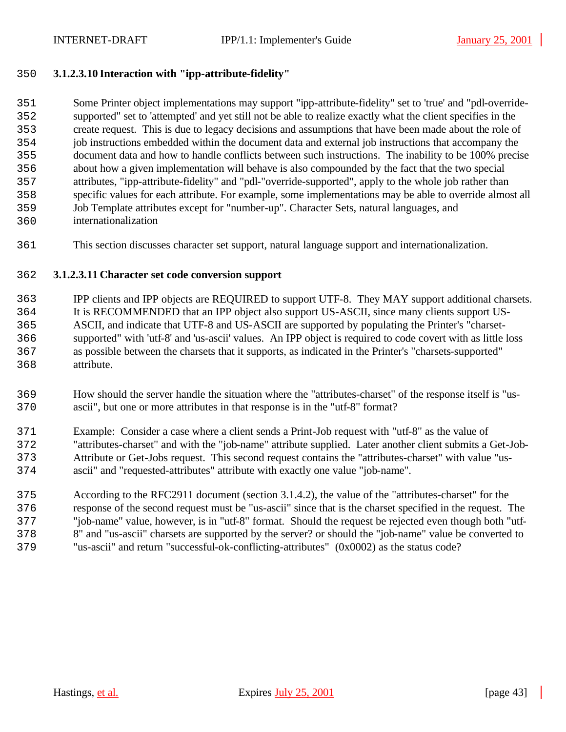#### 3.1.2.3.10 Interaction with "ipp-attribute-fidelity"

Some Printer object implementations may support "ipp-attribute-fidelity" set to 'true' and "pdl-override-supported" set to 'attempted' and yet still not be able to realize exactly what the client specifies in the create request. This is due to legacy decisions and assumptions that have been made about the role of job instructions embedded within the document data and external job instructions that accompany the document data and how to handle conflicts between such instructions. The inability to be 100% precise about how a given implementation will behave is also compounded by the fact that the two special attributes, "ipp-attribute-fidelity" and "pdl-"override-supported", apply to the whole job rather than specific values for each attribute. For example, some implementations may be able to override almost all Job Template attributes except for "number-up". Character Sets, natural languages, and internationalization

This section discusses character set support, natural language support and internationalization.

#### 3.1.2.3.11 Character set code conversion support

IPP clients and IPP objects are REQUIRED to support UTF-8. They MAY support additional charsets. It is RECOMMENDED that an IPP object also support US-ASCII, since many clients support US-ASCII, and indicate that UTF-8 and US-ASCII are supported by populating the Printer's "charset-supported" with 'utf-8' and 'us-ascii' values. An IPP object is required to code covert with as little loss as possible between the charsets that it supports, as indicated in the Printer's "charsets-supported" attribute.

How should the server handle the situation where the "attributes-charset" of the response itself is "us-ascii", but one or more attributes in that response is in the "utf-8" format?

Example: Consider a case where a client sends a Print-Job request with "utf-8" as the value of "attributes-charset" and with the "job-name" attribute supplied. Later another client submits a Get-Job-Attribute or Get-Jobs request. This second request contains the "attributes-charset" with value "us-ascii" and "requested-attributes" attribute with exactly one value "job-name".

According to the RFC2911 document (section 3.1.4.2), the value of the "attributes-charset" for the response of the second request must be "us-ascii" since that is the charset specified in the request. The "job-name" value, however, is in "utf-8" format. Should the request be rejected even though both "utf-8" and "us-ascii" charsets are supported by the server? or should the "job-name" value be converted to "us-ascii" and return "successful-ok-conflicting-attributes" (0x0002) as the status code?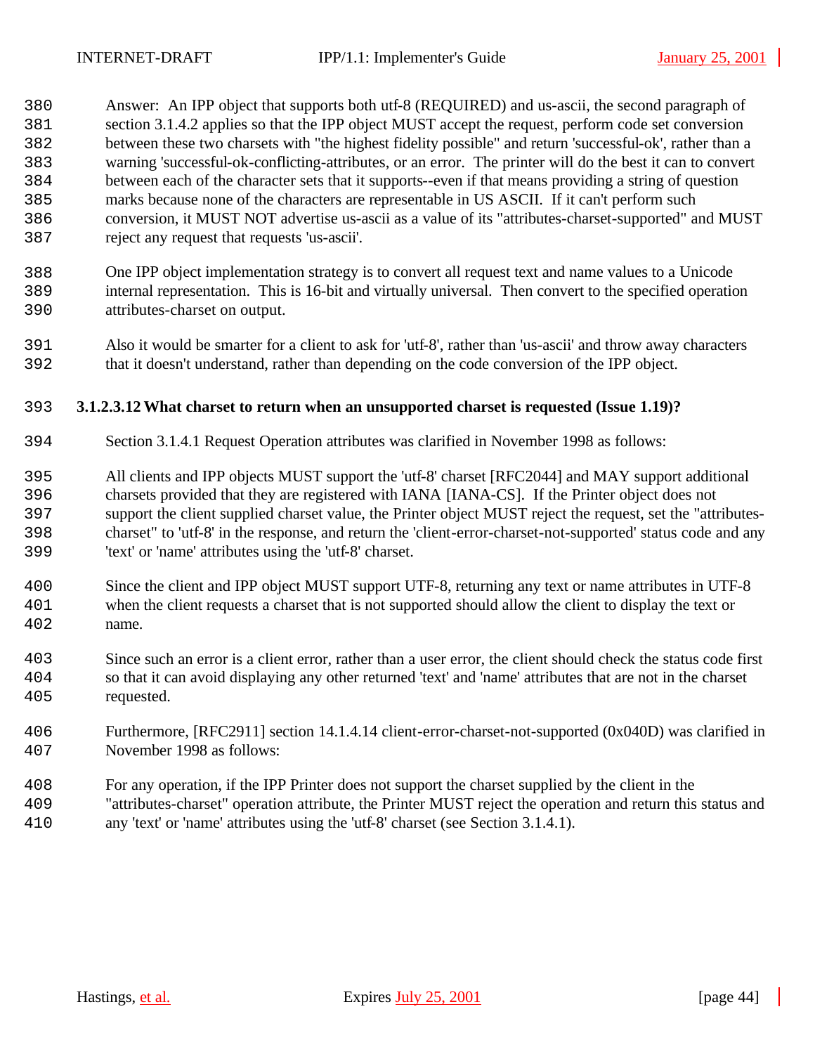Answer: An IPP object that supports both utf-8 (REQUIRED) and us-ascii, the second paragraph of section 3.1.4.2 applies so that the IPP object MUST accept the request, perform code set conversion between these two charsets with "the highest fidelity possible" and return 'successful-ok', rather than a warning 'successful-ok-conflicting-attributes, or an error. The printer will do the best it can to convert between each of the character sets that it supports--even if that means providing a string of question marks because none of the characters are representable in US ASCII. If it can't perform such conversion, it MUST NOT advertise us-ascii as a value of its "attributes-charset-supported" and MUST reject any request that requests 'us-ascii'.

One IPP object implementation strategy is to convert all request text and name values to a Unicode internal representation. This is 16-bit and virtually universal. Then convert to the specified operation attributes-charset on output.

Also it would be smarter for a client to ask for 'utf-8', rather than 'us-ascii' and throw away characters that it doesn't understand, rather than depending on the code conversion of the IPP object.

#### 3.1.2.3.12 What charset to return when an unsupported charset is requested (Issue 1.19)?

Section 3.1.4.1 Request Operation attributes was clarified in November 1998 as follows:

All clients and IPP objects MUST support the 'utf-8' charset [RFC2044] and MAY support additional charsets provided that they are registered with IANA [IANA-CS]. If the Printer object does not support the client supplied charset value, the Printer object MUST reject the request, set the "attributes-charset" to 'utf-8' in the response, and return the 'client-error-charset-not-supported' status code and any 'text' or 'name' attributes using the 'utf-8' charset.

Since the client and IPP object MUST support UTF-8, returning any text or name attributes in UTF-8 when the client requests a charset that is not supported should allow the client to display the text or name.

Since such an error is a client error, rather than a user error, the client should check the status code first so that it can avoid displaying any other returned 'text' and 'name' attributes that are not in the charset requested.

Furthermore, [RFC2911] section 14.1.4.14 client-error-charset-not-supported (0x040D) was clarified in November 1998 as follows:

For any operation, if the IPP Printer does not support the charset supplied by the client in the "attributes-charset" operation attribute, the Printer MUST reject the operation and return this status and any 'text' or 'name' attributes using the 'utf-8' charset (see Section 3.1.4.1).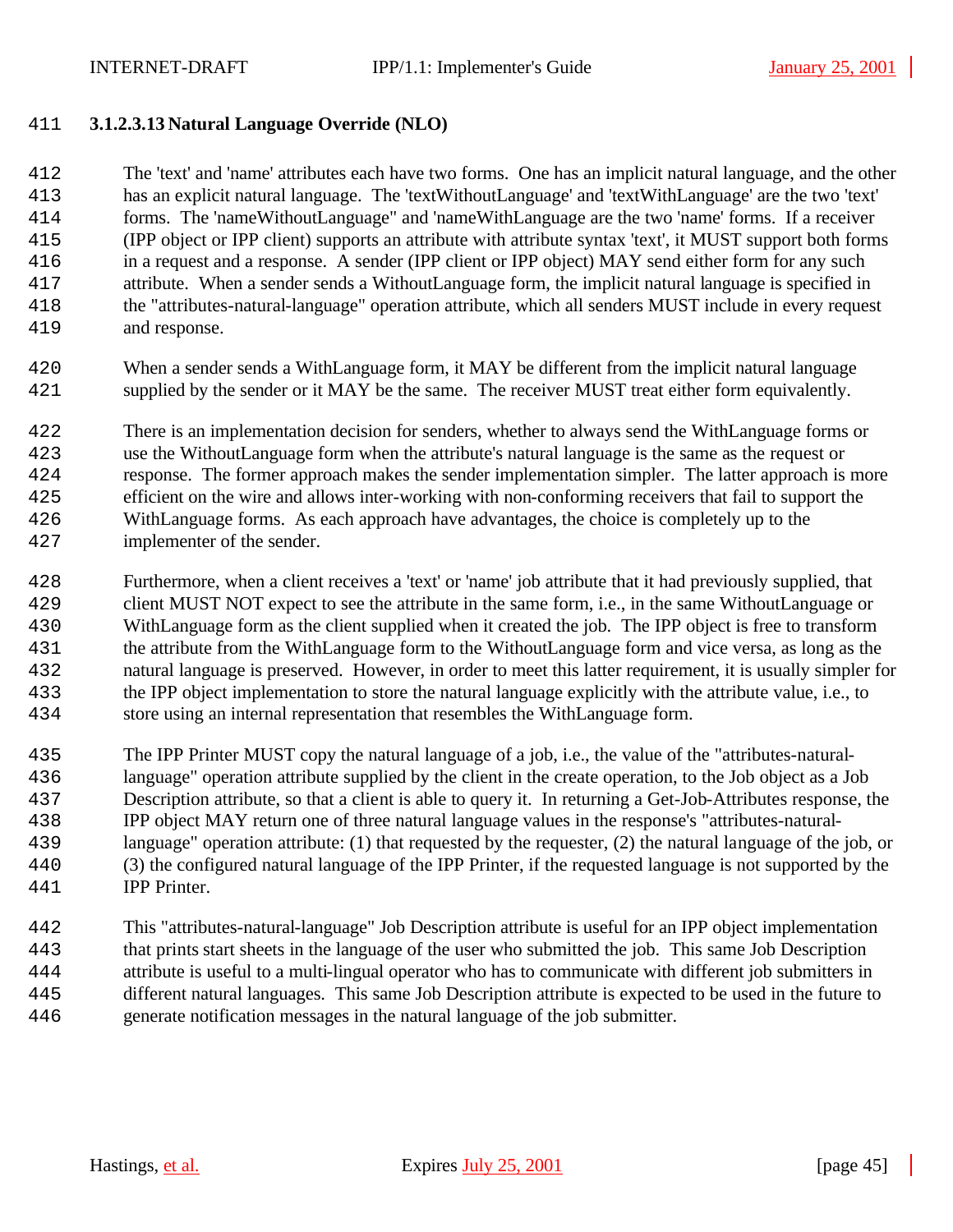#### 3.1.2.3.13 Natural Language Override (NLO)

The 'text' and 'name' attributes each have two forms. One has an implicit natural language, and the other has an explicit natural language. The 'textWithoutLanguage' and 'textWithLanguage' are the two 'text' forms. The 'nameWithoutLanguage" and 'nameWithLanguage are the two 'name' forms. If a receiver (IPP object or IPP client) supports an attribute with attribute syntax 'text', it MUST support both forms in a request and a response. A sender (IPP client or IPP object) MAY send either form for any such attribute. When a sender sends a WithoutLanguage form, the implicit natural language is specified in the "attributes-natural-language" operation attribute, which all senders MUST include in every request and response.

When a sender sends a WithLanguage form, it MAY be different from the implicit natural language supplied by the sender or it MAY be the same. The receiver MUST treat either form equivalently.

There is an implementation decision for senders, whether to always send the WithLanguage forms or use the WithoutLanguage form when the attribute's natural language is the same as the request or response. The former approach makes the sender implementation simpler. The latter approach is more efficient on the wire and allows inter-working with non-conforming receivers that fail to support the WithLanguage forms. As each approach have advantages, the choice is completely up to the implementer of the sender.

Furthermore, when a client receives a 'text' or 'name' job attribute that it had previously supplied, that client MUST NOT expect to see the attribute in the same form, i.e., in the same WithoutLanguage or WithLanguage form as the client supplied when it created the job. The IPP object is free to transform the attribute from the WithLanguage form to the WithoutLanguage form and vice versa, as long as the natural language is preserved. However, in order to meet this latter requirement, it is usually simpler for the IPP object implementation to store the natural language explicitly with the attribute value, i.e., to store using an internal representation that resembles the WithLanguage form.

The IPP Printer MUST copy the natural language of a job, i.e., the value of the "attributes-natural-language" operation attribute supplied by the client in the create operation, to the Job object as a Job Description attribute, so that a client is able to query it. In returning a Get-Job-Attributes response, the IPP object MAY return one of three natural language values in the response's "attributes-natural-language" operation attribute: (1) that requested by the requester, (2) the natural language of the job, or (3) the configured natural language of the IPP Printer, if the requested language is not supported by the IPP Printer.

This "attributes-natural-language" Job Description attribute is useful for an IPP object implementation that prints start sheets in the language of the user who submitted the job. This same Job Description attribute is useful to a multi-lingual operator who has to communicate with different job submitters in different natural languages. This same Job Description attribute is expected to be used in the future to generate notification messages in the natural language of the job submitter.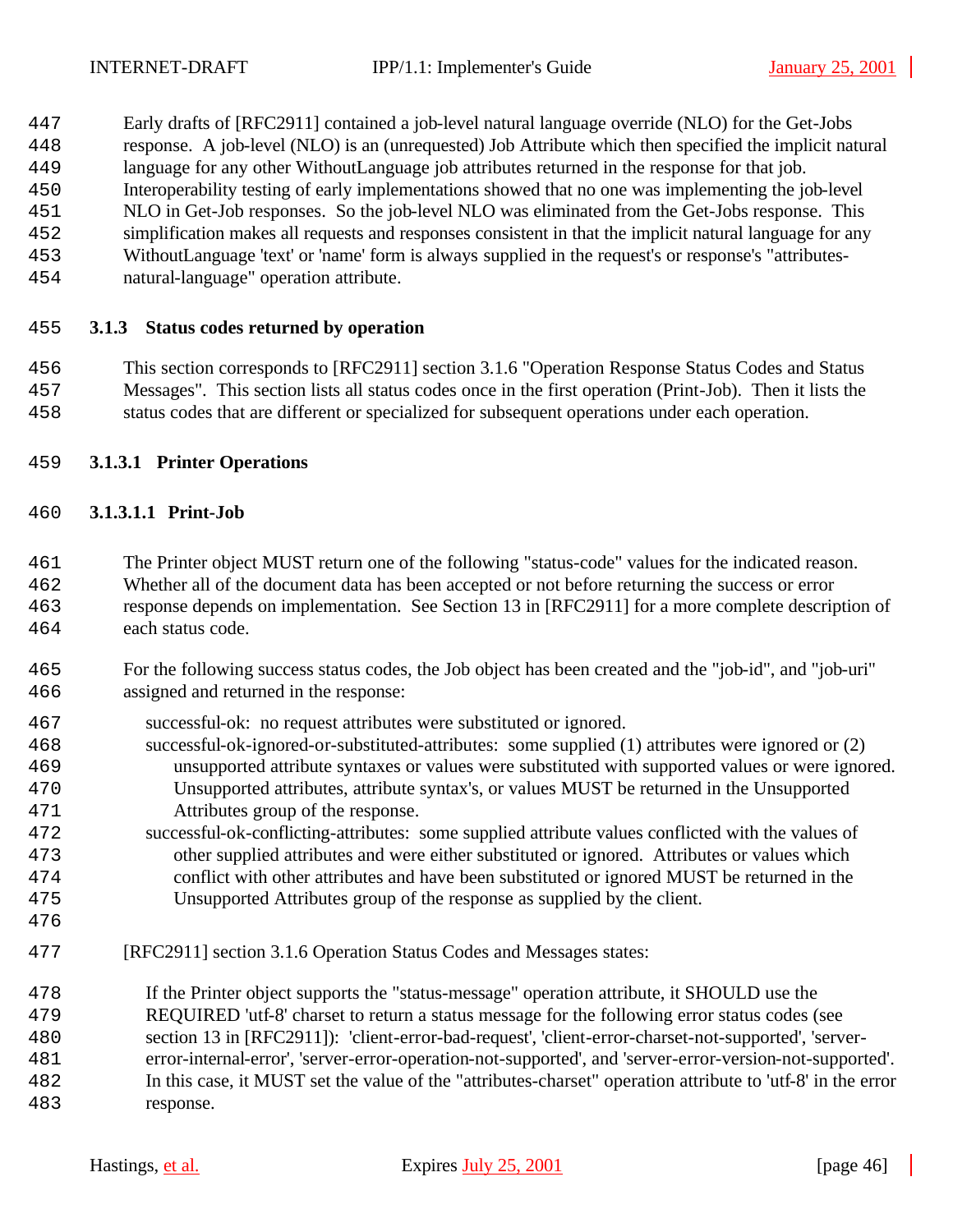Early drafts of [RFC2911] contained a job-level natural language override (NLO) for the Get-Jobs response. A job-level (NLO) is an (unrequested) Job Attribute which then specified the implicit natural language for any other WithoutLanguage job attributes returned in the response for that job. Interoperability testing of early implementations showed that no one was implementing the job-level NLO in Get-Job responses. So the job-level NLO was eliminated from the Get-Jobs response. This simplification makes all requests and responses consistent in that the implicit natural language for any WithoutLanguage 'text' or 'name' form is always supplied in the request's or response's "attributes-natural-language" operation attribute.

### 3.1.3 Status codes returned by operation

This section corresponds to [RFC2911] section 3.1.6 "Operation Response Status Codes and Status Messages". This section lists all status codes once in the first operation (Print-Job). Then it lists the status codes that are different or specialized for subsequent operations under each operation.

#### 3.1.3.1 Printer Operations

##### 3.1.3.1.1 Print-Job

The Printer object MUST return one of the following "status-code" values for the indicated reason. Whether all of the document data has been accepted or not before returning the success or error response depends on implementation. See Section 13 in [RFC2911] for a more complete description of each status code.

For the following success status codes, the Job object has been created and the "job-id", and "job-uri" assigned and returned in the response:

- successful-ok: no request attributes were substituted or ignored.
- successful-ok-ignored-or-substituted-attributes: some supplied (1) attributes were ignored or (2) unsupported attribute syntaxes or values were substituted with supported values or were ignored. Unsupported attributes, attribute syntax's, or values MUST be returned in the Unsupported Attributes group of the response.
- successful-ok-conflicting-attributes: some supplied attribute values conflicted with the values of other supplied attributes and were either substituted or ignored. Attributes or values which conflict with other attributes and have been substituted or ignored MUST be returned in the Unsupported Attributes group of the response as supplied by the client.

[RFC2911] section 3.1.6 Operation Status Codes and Messages states:

> If the Printer object supports the "status-message" operation attribute, it SHOULD use the REQUIRED 'utf-8' charset to return a status message for the following error status codes (see section 13 in [RFC2911]): 'client-error-bad-request', 'client-error-charset-not-supported', 'server-error-internal-error', 'server-error-operation-not-supported', and 'server-error-version-not-supported'. In this case, it MUST set the value of the "attributes-charset" operation attribute to 'utf-8' in the error response.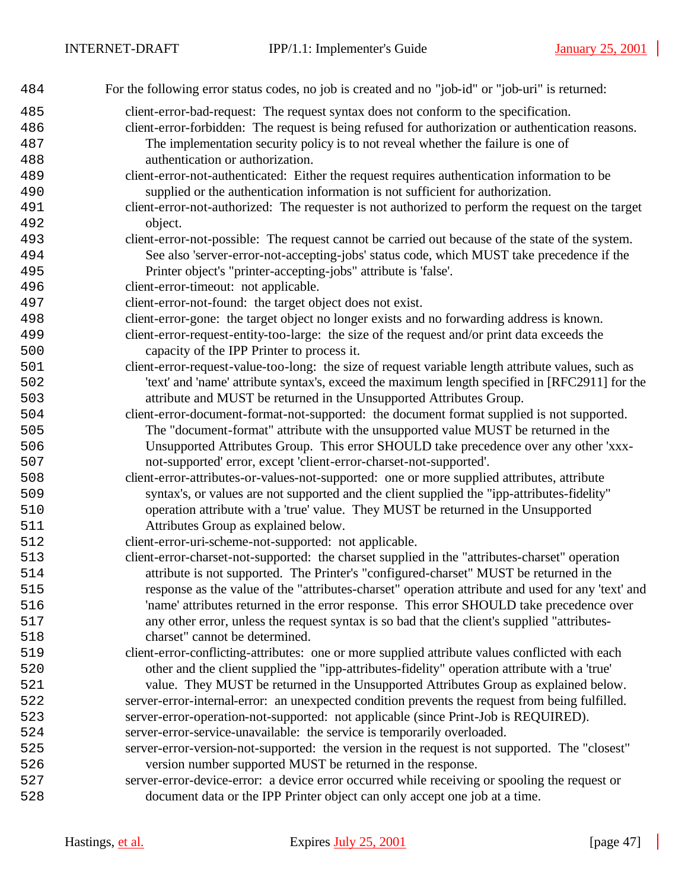For the following error status codes, no job is created and no "job-id" or "job-uri" is returned:

- client-error-bad-request: The request syntax does not conform to the specification.
- client-error-forbidden: The request is being refused for authorization or authentication reasons. The implementation security policy is to not reveal whether the failure is one of authentication or authorization.
- client-error-not-authenticated: Either the request requires authentication information to be supplied or the authentication information is not sufficient for authorization.
- client-error-not-authorized: The requester is not authorized to perform the request on the target object.
- client-error-not-possible: The request cannot be carried out because of the state of the system. See also 'server-error-not-accepting-jobs' status code, which MUST take precedence if the Printer object's "printer-accepting-jobs" attribute is 'false'.
- client-error-timeout: not applicable.
- client-error-not-found: the target object does not exist.
- client-error-gone: the target object no longer exists and no forwarding address is known.
- client-error-request-entity-too-large: the size of the request and/or print data exceeds the capacity of the IPP Printer to process it.
- client-error-request-value-too-long: the size of request variable length attribute values, such as 'text' and 'name' attribute syntax's, exceed the maximum length specified in [RFC2911] for the attribute and MUST be returned in the Unsupported Attributes Group.
- client-error-document-format-not-supported: the document format supplied is not supported. The "document-format" attribute with the unsupported value MUST be returned in the Unsupported Attributes Group. This error SHOULD take precedence over any other 'xxx-not-supported' error, except 'client-error-charset-not-supported'.
- client-error-attributes-or-values-not-supported: one or more supplied attributes, attribute syntax's, or values are not supported and the client supplied the "ipp-attributes-fidelity" operation attribute with a 'true' value. They MUST be returned in the Unsupported Attributes Group as explained below.
- client-error-uri-scheme-not-supported: not applicable.
- client-error-charset-not-supported: the charset supplied in the "attributes-charset" operation attribute is not supported. The Printer's "configured-charset" MUST be returned in the response as the value of the "attributes-charset" operation attribute and used for any 'text' and 'name' attributes returned in the error response. This error SHOULD take precedence over any other error, unless the request syntax is so bad that the client's supplied "attributes-charset" cannot be determined.
- client-error-conflicting-attributes: one or more supplied attribute values conflicted with each other and the client supplied the "ipp-attributes-fidelity" operation attribute with a 'true' value. They MUST be returned in the Unsupported Attributes Group as explained below.
- server-error-internal-error: an unexpected condition prevents the request from being fulfilled.
- server-error-operation-not-supported: not applicable (since Print-Job is REQUIRED).
- server-error-service-unavailable: the service is temporarily overloaded.
- server-error-version-not-supported: the version in the request is not supported. The "closest" version number supported MUST be returned in the response.
- server-error-device-error: a device error occurred while receiving or spooling the request or document data or the IPP Printer object can only accept one job at a time.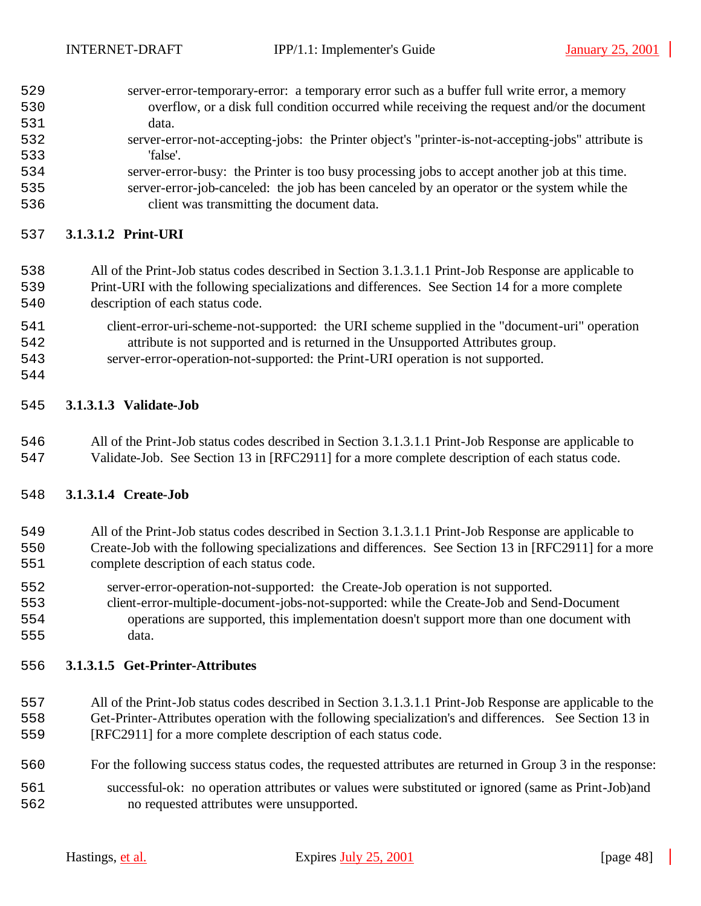server-error-temporary-error: a temporary error such as a buffer full write error, a memory overflow, or a disk full condition occurred while receiving the request and/or the document data.

server-error-not-accepting-jobs: the Printer object's "printer-is-not-accepting-jobs" attribute is 'false'.

server-error-busy: the Printer is too busy processing jobs to accept another job at this time.

server-error-job-canceled: the job has been canceled by an operator or the system while the client was transmitting the document data.

#### 3.1.3.1.2 Print-URI

All of the Print-Job status codes described in Section 3.1.3.1.1 Print-Job Response are applicable to Print-URI with the following specializations and differences. See Section 14 for a more complete description of each status code.

client-error-uri-scheme-not-supported: the URI scheme supplied in the "document-uri" operation attribute is not supported and is returned in the Unsupported Attributes group.

server-error-operation-not-supported: the Print-URI operation is not supported.

#### 3.1.3.1.3 Validate-Job

All of the Print-Job status codes described in Section 3.1.3.1.1 Print-Job Response are applicable to Validate-Job. See Section 13 in [RFC2911] for a more complete description of each status code.

#### 3.1.3.1.4 Create-Job

All of the Print-Job status codes described in Section 3.1.3.1.1 Print-Job Response are applicable to Create-Job with the following specializations and differences. See Section 13 in [RFC2911] for a more complete description of each status code.

server-error-operation-not-supported: the Create-Job operation is not supported.

client-error-multiple-document-jobs-not-supported: while the Create-Job and Send-Document operations are supported, this implementation doesn't support more than one document with data.

#### 3.1.3.1.5 Get-Printer-Attributes

All of the Print-Job status codes described in Section 3.1.3.1.1 Print-Job Response are applicable to the Get-Printer-Attributes operation with the following specialization's and differences. See Section 13 in [RFC2911] for a more complete description of each status code.

For the following success status codes, the requested attributes are returned in Group 3 in the response:

successful-ok: no operation attributes or values were substituted or ignored (same as Print-Job)and no requested attributes were unsupported.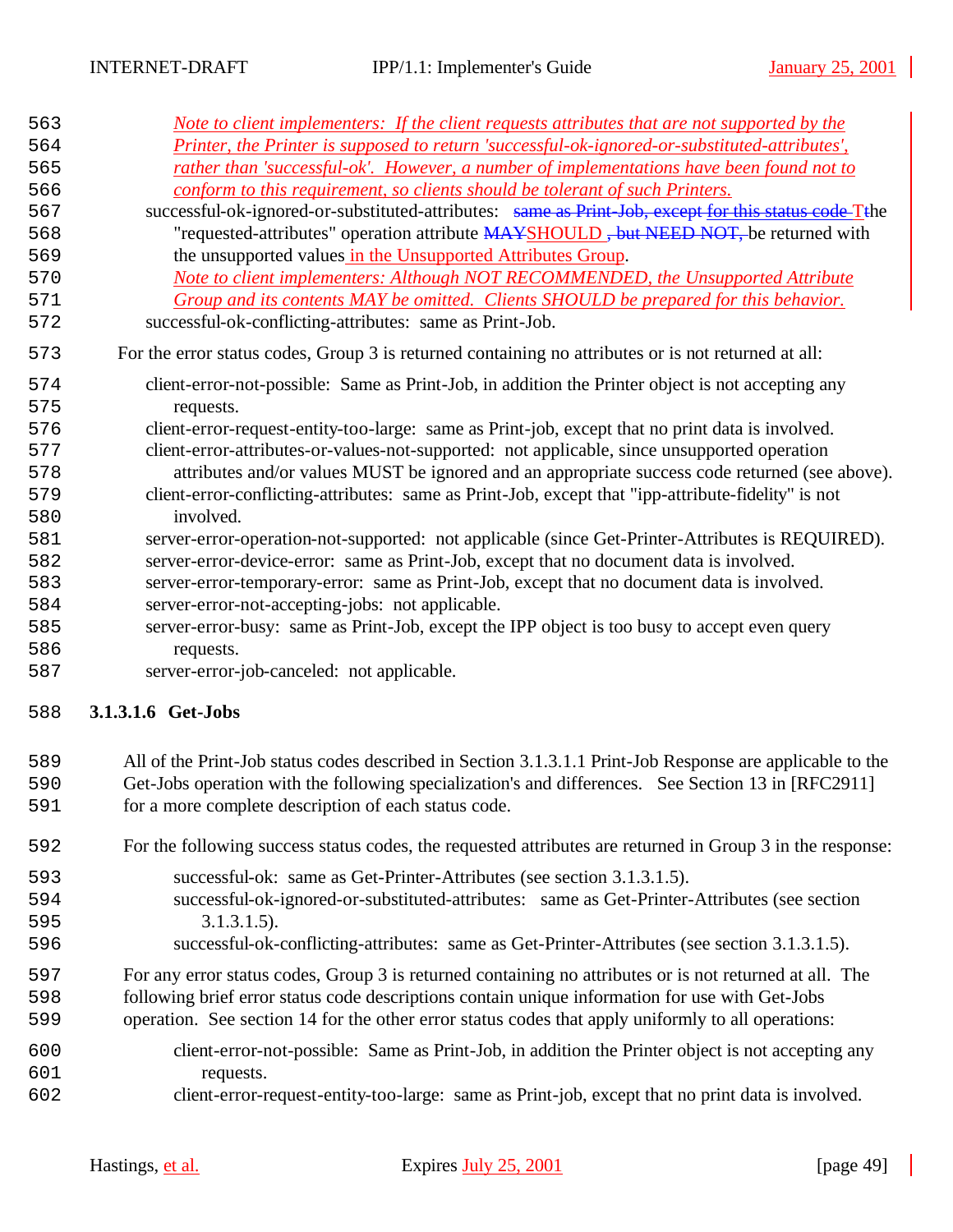*Note to client implementers: If the client requests attributes that are not supported by the Printer, the Printer is supposed to return 'successful-ok-ignored-or-substituted-attributes', rather than 'successful-ok'. However, a number of implementations have been found not to conform to this requirement, so clients should be tolerant of such Printers.*

successful-ok-ignored-or-substituted-attributes: ~~same as Print-Job, except for this status code T~~the "requested-attributes" operation attribute ~~MAY~~SHOULD ~~, but NEED NOT,~~ be returned with the unsupported values in the Unsupported Attributes Group.

*Note to client implementers: Although NOT RECOMMENDED, the Unsupported Attribute Group and its contents MAY be omitted. Clients SHOULD be prepared for this behavior.*

successful-ok-conflicting-attributes: same as Print-Job.

For the error status codes, Group 3 is returned containing no attributes or is not returned at all:

client-error-not-possible: Same as Print-Job, in addition the Printer object is not accepting any requests.

client-error-request-entity-too-large: same as Print-job, except that no print data is involved.

client-error-attributes-or-values-not-supported: not applicable, since unsupported operation attributes and/or values MUST be ignored and an appropriate success code returned (see above).

client-error-conflicting-attributes: same as Print-Job, except that "ipp-attribute-fidelity" is not involved.

server-error-operation-not-supported: not applicable (since Get-Printer-Attributes is REQUIRED).

server-error-device-error: same as Print-Job, except that no document data is involved.

server-error-temporary-error: same as Print-Job, except that no document data is involved.

server-error-not-accepting-jobs: not applicable.

server-error-busy: same as Print-Job, except the IPP object is too busy to accept even query requests.

server-error-job-canceled: not applicable.

#### 3.1.3.1.6 Get-Jobs

All of the Print-Job status codes described in Section 3.1.3.1.1 Print-Job Response are applicable to the Get-Jobs operation with the following specialization's and differences. See Section 13 in [RFC2911] for a more complete description of each status code.

For the following success status codes, the requested attributes are returned in Group 3 in the response:

successful-ok: same as Get-Printer-Attributes (see section 3.1.3.1.5).

successful-ok-ignored-or-substituted-attributes: same as Get-Printer-Attributes (see section 3.1.3.1.5).

successful-ok-conflicting-attributes: same as Get-Printer-Attributes (see section 3.1.3.1.5).

For any error status codes, Group 3 is returned containing no attributes or is not returned at all. The following brief error status code descriptions contain unique information for use with Get-Jobs operation. See section 14 for the other error status codes that apply uniformly to all operations:

client-error-not-possible: Same as Print-Job, in addition the Printer object is not accepting any requests.

client-error-request-entity-too-large: same as Print-job, except that no print data is involved.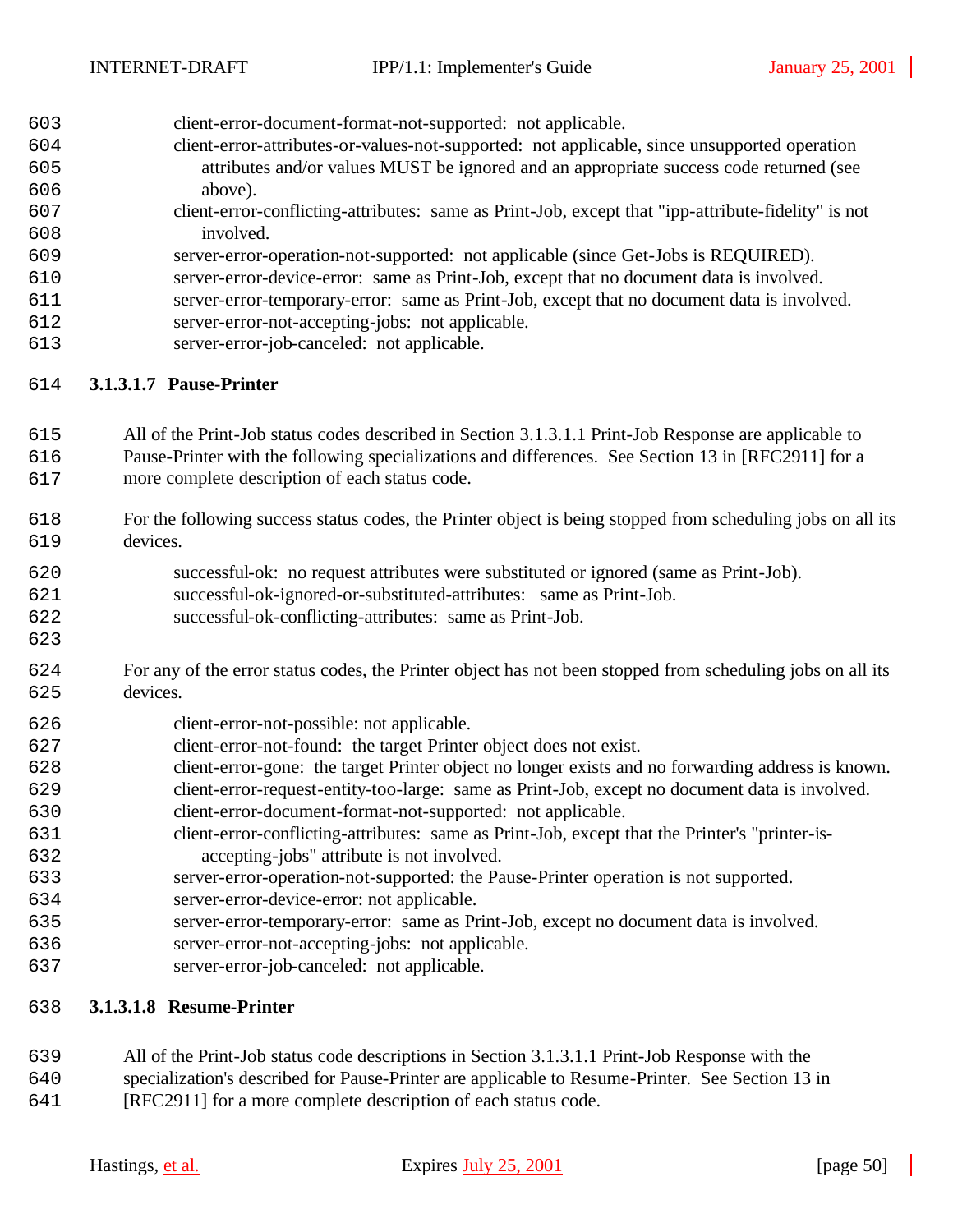client-error-document-format-not-supported:  not applicable.
client-error-attributes-or-values-not-supported:  not applicable, since unsupported operation attributes and/or values MUST be ignored and an appropriate success code returned (see above).
client-error-conflicting-attributes:  same as Print-Job, except that "ipp-attribute-fidelity" is not involved.
server-error-operation-not-supported:  not applicable (since Get-Jobs is REQUIRED).
server-error-device-error:  same as Print-Job, except that no document data is involved.
server-error-temporary-error:  same as Print-Job, except that no document data is involved.
server-error-not-accepting-jobs:  not applicable.
server-error-job-canceled:  not applicable.

#### 3.1.3.1.7 Pause-Printer

All of the Print-Job status codes described in Section 3.1.3.1.1 Print-Job Response are applicable to Pause-Printer with the following specializations and differences.  See Section 13 in [RFC2911] for a more complete description of each status code.

For the following success status codes, the Printer object is being stopped from scheduling jobs on all its devices.

successful-ok:  no request attributes were substituted or ignored (same as Print-Job).
successful-ok-ignored-or-substituted-attributes:   same as Print-Job.
successful-ok-conflicting-attributes:  same as Print-Job.

For any of the error status codes, the Printer object has not been stopped from scheduling jobs on all its devices.

client-error-not-possible: not applicable.
client-error-not-found:  the target Printer object does not exist.
client-error-gone:  the target Printer object no longer exists and no forwarding address is known.
client-error-request-entity-too-large:  same as Print-Job, except no document data is involved.
client-error-document-format-not-supported:  not applicable.
client-error-conflicting-attributes:  same as Print-Job, except that the Printer's "printer-is-accepting-jobs" attribute is not involved.
server-error-operation-not-supported: the Pause-Printer operation is not supported.
server-error-device-error: not applicable.
server-error-temporary-error:  same as Print-Job, except no document data is involved.
server-error-not-accepting-jobs:  not applicable.
server-error-job-canceled:  not applicable.

#### 3.1.3.1.8 Resume-Printer

All of the Print-Job status code descriptions in Section 3.1.3.1.1 Print-Job Response with the specialization's described for Pause-Printer are applicable to Resume-Printer.  See Section 13 in [RFC2911] for a more complete description of each status code.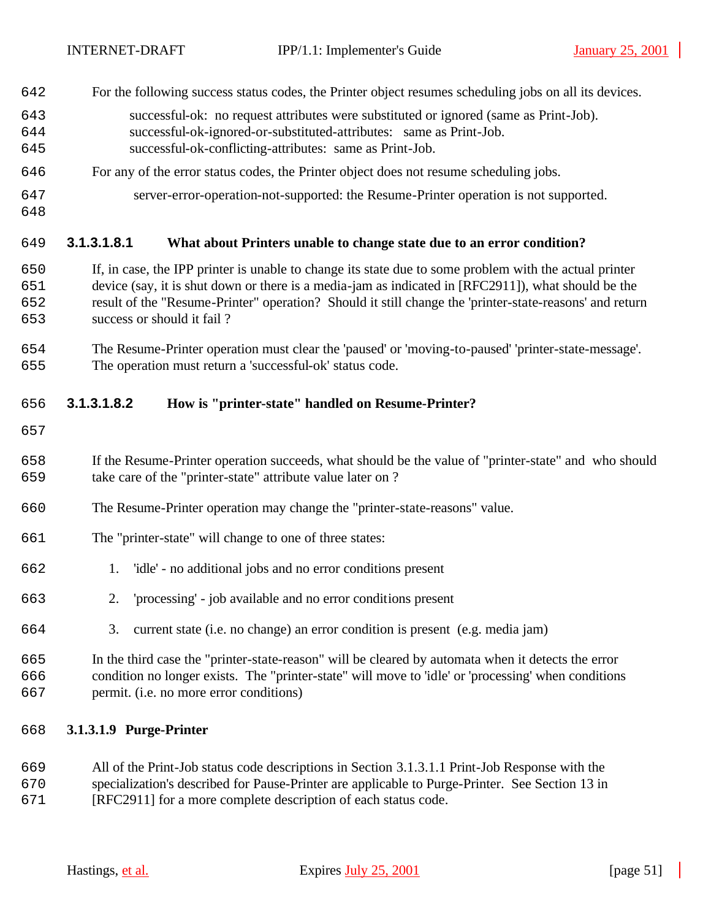For the following success status codes, the Printer object resumes scheduling jobs on all its devices.

successful-ok: no request attributes were substituted or ignored (same as Print-Job).
successful-ok-ignored-or-substituted-attributes: same as Print-Job.
successful-ok-conflicting-attributes: same as Print-Job.

For any of the error status codes, the Printer object does not resume scheduling jobs.

server-error-operation-not-supported: the Resume-Printer operation is not supported.

#### 3.1.3.1.8.1 What about Printers unable to change state due to an error condition?

If, in case, the IPP printer is unable to change its state due to some problem with the actual printer device (say, it is shut down or there is a media-jam as indicated in [RFC2911]), what should be the result of the "Resume-Printer" operation? Should it still change the 'printer-state-reasons' and return success or should it fail ?

The Resume-Printer operation must clear the 'paused' or 'moving-to-paused' 'printer-state-message'. The operation must return a 'successful-ok' status code.

#### 3.1.3.1.8.2 How is "printer-state" handled on Resume-Printer?

If the Resume-Printer operation succeeds, what should be the value of "printer-state" and who should take care of the "printer-state" attribute value later on ?

The Resume-Printer operation may change the "printer-state-reasons" value.

The "printer-state" will change to one of three states:

1. 'idle' - no additional jobs and no error conditions present
2. 'processing' - job available and no error conditions present
3. current state (i.e. no change) an error condition is present (e.g. media jam)

In the third case the "printer-state-reason" will be cleared by automata when it detects the error condition no longer exists. The "printer-state" will move to 'idle' or 'processing' when conditions permit. (i.e. no more error conditions)

### 3.1.3.1.9 Purge-Printer

All of the Print-Job status code descriptions in Section 3.1.3.1.1 Print-Job Response with the specialization's described for Pause-Printer are applicable to Purge-Printer. See Section 13 in [RFC2911] for a more complete description of each status code.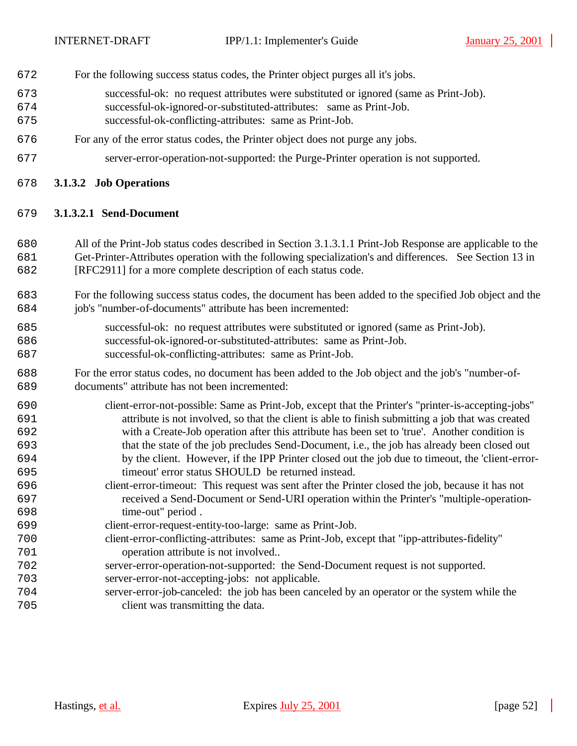For the following success status codes, the Printer object purges all it's jobs.

successful-ok: no request attributes were substituted or ignored (same as Print-Job).
successful-ok-ignored-or-substituted-attributes: same as Print-Job.
successful-ok-conflicting-attributes: same as Print-Job.

For any of the error status codes, the Printer object does not purge any jobs.

server-error-operation-not-supported: the Purge-Printer operation is not supported.

#### 3.1.3.2 Job Operations

##### 3.1.3.2.1 Send-Document

All of the Print-Job status codes described in Section 3.1.3.1.1 Print-Job Response are applicable to the Get-Printer-Attributes operation with the following specialization's and differences. See Section 13 in [RFC2911] for a more complete description of each status code.

For the following success status codes, the document has been added to the specified Job object and the job's "number-of-documents" attribute has been incremented:

successful-ok: no request attributes were substituted or ignored (same as Print-Job).
successful-ok-ignored-or-substituted-attributes: same as Print-Job.
successful-ok-conflicting-attributes: same as Print-Job.

For the error status codes, no document has been added to the Job object and the job's "number-of-documents" attribute has not been incremented:

client-error-not-possible: Same as Print-Job, except that the Printer's "printer-is-accepting-jobs" attribute is not involved, so that the client is able to finish submitting a job that was created with a Create-Job operation after this attribute has been set to 'true'. Another condition is that the state of the job precludes Send-Document, i.e., the job has already been closed out by the client. However, if the IPP Printer closed out the job due to timeout, the 'client-error-timeout' error status SHOULD be returned instead.
client-error-timeout: This request was sent after the Printer closed the job, because it has not received a Send-Document or Send-URI operation within the Printer's "multiple-operation-time-out" period .
client-error-request-entity-too-large: same as Print-Job.
client-error-conflicting-attributes: same as Print-Job, except that "ipp-attributes-fidelity" operation attribute is not involved..
server-error-operation-not-supported: the Send-Document request is not supported.
server-error-not-accepting-jobs: not applicable.
server-error-job-canceled: the job has been canceled by an operator or the system while the client was transmitting the data.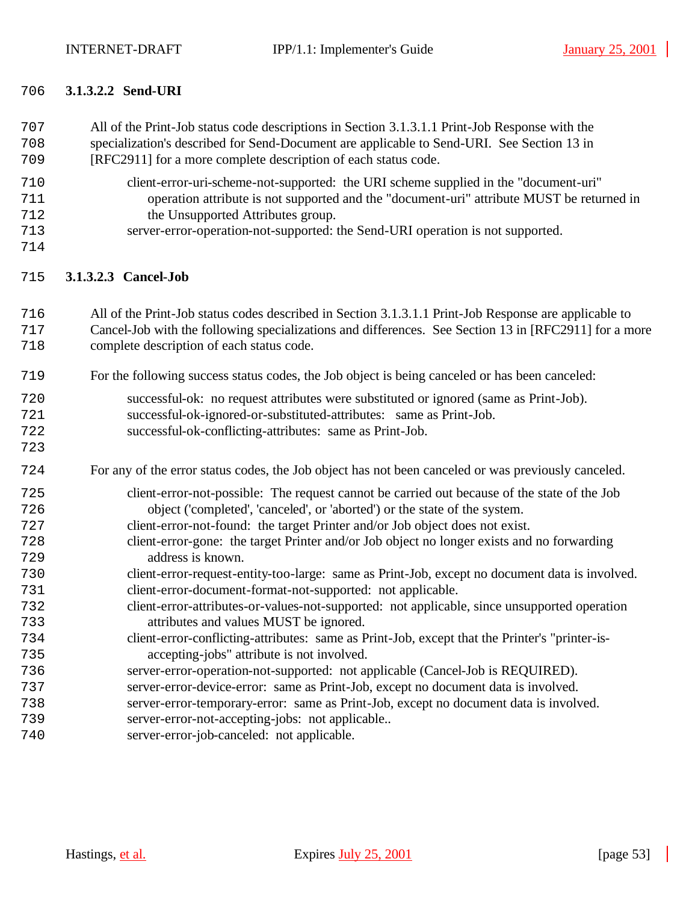#### 3.1.3.2.2 Send-URI

All of the Print-Job status code descriptions in Section 3.1.3.1.1 Print-Job Response with the specialization's described for Send-Document are applicable to Send-URI. See Section 13 in [RFC2911] for a more complete description of each status code.

- client-error-uri-scheme-not-supported: the URI scheme supplied in the "document-uri" operation attribute is not supported and the "document-uri" attribute MUST be returned in the Unsupported Attributes group.
- server-error-operation-not-supported: the Send-URI operation is not supported.

#### 3.1.3.2.3 Cancel-Job

All of the Print-Job status codes described in Section 3.1.3.1.1 Print-Job Response are applicable to Cancel-Job with the following specializations and differences. See Section 13 in [RFC2911] for a more complete description of each status code.

For the following success status codes, the Job object is being canceled or has been canceled:

- successful-ok: no request attributes were substituted or ignored (same as Print-Job).
- successful-ok-ignored-or-substituted-attributes: same as Print-Job.
- successful-ok-conflicting-attributes: same as Print-Job.

For any of the error status codes, the Job object has not been canceled or was previously canceled.

- client-error-not-possible: The request cannot be carried out because of the state of the Job object ('completed', 'canceled', or 'aborted') or the state of the system.
- client-error-not-found: the target Printer and/or Job object does not exist.
- client-error-gone: the target Printer and/or Job object no longer exists and no forwarding address is known.
- client-error-request-entity-too-large: same as Print-Job, except no document data is involved.
- client-error-document-format-not-supported: not applicable.
- client-error-attributes-or-values-not-supported: not applicable, since unsupported operation attributes and values MUST be ignored.
- client-error-conflicting-attributes: same as Print-Job, except that the Printer's "printer-is-accepting-jobs" attribute is not involved.
- server-error-operation-not-supported: not applicable (Cancel-Job is REQUIRED).
- server-error-device-error: same as Print-Job, except no document data is involved.
- server-error-temporary-error: same as Print-Job, except no document data is involved.
- server-error-not-accepting-jobs: not applicable..
- server-error-job-canceled: not applicable.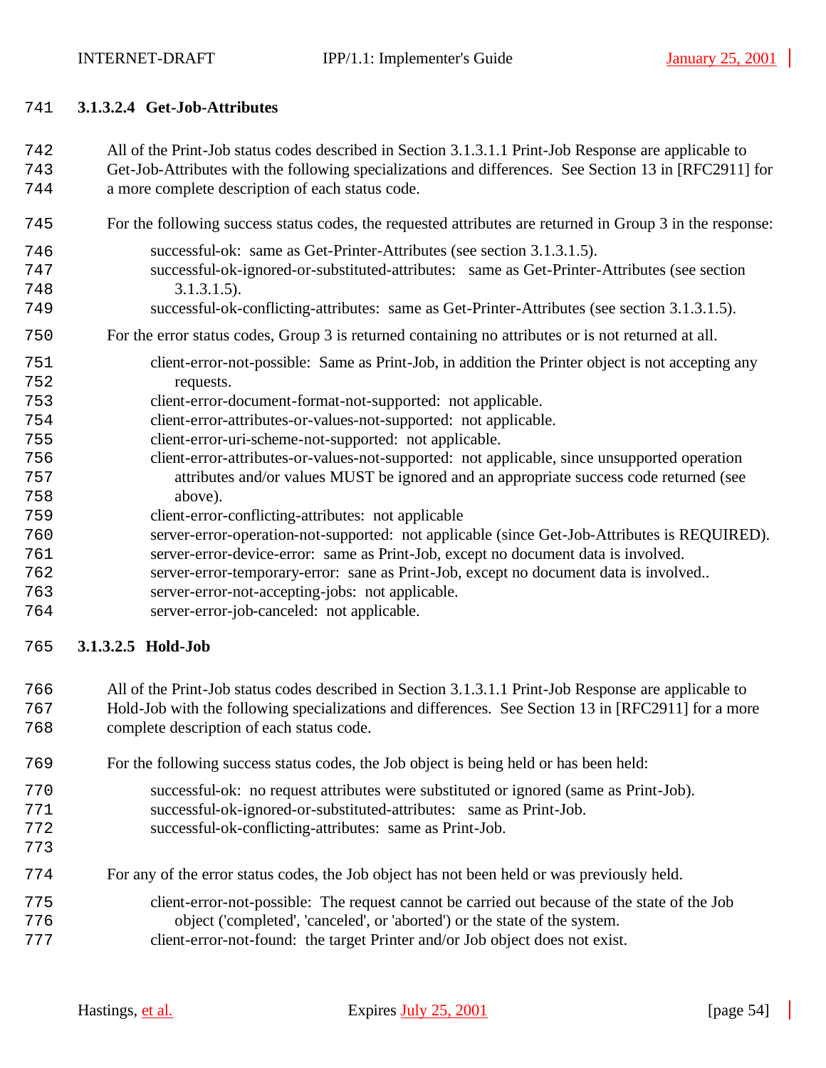#### 3.1.3.2.4 Get-Job-Attributes

All of the Print-Job status codes described in Section 3.1.3.1.1 Print-Job Response are applicable to Get-Job-Attributes with the following specializations and differences. See Section 13 in [RFC2911] for a more complete description of each status code.

For the following success status codes, the requested attributes are returned in Group 3 in the response:

- successful-ok: same as Get-Printer-Attributes (see section 3.1.3.1.5).
- successful-ok-ignored-or-substituted-attributes: same as Get-Printer-Attributes (see section 3.1.3.1.5).
- successful-ok-conflicting-attributes: same as Get-Printer-Attributes (see section 3.1.3.1.5).

For the error status codes, Group 3 is returned containing no attributes or is not returned at all.

- client-error-not-possible: Same as Print-Job, in addition the Printer object is not accepting any requests.
- client-error-document-format-not-supported: not applicable.
- client-error-attributes-or-values-not-supported: not applicable.
- client-error-uri-scheme-not-supported: not applicable.
- client-error-attributes-or-values-not-supported: not applicable, since unsupported operation attributes and/or values MUST be ignored and an appropriate success code returned (see above).
- client-error-conflicting-attributes: not applicable
- server-error-operation-not-supported: not applicable (since Get-Job-Attributes is REQUIRED).
- server-error-device-error: same as Print-Job, except no document data is involved.
- server-error-temporary-error: sane as Print-Job, except no document data is involved..
- server-error-not-accepting-jobs: not applicable.
- server-error-job-canceled: not applicable.

#### 3.1.3.2.5 Hold-Job

All of the Print-Job status codes described in Section 3.1.3.1.1 Print-Job Response are applicable to Hold-Job with the following specializations and differences. See Section 13 in [RFC2911] for a more complete description of each status code.

For the following success status codes, the Job object is being held or has been held:

- successful-ok: no request attributes were substituted or ignored (same as Print-Job).
- successful-ok-ignored-or-substituted-attributes: same as Print-Job.
- successful-ok-conflicting-attributes: same as Print-Job.

For any of the error status codes, the Job object has not been held or was previously held.

- client-error-not-possible: The request cannot be carried out because of the state of the Job object ('completed', 'canceled', or 'aborted') or the state of the system.
- client-error-not-found: the target Printer and/or Job object does not exist.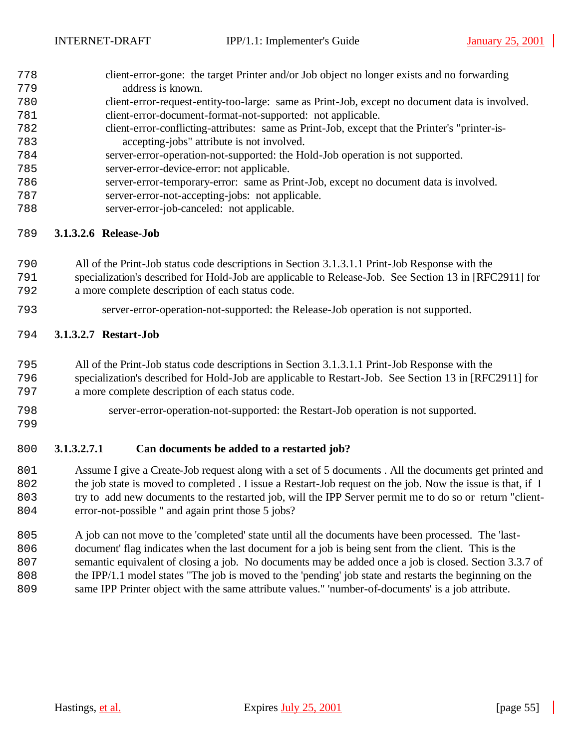client-error-gone: the target Printer and/or Job object no longer exists and no forwarding address is known.
client-error-request-entity-too-large: same as Print-Job, except no document data is involved.
client-error-document-format-not-supported: not applicable.
client-error-conflicting-attributes: same as Print-Job, except that the Printer's "printer-is-accepting-jobs" attribute is not involved.
server-error-operation-not-supported: the Hold-Job operation is not supported.
server-error-device-error: not applicable.
server-error-temporary-error: same as Print-Job, except no document data is involved.
server-error-not-accepting-jobs: not applicable.
server-error-job-canceled: not applicable.

#### 3.1.3.2.6 Release-Job

All of the Print-Job status code descriptions in Section 3.1.3.1.1 Print-Job Response with the specialization's described for Hold-Job are applicable to Release-Job. See Section 13 in [RFC2911] for a more complete description of each status code.

server-error-operation-not-supported: the Release-Job operation is not supported.

#### 3.1.3.2.7 Restart-Job

All of the Print-Job status code descriptions in Section 3.1.3.1.1 Print-Job Response with the specialization's described for Hold-Job are applicable to Restart-Job. See Section 13 in [RFC2911] for a more complete description of each status code.

server-error-operation-not-supported: the Restart-Job operation is not supported.

##### 3.1.3.2.7.1 Can documents be added to a restarted job?

Assume I give a Create-Job request along with a set of 5 documents . All the documents get printed and the job state is moved to completed . I issue a Restart-Job request on the job. Now the issue is that, if I try to add new documents to the restarted job, will the IPP Server permit me to do so or return "client-error-not-possible " and again print those 5 jobs?

A job can not move to the 'completed' state until all the documents have been processed. The 'last-document' flag indicates when the last document for a job is being sent from the client. This is the semantic equivalent of closing a job. No documents may be added once a job is closed. Section 3.3.7 of the IPP/1.1 model states "The job is moved to the 'pending' job state and restarts the beginning on the same IPP Printer object with the same attribute values." 'number-of-documents' is a job attribute.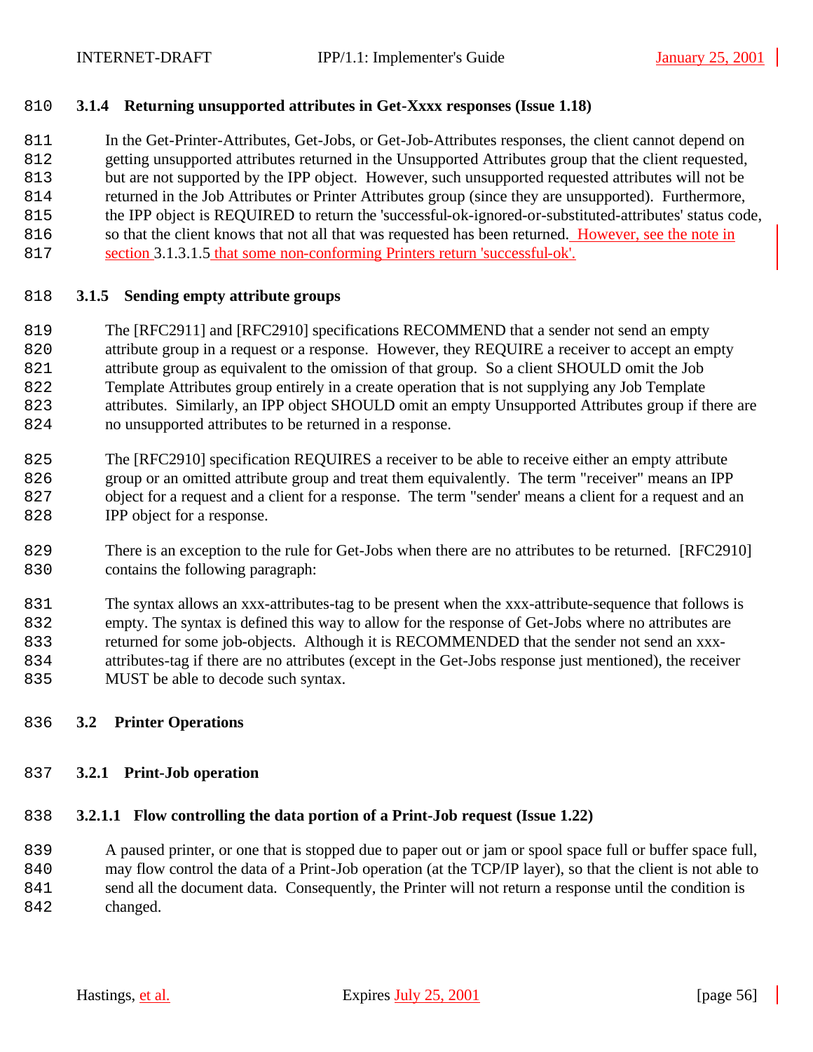### 3.1.4 Returning unsupported attributes in Get-Xxxx responses (Issue 1.18)

In the Get-Printer-Attributes, Get-Jobs, or Get-Job-Attributes responses, the client cannot depend on getting unsupported attributes returned in the Unsupported Attributes group that the client requested, but are not supported by the IPP object. However, such unsupported requested attributes will not be returned in the Job Attributes or Printer Attributes group (since they are unsupported). Furthermore, the IPP object is REQUIRED to return the 'successful-ok-ignored-or-substituted-attributes' status code, so that the client knows that not all that was requested has been returned. However, see the note in section 3.1.3.1.5 that some non-conforming Printers return 'successful-ok'.

### 3.1.5 Sending empty attribute groups

The [RFC2911] and [RFC2910] specifications RECOMMEND that a sender not send an empty attribute group in a request or a response. However, they REQUIRE a receiver to accept an empty attribute group as equivalent to the omission of that group. So a client SHOULD omit the Job Template Attributes group entirely in a create operation that is not supplying any Job Template attributes. Similarly, an IPP object SHOULD omit an empty Unsupported Attributes group if there are no unsupported attributes to be returned in a response.

The [RFC2910] specification REQUIRES a receiver to be able to receive either an empty attribute group or an omitted attribute group and treat them equivalently. The term "receiver" means an IPP object for a request and a client for a response. The term "sender' means a client for a request and an IPP object for a response.

There is an exception to the rule for Get-Jobs when there are no attributes to be returned. [RFC2910] contains the following paragraph:

The syntax allows an xxx-attributes-tag to be present when the xxx-attribute-sequence that follows is empty. The syntax is defined this way to allow for the response of Get-Jobs where no attributes are returned for some job-objects. Although it is RECOMMENDED that the sender not send an xxx-attributes-tag if there are no attributes (except in the Get-Jobs response just mentioned), the receiver MUST be able to decode such syntax.

## 3.2 Printer Operations

### 3.2.1 Print-Job operation

#### 3.2.1.1 Flow controlling the data portion of a Print-Job request (Issue 1.22)

A paused printer, or one that is stopped due to paper out or jam or spool space full or buffer space full, may flow control the data of a Print-Job operation (at the TCP/IP layer), so that the client is not able to send all the document data. Consequently, the Printer will not return a response until the condition is changed.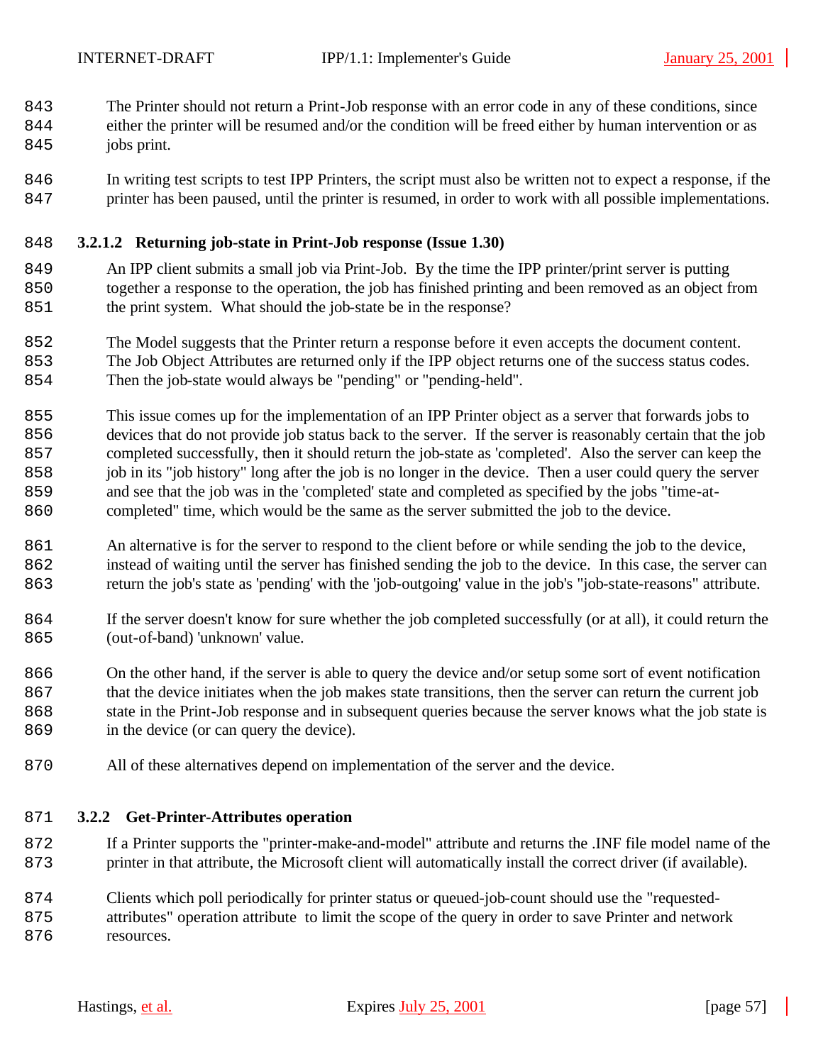The Printer should not return a Print-Job response with an error code in any of these conditions, since either the printer will be resumed and/or the condition will be freed either by human intervention or as jobs print.

In writing test scripts to test IPP Printers, the script must also be written not to expect a response, if the printer has been paused, until the printer is resumed, in order to work with all possible implementations.

#### 3.2.1.2 Returning job-state in Print-Job response (Issue 1.30)

An IPP client submits a small job via Print-Job. By the time the IPP printer/print server is putting together a response to the operation, the job has finished printing and been removed as an object from the print system. What should the job-state be in the response?

The Model suggests that the Printer return a response before it even accepts the document content. The Job Object Attributes are returned only if the IPP object returns one of the success status codes. Then the job-state would always be "pending" or "pending-held".

This issue comes up for the implementation of an IPP Printer object as a server that forwards jobs to devices that do not provide job status back to the server. If the server is reasonably certain that the job completed successfully, then it should return the job-state as 'completed'. Also the server can keep the job in its "job history" long after the job is no longer in the device. Then a user could query the server and see that the job was in the 'completed' state and completed as specified by the jobs "time-at-completed" time, which would be the same as the server submitted the job to the device.

An alternative is for the server to respond to the client before or while sending the job to the device, instead of waiting until the server has finished sending the job to the device. In this case, the server can return the job's state as 'pending' with the 'job-outgoing' value in the job's "job-state-reasons" attribute.

If the server doesn't know for sure whether the job completed successfully (or at all), it could return the (out-of-band) 'unknown' value.

On the other hand, if the server is able to query the device and/or setup some sort of event notification that the device initiates when the job makes state transitions, then the server can return the current job state in the Print-Job response and in subsequent queries because the server knows what the job state is in the device (or can query the device).

All of these alternatives depend on implementation of the server and the device.

### 3.2.2 Get-Printer-Attributes operation

If a Printer supports the "printer-make-and-model" attribute and returns the .INF file model name of the printer in that attribute, the Microsoft client will automatically install the correct driver (if available).

Clients which poll periodically for printer status or queued-job-count should use the "requested-attributes" operation attribute to limit the scope of the query in order to save Printer and network resources.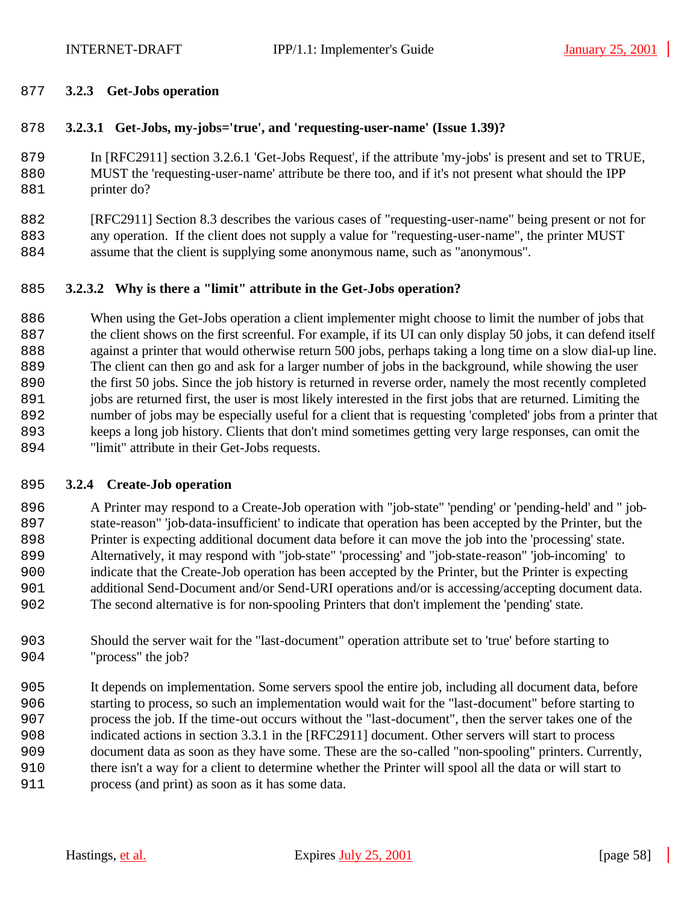### 3.2.3 Get-Jobs operation

#### 3.2.3.1 Get-Jobs, my-jobs='true', and 'requesting-user-name' (Issue 1.39)?

In [RFC2911] section 3.2.6.1 'Get-Jobs Request', if the attribute 'my-jobs' is present and set to TRUE, MUST the 'requesting-user-name' attribute be there too, and if it's not present what should the IPP printer do?

[RFC2911] Section 8.3 describes the various cases of "requesting-user-name" being present or not for any operation. If the client does not supply a value for "requesting-user-name", the printer MUST assume that the client is supplying some anonymous name, such as "anonymous".

#### 3.2.3.2 Why is there a "limit" attribute in the Get-Jobs operation?

When using the Get-Jobs operation a client implementer might choose to limit the number of jobs that the client shows on the first screenful. For example, if its UI can only display 50 jobs, it can defend itself against a printer that would otherwise return 500 jobs, perhaps taking a long time on a slow dial-up line. The client can then go and ask for a larger number of jobs in the background, while showing the user the first 50 jobs. Since the job history is returned in reverse order, namely the most recently completed jobs are returned first, the user is most likely interested in the first jobs that are returned. Limiting the number of jobs may be especially useful for a client that is requesting 'completed' jobs from a printer that keeps a long job history. Clients that don't mind sometimes getting very large responses, can omit the "limit" attribute in their Get-Jobs requests.

### 3.2.4 Create-Job operation

A Printer may respond to a Create-Job operation with "job-state" 'pending' or 'pending-held' and " job-state-reason" 'job-data-insufficient' to indicate that operation has been accepted by the Printer, but the Printer is expecting additional document data before it can move the job into the 'processing' state. Alternatively, it may respond with "job-state" 'processing' and "job-state-reason" 'job-incoming' to indicate that the Create-Job operation has been accepted by the Printer, but the Printer is expecting additional Send-Document and/or Send-URI operations and/or is accessing/accepting document data. The second alternative is for non-spooling Printers that don't implement the 'pending' state.

Should the server wait for the "last-document" operation attribute set to 'true' before starting to "process" the job?

It depends on implementation. Some servers spool the entire job, including all document data, before starting to process, so such an implementation would wait for the "last-document" before starting to process the job. If the time-out occurs without the "last-document", then the server takes one of the indicated actions in section 3.3.1 in the [RFC2911] document. Other servers will start to process document data as soon as they have some. These are the so-called "non-spooling" printers. Currently, there isn't a way for a client to determine whether the Printer will spool all the data or will start to process (and print) as soon as it has some data.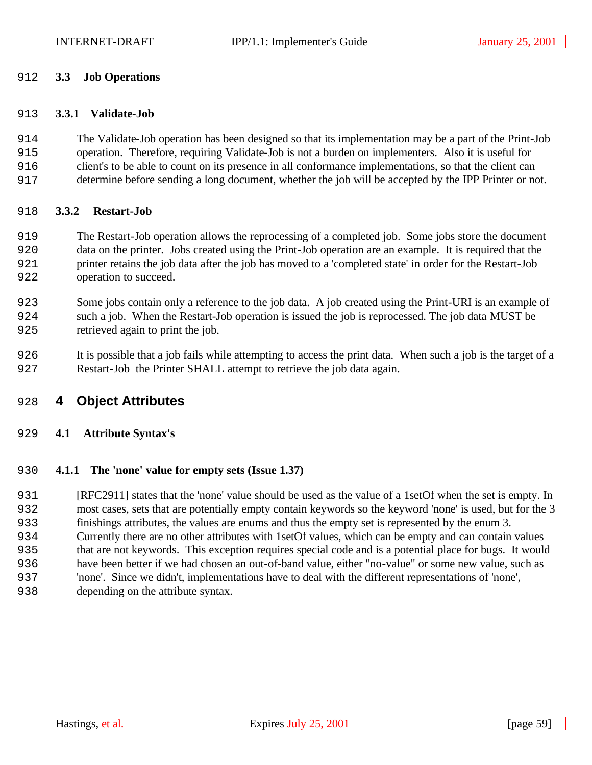### 3.3 Job Operations

#### 3.3.1 Validate-Job

The Validate-Job operation has been designed so that its implementation may be a part of the Print-Job operation. Therefore, requiring Validate-Job is not a burden on implementers. Also it is useful for client's to be able to count on its presence in all conformance implementations, so that the client can determine before sending a long document, whether the job will be accepted by the IPP Printer or not.

#### 3.3.2 Restart-Job

The Restart-Job operation allows the reprocessing of a completed job. Some jobs store the document data on the printer. Jobs created using the Print-Job operation are an example. It is required that the printer retains the job data after the job has moved to a 'completed state' in order for the Restart-Job operation to succeed.

Some jobs contain only a reference to the job data. A job created using the Print-URI is an example of such a job. When the Restart-Job operation is issued the job is reprocessed. The job data MUST be retrieved again to print the job.

It is possible that a job fails while attempting to access the print data. When such a job is the target of a Restart-Job the Printer SHALL attempt to retrieve the job data again.

# 4 Object Attributes

### 4.1 Attribute Syntax's

#### 4.1.1 The 'none' value for empty sets (Issue 1.37)

[RFC2911] states that the 'none' value should be used as the value of a 1setOf when the set is empty. In most cases, sets that are potentially empty contain keywords so the keyword 'none' is used, but for the 3 finishings attributes, the values are enums and thus the empty set is represented by the enum 3. Currently there are no other attributes with 1setOf values, which can be empty and can contain values that are not keywords. This exception requires special code and is a potential place for bugs. It would have been better if we had chosen an out-of-band value, either "no-value" or some new value, such as 'none'. Since we didn't, implementations have to deal with the different representations of 'none', depending on the attribute syntax.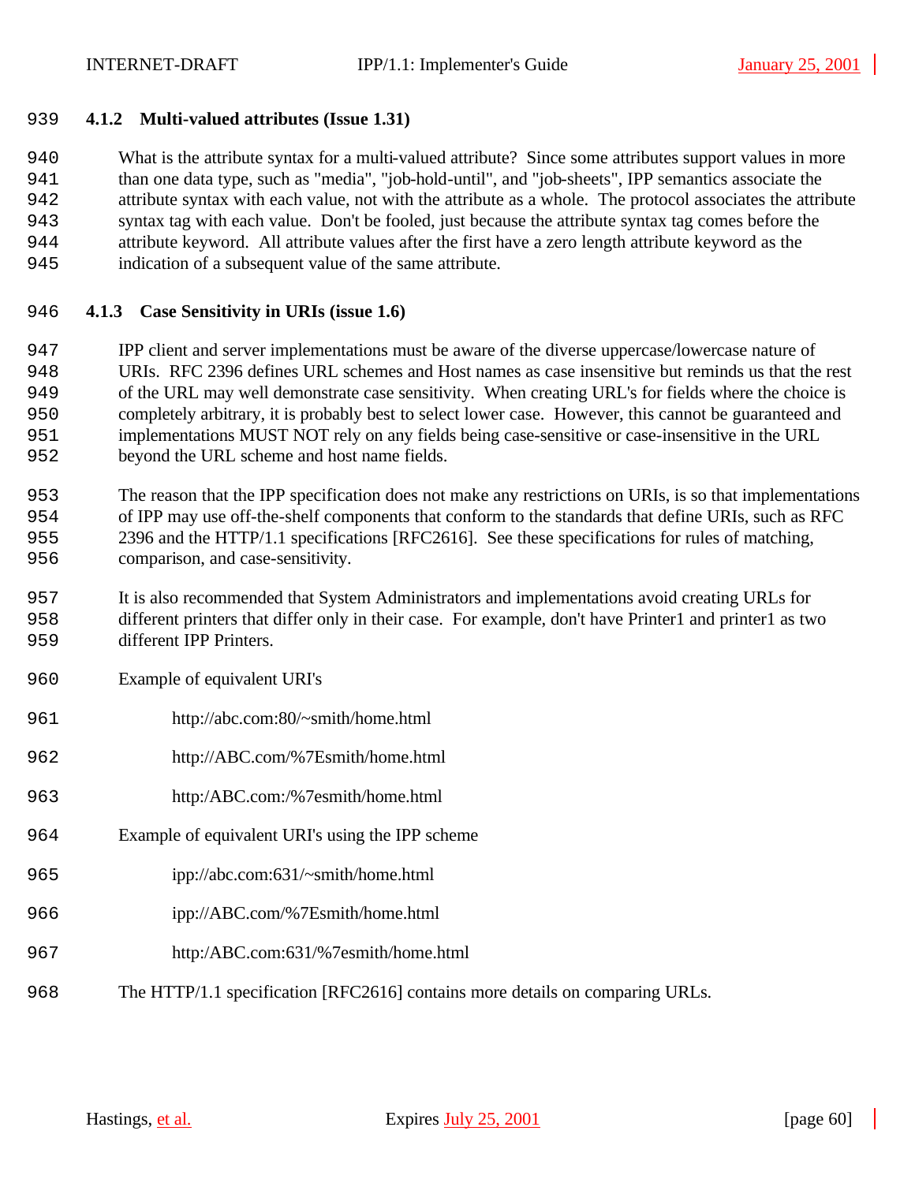### 4.1.2 Multi-valued attributes (Issue 1.31)

What is the attribute syntax for a multi-valued attribute? Since some attributes support values in more than one data type, such as "media", "job-hold-until", and "job-sheets", IPP semantics associate the attribute syntax with each value, not with the attribute as a whole. The protocol associates the attribute syntax tag with each value. Don't be fooled, just because the attribute syntax tag comes before the attribute keyword. All attribute values after the first have a zero length attribute keyword as the indication of a subsequent value of the same attribute.

### 4.1.3 Case Sensitivity in URIs (issue 1.6)

IPP client and server implementations must be aware of the diverse uppercase/lowercase nature of URIs. RFC 2396 defines URL schemes and Host names as case insensitive but reminds us that the rest of the URL may well demonstrate case sensitivity. When creating URL's for fields where the choice is completely arbitrary, it is probably best to select lower case. However, this cannot be guaranteed and implementations MUST NOT rely on any fields being case-sensitive or case-insensitive in the URL beyond the URL scheme and host name fields.

The reason that the IPP specification does not make any restrictions on URIs, is so that implementations of IPP may use off-the-shelf components that conform to the standards that define URIs, such as RFC 2396 and the HTTP/1.1 specifications [RFC2616]. See these specifications for rules of matching, comparison, and case-sensitivity.

It is also recommended that System Administrators and implementations avoid creating URLs for different printers that differ only in their case. For example, don't have Printer1 and printer1 as two different IPP Printers.

Example of equivalent URI's

http://abc.com:80/~smith/home.html

http://ABC.com/%7Esmith/home.html

http:/ABC.com:/%7esmith/home.html

Example of equivalent URI's using the IPP scheme

ipp://abc.com:631/~smith/home.html

ipp://ABC.com/%7Esmith/home.html

http:/ABC.com:631/%7esmith/home.html

The HTTP/1.1 specification [RFC2616] contains more details on comparing URLs.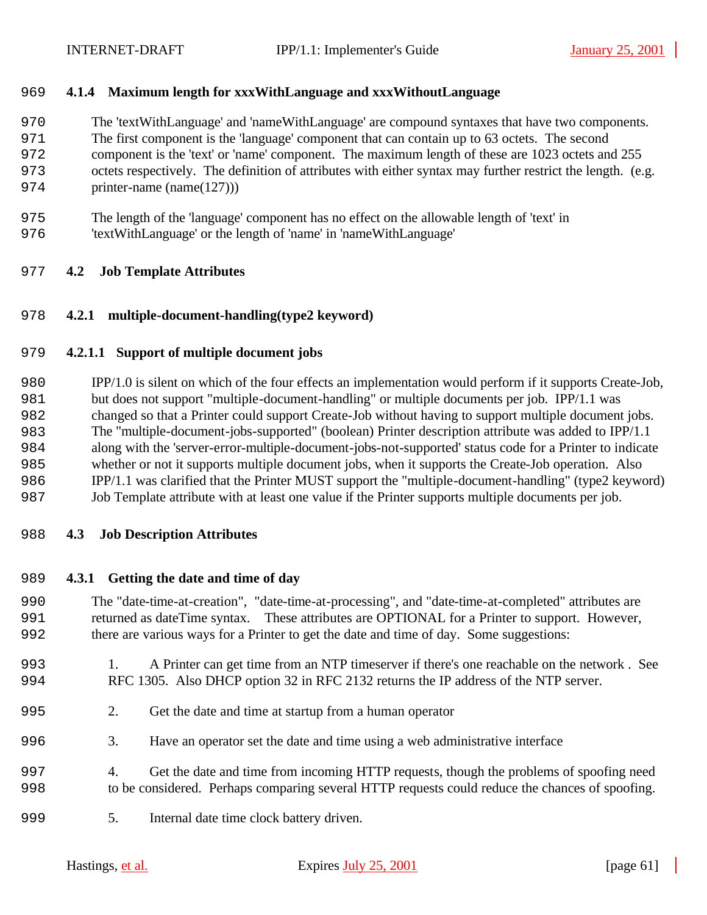#### 4.1.4 Maximum length for xxxWithLanguage and xxxWithoutLanguage

The 'textWithLanguage' and 'nameWithLanguage' are compound syntaxes that have two components. The first component is the 'language' component that can contain up to 63 octets. The second component is the 'text' or 'name' component. The maximum length of these are 1023 octets and 255 octets respectively. The definition of attributes with either syntax may further restrict the length. (e.g. printer-name (name(127)))

The length of the 'language' component has no effect on the allowable length of 'text' in 'textWithLanguage' or the length of 'name' in 'nameWithLanguage'

### 4.2 Job Template Attributes

#### 4.2.1 multiple-document-handling(type2 keyword)

##### 4.2.1.1 Support of multiple document jobs

IPP/1.0 is silent on which of the four effects an implementation would perform if it supports Create-Job, but does not support "multiple-document-handling" or multiple documents per job. IPP/1.1 was changed so that a Printer could support Create-Job without having to support multiple document jobs. The "multiple-document-jobs-supported" (boolean) Printer description attribute was added to IPP/1.1 along with the 'server-error-multiple-document-jobs-not-supported' status code for a Printer to indicate whether or not it supports multiple document jobs, when it supports the Create-Job operation. Also IPP/1.1 was clarified that the Printer MUST support the "multiple-document-handling" (type2 keyword) Job Template attribute with at least one value if the Printer supports multiple documents per job.

### 4.3 Job Description Attributes

#### 4.3.1 Getting the date and time of day

The "date-time-at-creation", "date-time-at-processing", and "date-time-at-completed" attributes are returned as dateTime syntax. These attributes are OPTIONAL for a Printer to support. However, there are various ways for a Printer to get the date and time of day. Some suggestions:

1. A Printer can get time from an NTP timeserver if there's one reachable on the network . See RFC 1305. Also DHCP option 32 in RFC 2132 returns the IP address of the NTP server.
2. Get the date and time at startup from a human operator
3. Have an operator set the date and time using a web administrative interface
4. Get the date and time from incoming HTTP requests, though the problems of spoofing need to be considered. Perhaps comparing several HTTP requests could reduce the chances of spoofing.
5. Internal date time clock battery driven.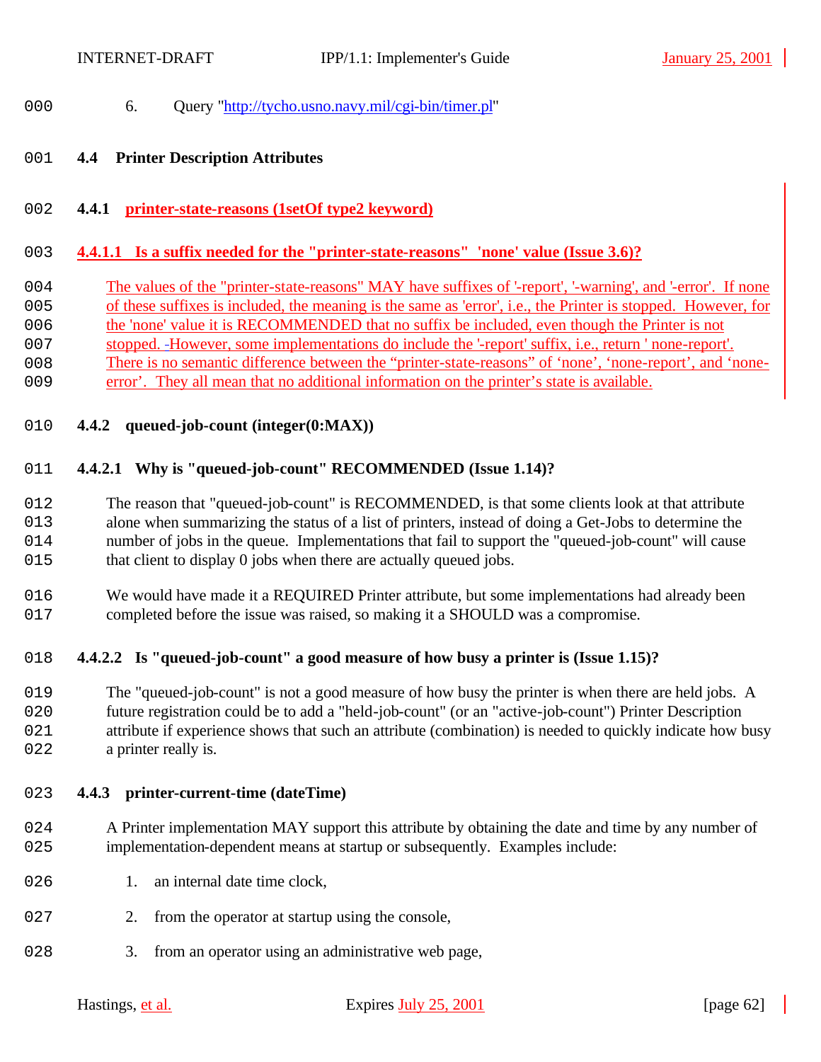6. Query "http://tycho.usno.navy.mil/cgi-bin/timer.pl"

## 4.4 Printer Description Attributes

### 4.4.1 printer-state-reasons (1setOf type2 keyword)

#### 4.4.1.1 Is a suffix needed for the "printer-state-reasons" 'none' value (Issue 3.6)?

The values of the "printer-state-reasons" MAY have suffixes of '-report', '-warning', and '-error'. If none of these suffixes is included, the meaning is the same as 'error', i.e., the Printer is stopped. However, for the 'none' value it is RECOMMENDED that no suffix be included, even though the Printer is not stopped. -However, some implementations do include the '-report' suffix, i.e., return ' none-report'. There is no semantic difference between the "printer-state-reasons" of 'none', 'none-report', and 'none-error'. They all mean that no additional information on the printer's state is available.

### 4.4.2 queued-job-count (integer(0:MAX))

#### 4.4.2.1 Why is "queued-job-count" RECOMMENDED (Issue 1.14)?

The reason that "queued-job-count" is RECOMMENDED, is that some clients look at that attribute alone when summarizing the status of a list of printers, instead of doing a Get-Jobs to determine the number of jobs in the queue. Implementations that fail to support the "queued-job-count" will cause that client to display 0 jobs when there are actually queued jobs.

We would have made it a REQUIRED Printer attribute, but some implementations had already been completed before the issue was raised, so making it a SHOULD was a compromise.

#### 4.4.2.2 Is "queued-job-count" a good measure of how busy a printer is (Issue 1.15)?

The "queued-job-count" is not a good measure of how busy the printer is when there are held jobs. A future registration could be to add a "held-job-count" (or an "active-job-count") Printer Description attribute if experience shows that such an attribute (combination) is needed to quickly indicate how busy a printer really is.

### 4.4.3 printer-current-time (dateTime)

A Printer implementation MAY support this attribute by obtaining the date and time by any number of implementation-dependent means at startup or subsequently. Examples include:

1. an internal date time clock,
2. from the operator at startup using the console,
3. from an operator using an administrative web page,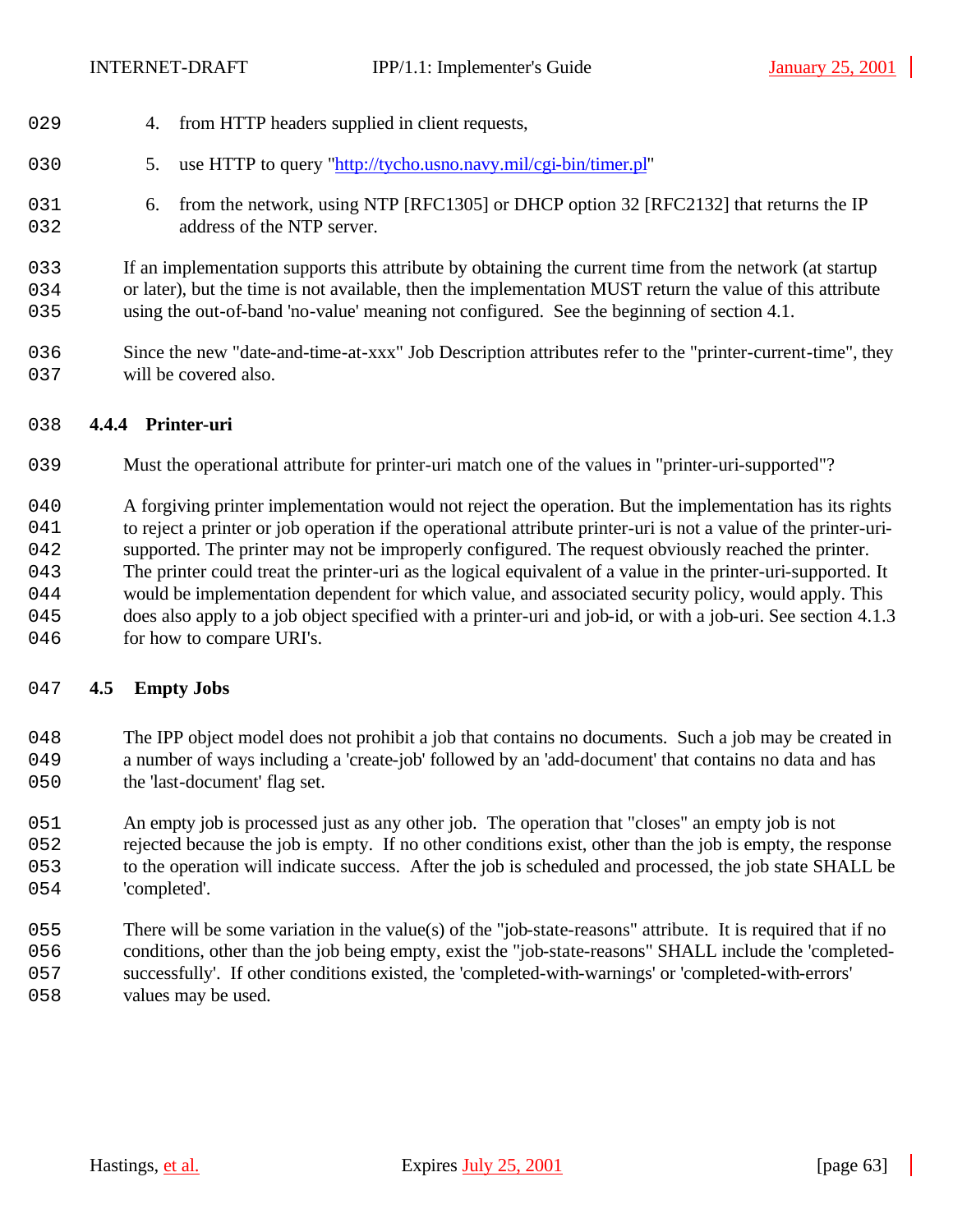4. from HTTP headers supplied in client requests,

5. use HTTP to query "http://tycho.usno.navy.mil/cgi-bin/timer.pl"

6. from the network, using NTP [RFC1305] or DHCP option 32 [RFC2132] that returns the IP address of the NTP server.

If an implementation supports this attribute by obtaining the current time from the network (at startup or later), but the time is not available, then the implementation MUST return the value of this attribute using the out-of-band 'no-value' meaning not configured. See the beginning of section 4.1.

Since the new "date-and-time-at-xxx" Job Description attributes refer to the "printer-current-time", they will be covered also.

### 4.4.4 Printer-uri

Must the operational attribute for printer-uri match one of the values in "printer-uri-supported"?

A forgiving printer implementation would not reject the operation. But the implementation has its rights to reject a printer or job operation if the operational attribute printer-uri is not a value of the printer-uri-supported. The printer may not be improperly configured. The request obviously reached the printer. The printer could treat the printer-uri as the logical equivalent of a value in the printer-uri-supported. It would be implementation dependent for which value, and associated security policy, would apply. This does also apply to a job object specified with a printer-uri and job-id, or with a job-uri. See section 4.1.3 for how to compare URI's.

## 4.5 Empty Jobs

The IPP object model does not prohibit a job that contains no documents. Such a job may be created in a number of ways including a 'create-job' followed by an 'add-document' that contains no data and has the 'last-document' flag set.

An empty job is processed just as any other job. The operation that "closes" an empty job is not rejected because the job is empty. If no other conditions exist, other than the job is empty, the response to the operation will indicate success. After the job is scheduled and processed, the job state SHALL be 'completed'.

There will be some variation in the value(s) of the "job-state-reasons" attribute. It is required that if no conditions, other than the job being empty, exist the "job-state-reasons" SHALL include the 'completed-successfully'. If other conditions existed, the 'completed-with-warnings' or 'completed-with-errors' values may be used.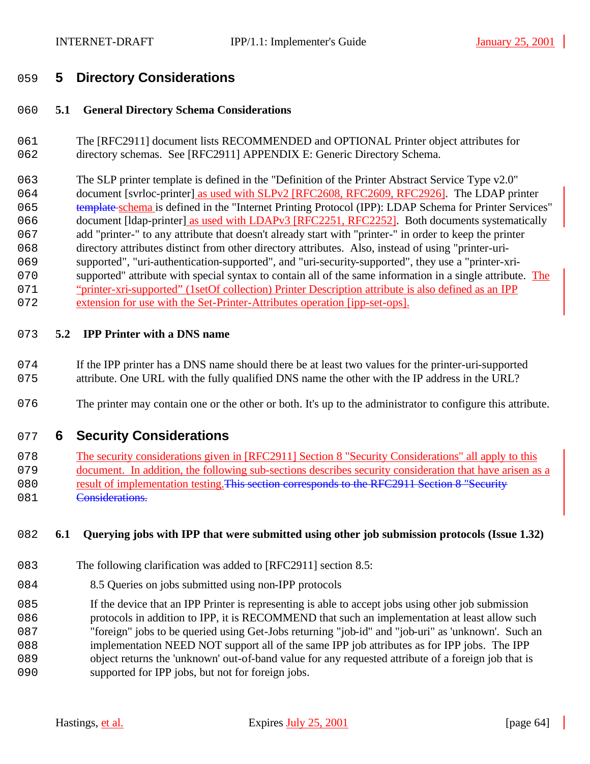## 5 Directory Considerations

### 5.1 General Directory Schema Considerations

The [RFC2911] document lists RECOMMENDED and OPTIONAL Printer object attributes for directory schemas. See [RFC2911] APPENDIX E: Generic Directory Schema.

The SLP printer template is defined in the "Definition of the Printer Abstract Service Type v2.0" document [svrloc-printer] as used with SLPv2 [RFC2608, RFC2609, RFC2926]. The LDAP printer ~~template~~ schema is defined in the "Internet Printing Protocol (IPP): LDAP Schema for Printer Services" document [ldap-printer] as used with LDAPv3 [RFC2251, RFC2252]. Both documents systematically add "printer-" to any attribute that doesn't already start with "printer-" in order to keep the printer directory attributes distinct from other directory attributes. Also, instead of using "printer-uri-supported", "uri-authentication-supported", and "uri-security-supported", they use a "printer-xri-supported" attribute with special syntax to contain all of the same information in a single attribute. The "printer-xri-supported" (1setOf collection) Printer Description attribute is also defined as an IPP extension for use with the Set-Printer-Attributes operation [ipp-set-ops].

### 5.2 IPP Printer with a DNS name

If the IPP printer has a DNS name should there be at least two values for the printer-uri-supported attribute. One URL with the fully qualified DNS name the other with the IP address in the URL?

The printer may contain one or the other or both. It's up to the administrator to configure this attribute.

## 6 Security Considerations

The security considerations given in [RFC2911] Section 8 "Security Considerations" all apply to this document. In addition, the following sub-sections describes security consideration that have arisen as a result of implementation testing.~~This section corresponds to the RFC2911 Section 8 "Security Considerations.~~

### 6.1 Querying jobs with IPP that were submitted using other job submission protocols (Issue 1.32)

The following clarification was added to [RFC2911] section 8.5:

> 8.5 Queries on jobs submitted using non-IPP protocols
>
> If the device that an IPP Printer is representing is able to accept jobs using other job submission protocols in addition to IPP, it is RECOMMEND that such an implementation at least allow such "foreign" jobs to be queried using Get-Jobs returning "job-id" and "job-uri" as 'unknown'. Such an implementation NEED NOT support all of the same IPP job attributes as for IPP jobs. The IPP object returns the 'unknown' out-of-band value for any requested attribute of a foreign job that is supported for IPP jobs, but not for foreign jobs.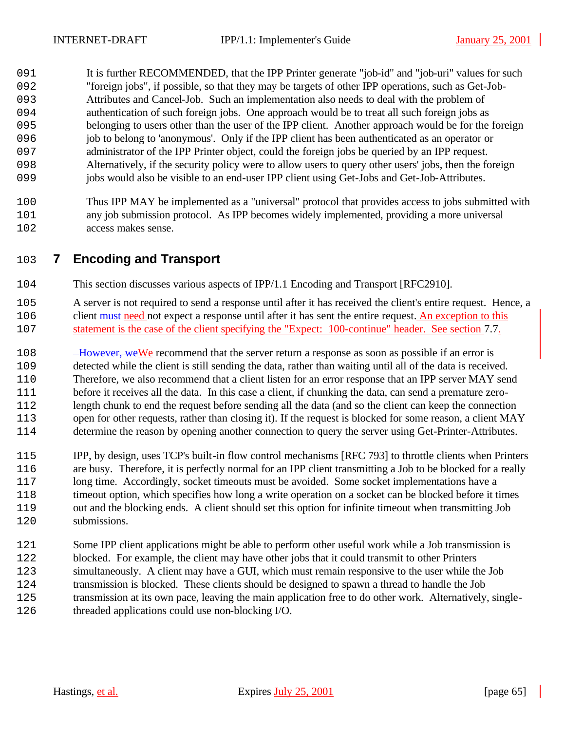It is further RECOMMENDED, that the IPP Printer generate "job-id" and "job-uri" values for such "foreign jobs", if possible, so that they may be targets of other IPP operations, such as Get-Job-Attributes and Cancel-Job. Such an implementation also needs to deal with the problem of authentication of such foreign jobs. One approach would be to treat all such foreign jobs as belonging to users other than the user of the IPP client. Another approach would be for the foreign job to belong to 'anonymous'. Only if the IPP client has been authenticated as an operator or administrator of the IPP Printer object, could the foreign jobs be queried by an IPP request. Alternatively, if the security policy were to allow users to query other users' jobs, then the foreign jobs would also be visible to an end-user IPP client using Get-Jobs and Get-Job-Attributes.

Thus IPP MAY be implemented as a "universal" protocol that provides access to jobs submitted with any job submission protocol. As IPP becomes widely implemented, providing a more universal access makes sense.

# 7 Encoding and Transport

This section discusses various aspects of IPP/1.1 Encoding and Transport [RFC2910].

A server is not required to send a response until after it has received the client's entire request. Hence, a client ~~must~~ need not expect a response until after it has sent the entire request. An exception to this statement is the case of the client specifying the "Expect: 100-continue" header. See section 7.7.

~~However, we~~We recommend that the server return a response as soon as possible if an error is detected while the client is still sending the data, rather than waiting until all of the data is received. Therefore, we also recommend that a client listen for an error response that an IPP server MAY send before it receives all the data. In this case a client, if chunking the data, can send a premature zero-length chunk to end the request before sending all the data (and so the client can keep the connection open for other requests, rather than closing it). If the request is blocked for some reason, a client MAY determine the reason by opening another connection to query the server using Get-Printer-Attributes.

IPP, by design, uses TCP's built-in flow control mechanisms [RFC 793] to throttle clients when Printers are busy. Therefore, it is perfectly normal for an IPP client transmitting a Job to be blocked for a really long time. Accordingly, socket timeouts must be avoided. Some socket implementations have a timeout option, which specifies how long a write operation on a socket can be blocked before it times out and the blocking ends. A client should set this option for infinite timeout when transmitting Job submissions.

Some IPP client applications might be able to perform other useful work while a Job transmission is blocked. For example, the client may have other jobs that it could transmit to other Printers simultaneously. A client may have a GUI, which must remain responsive to the user while the Job transmission is blocked. These clients should be designed to spawn a thread to handle the Job transmission at its own pace, leaving the main application free to do other work. Alternatively, single-threaded applications could use non-blocking I/O.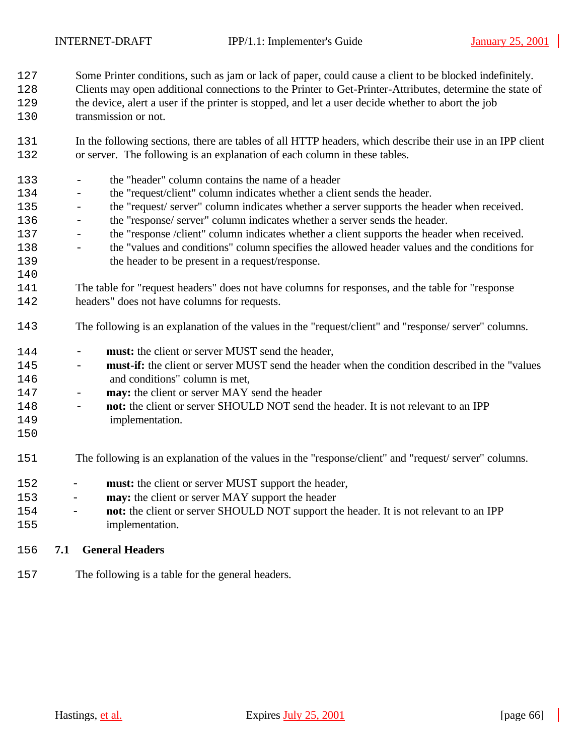Some Printer conditions, such as jam or lack of paper, could cause a client to be blocked indefinitely. Clients may open additional connections to the Printer to Get-Printer-Attributes, determine the state of the device, alert a user if the printer is stopped, and let a user decide whether to abort the job transmission or not.

In the following sections, there are tables of all HTTP headers, which describe their use in an IPP client or server. The following is an explanation of each column in these tables.

- the "header" column contains the name of a header
- the "request/client" column indicates whether a client sends the header.
- the "request/ server" column indicates whether a server supports the header when received.
- the "response/ server" column indicates whether a server sends the header.
- the "response /client" column indicates whether a client supports the header when received.
- the "values and conditions" column specifies the allowed header values and the conditions for the header to be present in a request/response.

The table for "request headers" does not have columns for responses, and the table for "response headers" does not have columns for requests.

The following is an explanation of the values in the "request/client" and "response/ server" columns.

- **must:** the client or server MUST send the header,
- **must-if:** the client or server MUST send the header when the condition described in the "values and conditions" column is met,
- **may:** the client or server MAY send the header
- **not:** the client or server SHOULD NOT send the header. It is not relevant to an IPP implementation.

The following is an explanation of the values in the "response/client" and "request/ server" columns.

- **must:** the client or server MUST support the header,
- **may:** the client or server MAY support the header
- **not:** the client or server SHOULD NOT support the header. It is not relevant to an IPP implementation.

## 7.1 General Headers

The following is a table for the general headers.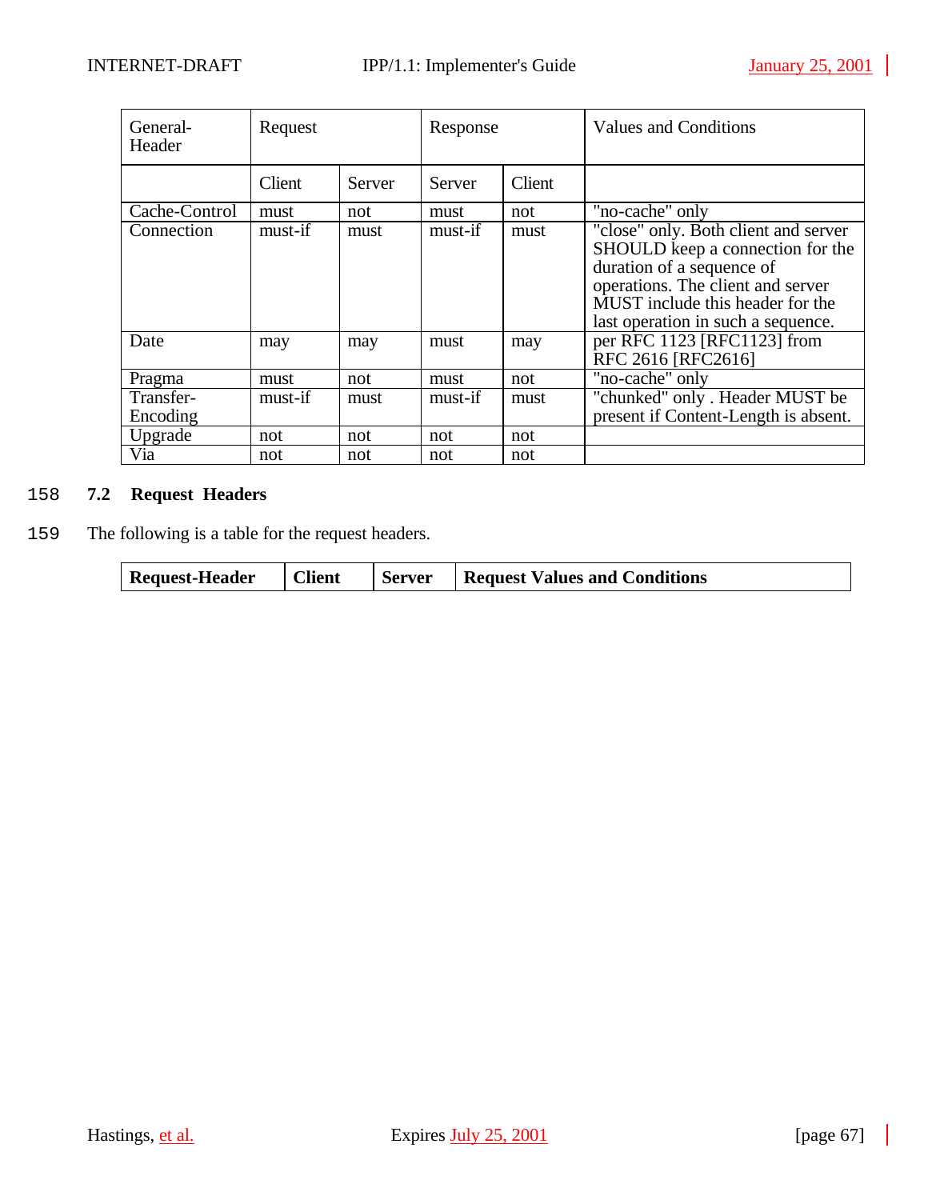| General-Header | Request | | Response | | Values and Conditions |
|---|---|---|---|---|---|
| | Client | Server | Server | Client | |
| Cache-Control | must | not | must | not | "no-cache" only |
| Connection | must-if | must | must-if | must | "close" only. Both client and server SHOULD keep a connection for the duration of a sequence of operations. The client and server MUST include this header for the last operation in such a sequence. |
| Date | may | may | must | may | per RFC 1123 [RFC1123] from RFC 2616 [RFC2616] |
| Pragma | must | not | must | not | "no-cache" only |
| Transfer-Encoding | must-if | must | must-if | must | "chunked" only . Header MUST be present if Content-Length is absent. |
| Upgrade | not | not | not | not | |
| Via | not | not | not | not | |

158 **7.2 Request Headers**

159 The following is a table for the request headers.

| **Request-Header** | **Client** | **Server** | **Request Values and Conditions** |
|---|---|---|---|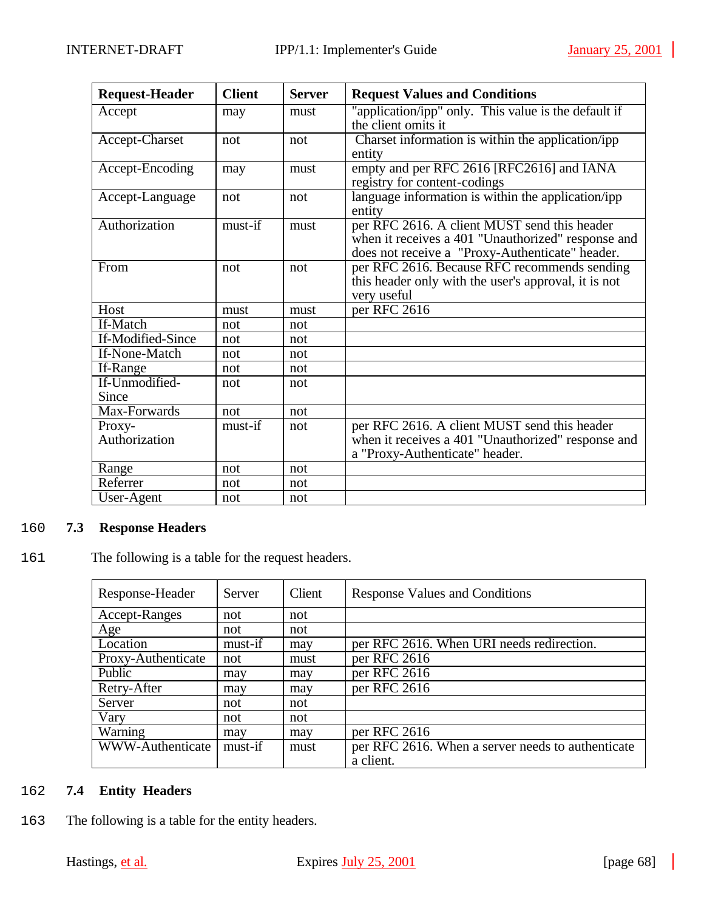| Request-Header | Client | Server | Request Values and Conditions |
|---|---|---|---|
| Accept | may | must | "application/ipp" only. This value is the default if the client omits it |
| Accept-Charset | not | not | Charset information is within the application/ipp entity |
| Accept-Encoding | may | must | empty and per RFC 2616 [RFC2616] and IANA registry for content-codings |
| Accept-Language | not | not | language information is within the application/ipp entity |
| Authorization | must-if | must | per RFC 2616. A client MUST send this header when it receives a 401 "Unauthorized" response and does not receive a "Proxy-Authenticate" header. |
| From | not | not | per RFC 2616. Because RFC recommends sending this header only with the user's approval, it is not very useful |
| Host | must | must | per RFC 2616 |
| If-Match | not | not | |
| If-Modified-Since | not | not | |
| If-None-Match | not | not | |
| If-Range | not | not | |
| If-Unmodified-Since | not | not | |
| Max-Forwards | not | not | |
| Proxy-Authorization | must-if | not | per RFC 2616. A client MUST send this header when it receives a 401 "Unauthorized" response and a "Proxy-Authenticate" header. |
| Range | not | not | |
| Referrer | not | not | |
| User-Agent | not | not | |

160 **7.3 Response Headers**

161 The following is a table for the request headers.

| Response-Header | Server | Client | Response Values and Conditions |
|---|---|---|---|
| Accept-Ranges | not | not | |
| Age | not | not | |
| Location | must-if | may | per RFC 2616. When URI needs redirection. |
| Proxy-Authenticate | not | must | per RFC 2616 |
| Public | may | may | per RFC 2616 |
| Retry-After | may | may | per RFC 2616 |
| Server | not | not | |
| Vary | not | not | |
| Warning | may | may | per RFC 2616 |
| WWW-Authenticate | must-if | must | per RFC 2616. When a server needs to authenticate a client. |

162 **7.4 Entity Headers**

163 The following is a table for the entity headers.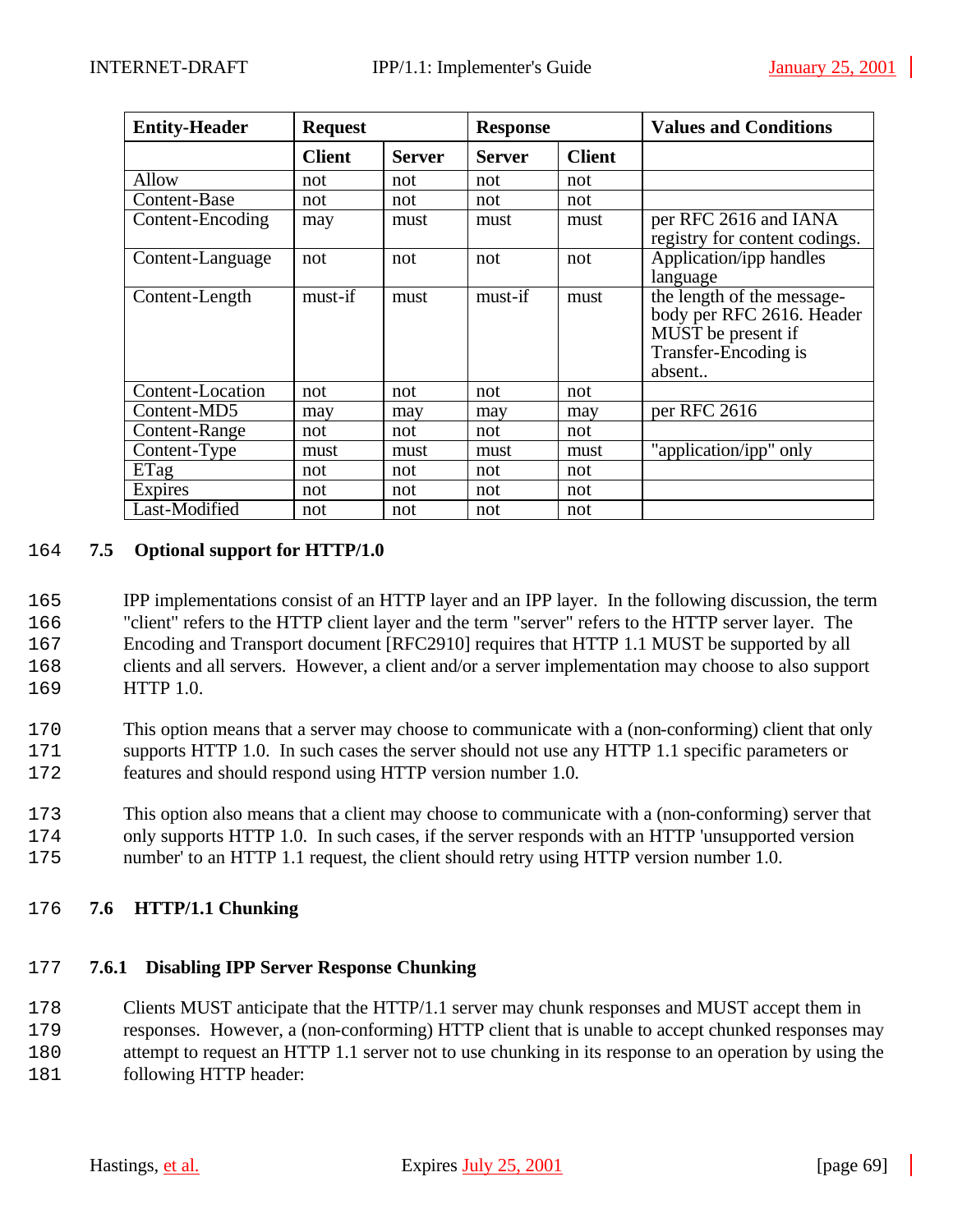| Entity-Header | Request | | Response | | Values and Conditions |
|---|---|---|---|---|---|
| | Client | Server | Server | Client | |
| Allow | not | not | not | not | |
| Content-Base | not | not | not | not | |
| Content-Encoding | may | must | must | must | per RFC 2616 and IANA registry for content codings. |
| Content-Language | not | not | not | not | Application/ipp handles language |
| Content-Length | must-if | must | must-if | must | the length of the message-body per RFC 2616. Header MUST be present if Transfer-Encoding is absent.. |
| Content-Location | not | not | not | not | |
| Content-MD5 | may | may | may | may | per RFC 2616 |
| Content-Range | not | not | not | not | |
| Content-Type | must | must | must | must | "application/ipp" only |
| ETag | not | not | not | not | |
| Expires | not | not | not | not | |
| Last-Modified | not | not | not | not | |

### 7.5 Optional support for HTTP/1.0

IPP implementations consist of an HTTP layer and an IPP layer. In the following discussion, the term "client" refers to the HTTP client layer and the term "server" refers to the HTTP server layer. The Encoding and Transport document [RFC2910] requires that HTTP 1.1 MUST be supported by all clients and all servers. However, a client and/or a server implementation may choose to also support HTTP 1.0.

This option means that a server may choose to communicate with a (non-conforming) client that only supports HTTP 1.0. In such cases the server should not use any HTTP 1.1 specific parameters or features and should respond using HTTP version number 1.0.

This option also means that a client may choose to communicate with a (non-conforming) server that only supports HTTP 1.0. In such cases, if the server responds with an HTTP 'unsupported version number' to an HTTP 1.1 request, the client should retry using HTTP version number 1.0.

### 7.6 HTTP/1.1 Chunking

#### 7.6.1 Disabling IPP Server Response Chunking

Clients MUST anticipate that the HTTP/1.1 server may chunk responses and MUST accept them in responses. However, a (non-conforming) HTTP client that is unable to accept chunked responses may attempt to request an HTTP 1.1 server not to use chunking in its response to an operation by using the following HTTP header: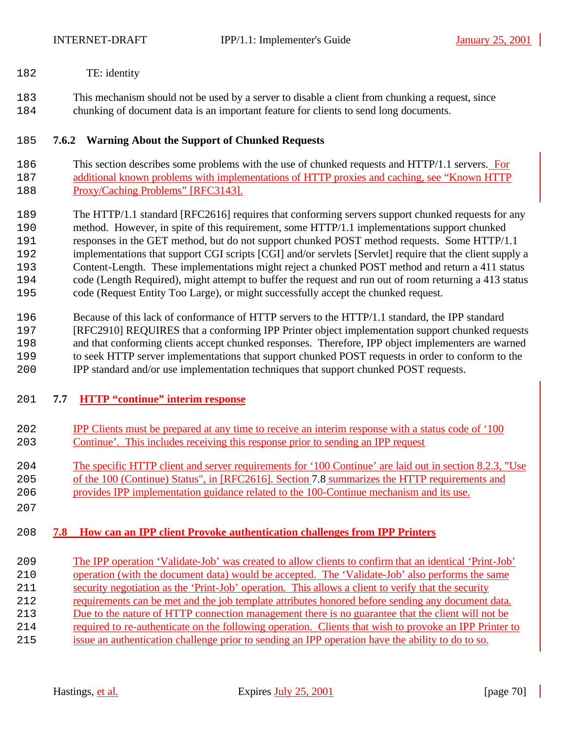TE: identity

This mechanism should not be used by a server to disable a client from chunking a request, since chunking of document data is an important feature for clients to send long documents.

### 7.6.2 Warning About the Support of Chunked Requests

This section describes some problems with the use of chunked requests and HTTP/1.1 servers. For additional known problems with implementations of HTTP proxies and caching, see “Known HTTP Proxy/Caching Problems” [RFC3143].

The HTTP/1.1 standard [RFC2616] requires that conforming servers support chunked requests for any method. However, in spite of this requirement, some HTTP/1.1 implementations support chunked responses in the GET method, but do not support chunked POST method requests. Some HTTP/1.1 implementations that support CGI scripts [CGI] and/or servlets [Servlet] require that the client supply a Content-Length. These implementations might reject a chunked POST method and return a 411 status code (Length Required), might attempt to buffer the request and run out of room returning a 413 status code (Request Entity Too Large), or might successfully accept the chunked request.

Because of this lack of conformance of HTTP servers to the HTTP/1.1 standard, the IPP standard [RFC2910] REQUIRES that a conforming IPP Printer object implementation support chunked requests and that conforming clients accept chunked responses. Therefore, IPP object implementers are warned to seek HTTP server implementations that support chunked POST requests in order to conform to the IPP standard and/or use implementation techniques that support chunked POST requests.

## 7.7 HTTP “continue” interim response

IPP Clients must be prepared at any time to receive an interim response with a status code of ‘100 Continue’. This includes receiving this response prior to sending an IPP request

The specific HTTP client and server requirements for ‘100 Continue’ are laid out in section 8.2.3, "Use of the 100 (Continue) Status", in [RFC2616]. Section 7.8 summarizes the HTTP requirements and provides IPP implementation guidance related to the 100-Continue mechanism and its use.

## 7.8 How can an IPP client Provoke authentication challenges from IPP Printers

The IPP operation ‘Validate-Job’ was created to allow clients to confirm that an identical ‘Print-Job’ operation (with the document data) would be accepted. The ‘Validate-Job’ also performs the same security negotiation as the ‘Print-Job’ operation. This allows a client to verify that the security requirements can be met and the job template attributes honored before sending any document data. Due to the nature of HTTP connection management there is no guarantee that the client will not be required to re-authenticate on the following operation. Clients that wish to provoke an IPP Printer to issue an authentication challenge prior to sending an IPP operation have the ability to do to so.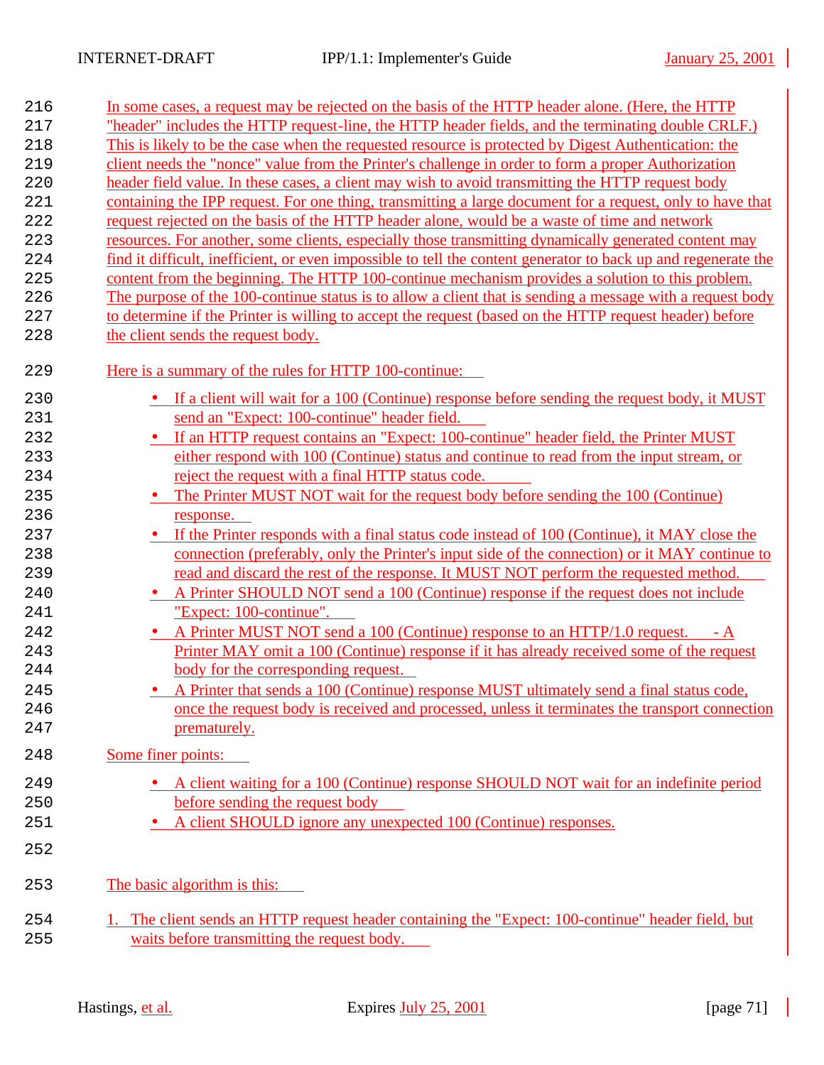In some cases, a request may be rejected on the basis of the HTTP header alone. (Here, the HTTP "header" includes the HTTP request-line, the HTTP header fields, and the terminating double CRLF.) This is likely to be the case when the requested resource is protected by Digest Authentication: the client needs the "nonce" value from the Printer's challenge in order to form a proper Authorization header field value. In these cases, a client may wish to avoid transmitting the HTTP request body containing the IPP request. For one thing, transmitting a large document for a request, only to have that request rejected on the basis of the HTTP header alone, would be a waste of time and network resources. For another, some clients, especially those transmitting dynamically generated content may find it difficult, inefficient, or even impossible to tell the content generator to back up and regenerate the content from the beginning. The HTTP 100-continue mechanism provides a solution to this problem. The purpose of the 100-continue status is to allow a client that is sending a message with a request body to determine if the Printer is willing to accept the request (based on the HTTP request header) before the client sends the request body.

Here is a summary of the rules for HTTP 100-continue:

- If a client will wait for a 100 (Continue) response before sending the request body, it MUST send an "Expect: 100-continue" header field.
- If an HTTP request contains an "Expect: 100-continue" header field, the Printer MUST either respond with 100 (Continue) status and continue to read from the input stream, or reject the request with a final HTTP status code.
- The Printer MUST NOT wait for the request body before sending the 100 (Continue) response.
- If the Printer responds with a final status code instead of 100 (Continue), it MAY close the connection (preferably, only the Printer's input side of the connection) or it MAY continue to read and discard the rest of the response. It MUST NOT perform the requested method.
- A Printer SHOULD NOT send a 100 (Continue) response if the request does not include "Expect: 100-continue".
- A Printer MUST NOT send a 100 (Continue) response to an HTTP/1.0 request. - A Printer MAY omit a 100 (Continue) response if it has already received some of the request body for the corresponding request.
- A Printer that sends a 100 (Continue) response MUST ultimately send a final status code, once the request body is received and processed, unless it terminates the transport connection prematurely.

Some finer points:

- A client waiting for a 100 (Continue) response SHOULD NOT wait for an indefinite period before sending the request body
- A client SHOULD ignore any unexpected 100 (Continue) responses.

The basic algorithm is this:

1. The client sends an HTTP request header containing the "Expect: 100-continue" header field, but waits before transmitting the request body.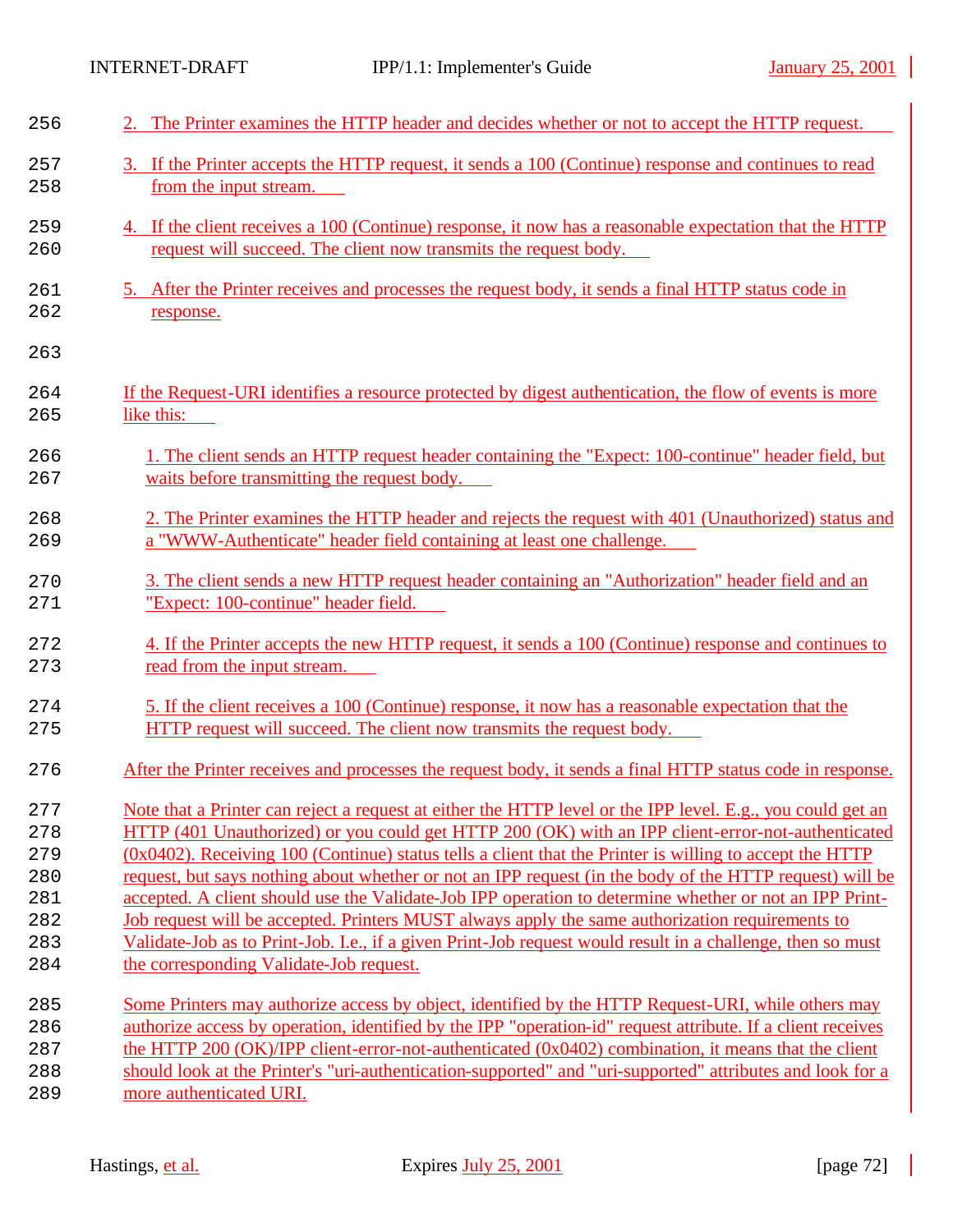2. The Printer examines the HTTP header and decides whether or not to accept the HTTP request.

3. If the Printer accepts the HTTP request, it sends a 100 (Continue) response and continues to read from the input stream.

4. If the client receives a 100 (Continue) response, it now has a reasonable expectation that the HTTP request will succeed. The client now transmits the request body.

5. After the Printer receives and processes the request body, it sends a final HTTP status code in response.

If the Request-URI identifies a resource protected by digest authentication, the flow of events is more like this:

1. The client sends an HTTP request header containing the "Expect: 100-continue" header field, but waits before transmitting the request body.

2. The Printer examines the HTTP header and rejects the request with 401 (Unauthorized) status and a "WWW-Authenticate" header field containing at least one challenge.

3. The client sends a new HTTP request header containing an "Authorization" header field and an "Expect: 100-continue" header field.

4. If the Printer accepts the new HTTP request, it sends a 100 (Continue) response and continues to read from the input stream.

5. If the client receives a 100 (Continue) response, it now has a reasonable expectation that the HTTP request will succeed. The client now transmits the request body.

After the Printer receives and processes the request body, it sends a final HTTP status code in response.

Note that a Printer can reject a request at either the HTTP level or the IPP level. E.g., you could get an HTTP (401 Unauthorized) or you could get HTTP 200 (OK) with an IPP client-error-not-authenticated (0x0402). Receiving 100 (Continue) status tells a client that the Printer is willing to accept the HTTP request, but says nothing about whether or not an IPP request (in the body of the HTTP request) will be accepted. A client should use the Validate-Job IPP operation to determine whether or not an IPP Print-Job request will be accepted. Printers MUST always apply the same authorization requirements to Validate-Job as to Print-Job. I.e., if a given Print-Job request would result in a challenge, then so must the corresponding Validate-Job request.

Some Printers may authorize access by object, identified by the HTTP Request-URI, while others may authorize access by operation, identified by the IPP "operation-id" request attribute. If a client receives the HTTP 200 (OK)/IPP client-error-not-authenticated (0x0402) combination, it means that the client should look at the Printer's "uri-authentication-supported" and "uri-supported" attributes and look for a more authenticated URI.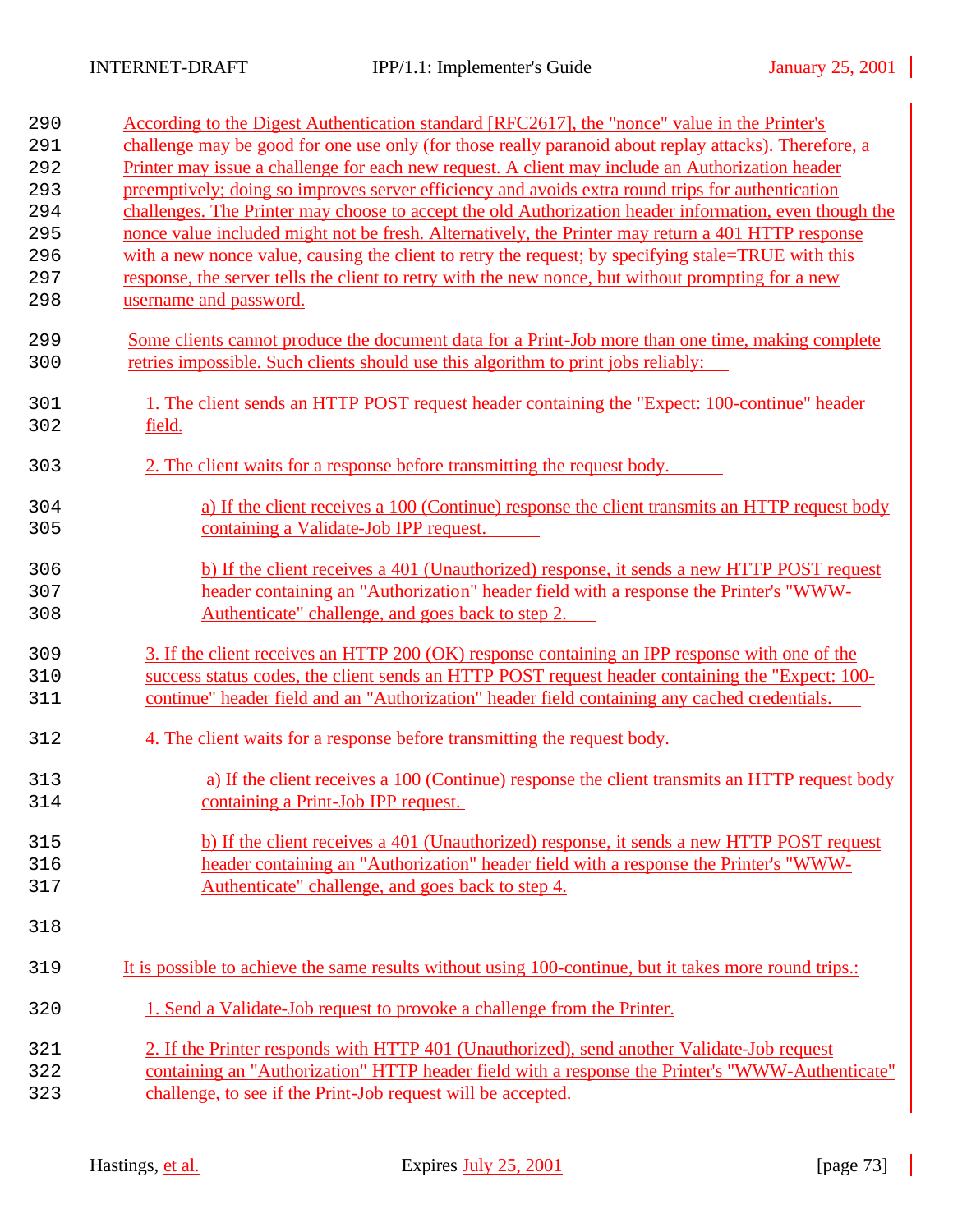According to the Digest Authentication standard [RFC2617], the "nonce" value in the Printer's challenge may be good for one use only (for those really paranoid about replay attacks). Therefore, a Printer may issue a challenge for each new request. A client may include an Authorization header preemptively; doing so improves server efficiency and avoids extra round trips for authentication challenges. The Printer may choose to accept the old Authorization header information, even though the nonce value included might not be fresh. Alternatively, the Printer may return a 401 HTTP response with a new nonce value, causing the client to retry the request; by specifying stale=TRUE with this response, the server tells the client to retry with the new nonce, but without prompting for a new username and password.

Some clients cannot produce the document data for a Print-Job more than one time, making complete retries impossible. Such clients should use this algorithm to print jobs reliably:

1. The client sends an HTTP POST request header containing the "Expect: 100-continue" header field.

2. The client waits for a response before transmitting the request body.

   a) If the client receives a 100 (Continue) response the client transmits an HTTP request body containing a Validate-Job IPP request.

   b) If the client receives a 401 (Unauthorized) response, it sends a new HTTP POST request header containing an "Authorization" header field with a response the Printer's "WWW-Authenticate" challenge, and goes back to step 2.

3. If the client receives an HTTP 200 (OK) response containing an IPP response with one of the success status codes, the client sends an HTTP POST request header containing the "Expect: 100-continue" header field and an "Authorization" header field containing any cached credentials.

4. The client waits for a response before transmitting the request body.

   a) If the client receives a 100 (Continue) response the client transmits an HTTP request body containing a Print-Job IPP request.

   b) If the client receives a 401 (Unauthorized) response, it sends a new HTTP POST request header containing an "Authorization" header field with a response the Printer's "WWW-Authenticate" challenge, and goes back to step 4.

It is possible to achieve the same results without using 100-continue, but it takes more round trips.:

1. Send a Validate-Job request to provoke a challenge from the Printer.

2. If the Printer responds with HTTP 401 (Unauthorized), send another Validate-Job request containing an "Authorization" HTTP header field with a response the Printer's "WWW-Authenticate" challenge, to see if the Print-Job request will be accepted.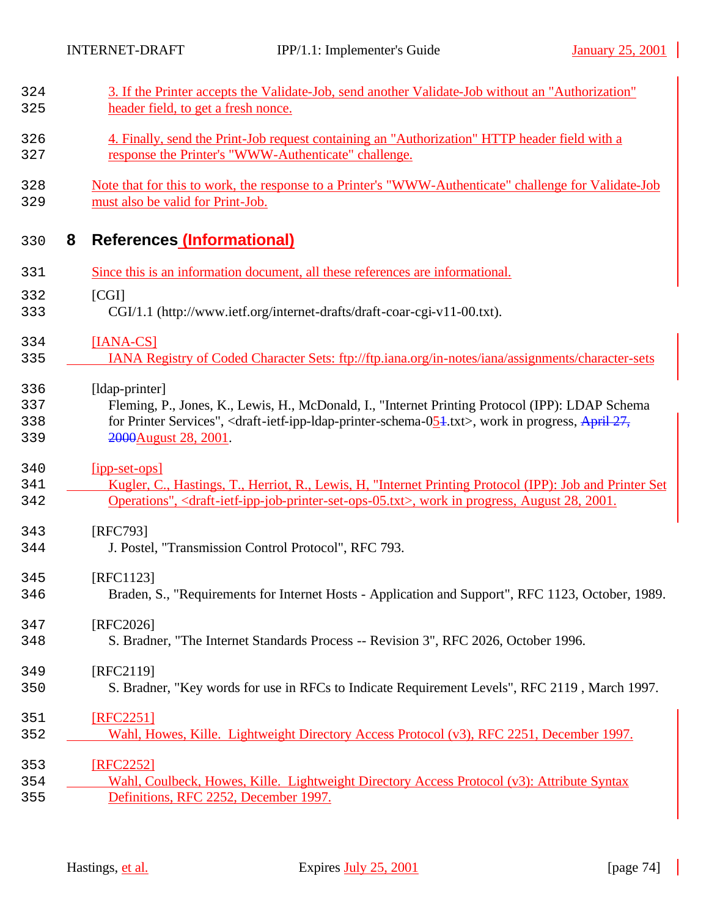3. If the Printer accepts the Validate-Job, send another Validate-Job without an "Authorization" header field, to get a fresh nonce.

4. Finally, send the Print-Job request containing an "Authorization" HTTP header field with a response the Printer's "WWW-Authenticate" challenge.

Note that for this to work, the response to a Printer's "WWW-Authenticate" challenge for Validate-Job must also be valid for Print-Job.

# 8 References (Informational)

Since this is an information document, all these references are informational.

[CGI]
CGI/1.1 (http://www.ietf.org/internet-drafts/draft-coar-cgi-v11-00.txt).

[IANA-CS]
IANA Registry of Coded Character Sets: ftp://ftp.iana.org/in-notes/iana/assignments/character-sets

[ldap-printer]
Fleming, P., Jones, K., Lewis, H., McDonald, I., "Internet Printing Protocol (IPP): LDAP Schema for Printer Services", <draft-ietf-ipp-ldap-printer-schema-051.txt>, work in progress, April 27, 2000August 28, 2001.

[ipp-set-ops]
Kugler, C., Hastings, T., Herriot, R., Lewis, H, "Internet Printing Protocol (IPP): Job and Printer Set Operations", <draft-ietf-ipp-job-printer-set-ops-05.txt>, work in progress, August 28, 2001.

[RFC793]
J. Postel, "Transmission Control Protocol", RFC 793.

[RFC1123]
Braden, S., "Requirements for Internet Hosts - Application and Support", RFC 1123, October, 1989.

[RFC2026]
S. Bradner, "The Internet Standards Process -- Revision 3", RFC 2026, October 1996.

[RFC2119]
S. Bradner, "Key words for use in RFCs to Indicate Requirement Levels", RFC 2119 , March 1997.

[RFC2251]
Wahl, Howes, Kille. Lightweight Directory Access Protocol (v3), RFC 2251, December 1997.

[RFC2252]
Wahl, Coulbeck, Howes, Kille. Lightweight Directory Access Protocol (v3): Attribute Syntax Definitions, RFC 2252, December 1997.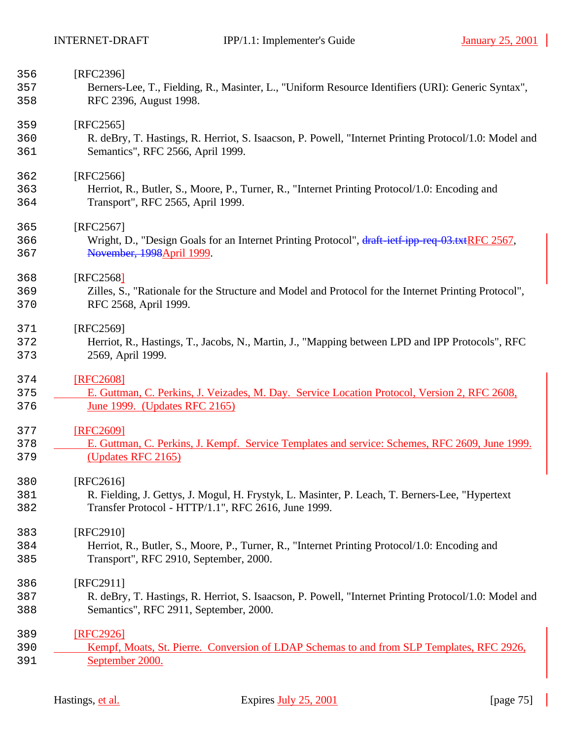[RFC2396]
Berners-Lee, T., Fielding, R., Masinter, L., "Uniform Resource Identifiers (URI): Generic Syntax", RFC 2396, August 1998.

[RFC2565]
R. deBry, T. Hastings, R. Herriot, S. Isaacson, P. Powell, "Internet Printing Protocol/1.0: Model and Semantics", RFC 2566, April 1999.

[RFC2566]
Herriot, R., Butler, S., Moore, P., Turner, R., "Internet Printing Protocol/1.0: Encoding and Transport", RFC 2565, April 1999.

[RFC2567]
Wright, D., "Design Goals for an Internet Printing Protocol", ~~draft-ietf-ipp-req-03.txt~~RFC 2567, ~~November, 1998~~April 1999.

[RFC2568]
Zilles, S., "Rationale for the Structure and Model and Protocol for the Internet Printing Protocol", RFC 2568, April 1999.

[RFC2569]
Herriot, R., Hastings, T., Jacobs, N., Martin, J., "Mapping between LPD and IPP Protocols", RFC 2569, April 1999.

[RFC2608]
E. Guttman, C. Perkins, J. Veizades, M. Day. Service Location Protocol, Version 2, RFC 2608, June 1999. (Updates RFC 2165)

[RFC2609]
E. Guttman, C. Perkins, J. Kempf. Service Templates and service: Schemes, RFC 2609, June 1999. (Updates RFC 2165)

[RFC2616]
R. Fielding, J. Gettys, J. Mogul, H. Frystyk, L. Masinter, P. Leach, T. Berners-Lee, "Hypertext Transfer Protocol - HTTP/1.1", RFC 2616, June 1999.

[RFC2910]
Herriot, R., Butler, S., Moore, P., Turner, R., "Internet Printing Protocol/1.0: Encoding and Transport", RFC 2910, September, 2000.

[RFC2911]
R. deBry, T. Hastings, R. Herriot, S. Isaacson, P. Powell, "Internet Printing Protocol/1.0: Model and Semantics", RFC 2911, September, 2000.

[RFC2926]
Kempf, Moats, St. Pierre. Conversion of LDAP Schemas to and from SLP Templates, RFC 2926, September 2000.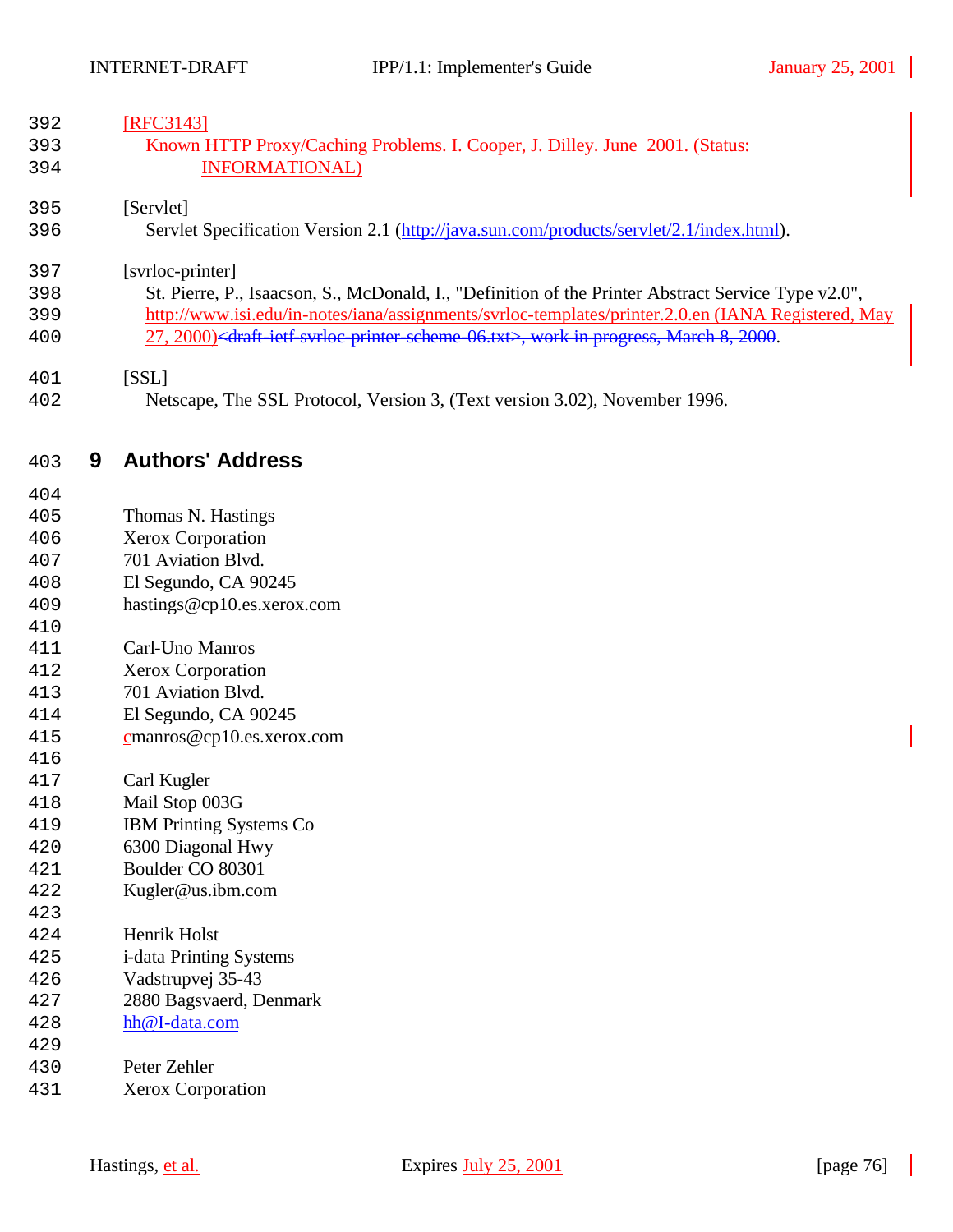[RFC3143]

Known HTTP Proxy/Caching Problems. I. Cooper, J. Dilley. June 2001. (Status: INFORMATIONAL)

[Servlet]

Servlet Specification Version 2.1 (http://java.sun.com/products/servlet/2.1/index.html).

[svrloc-printer]

St. Pierre, P., Isaacson, S., McDonald, I., "Definition of the Printer Abstract Service Type v2.0", http://www.isi.edu/in-notes/iana/assignments/svrloc-templates/printer.2.0.en (IANA Registered, May 27, 2000)~~<draft-ietf-svrloc-printer-scheme-06.txt>, work in progress, March 8, 2000~~.

[SSL]

Netscape, The SSL Protocol, Version 3, (Text version 3.02), November 1996.

# 9 Authors' Address

Thomas N. Hastings
Xerox Corporation
701 Aviation Blvd.
El Segundo, CA 90245
hastings@cp10.es.xerox.com

Carl-Uno Manros
Xerox Corporation
701 Aviation Blvd.
El Segundo, CA 90245
cmanros@cp10.es.xerox.com

Carl Kugler
Mail Stop 003G
IBM Printing Systems Co
6300 Diagonal Hwy
Boulder CO 80301
Kugler@us.ibm.com

Henrik Holst
i-data Printing Systems
Vadstrupvej 35-43
2880 Bagsvaerd, Denmark
hh@I-data.com

Peter Zehler
Xerox Corporation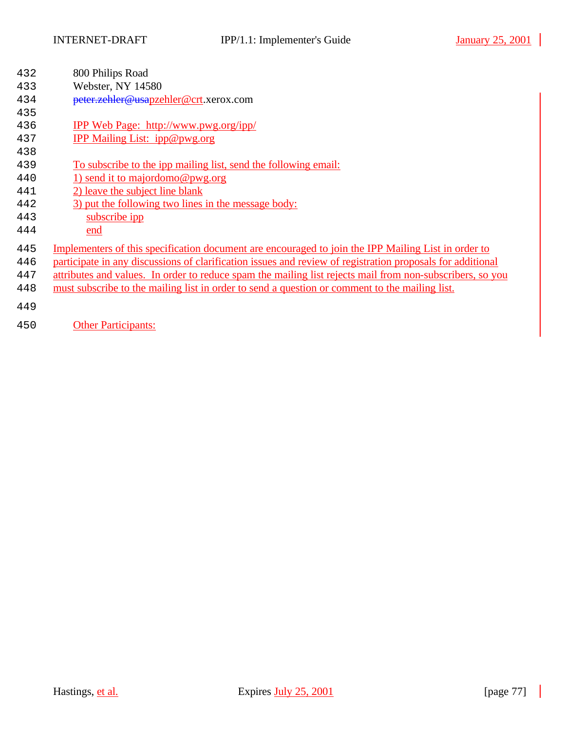800 Philips Road
Webster, NY 14580
~~peter.zehler@usa~~pzehler@crt.xerox.com

IPP Web Page: http://www.pwg.org/ipp/
IPP Mailing List: ipp@pwg.org

To subscribe to the ipp mailing list, send the following email:
1) send it to majordomo@pwg.org
2) leave the subject line blank
3) put the following two lines in the message body:

```
subscribe ipp
end
```

Implementers of this specification document are encouraged to join the IPP Mailing List in order to participate in any discussions of clarification issues and review of registration proposals for additional attributes and values. In order to reduce spam the mailing list rejects mail from non-subscribers, so you must subscribe to the mailing list in order to send a question or comment to the mailing list.

Other Participants: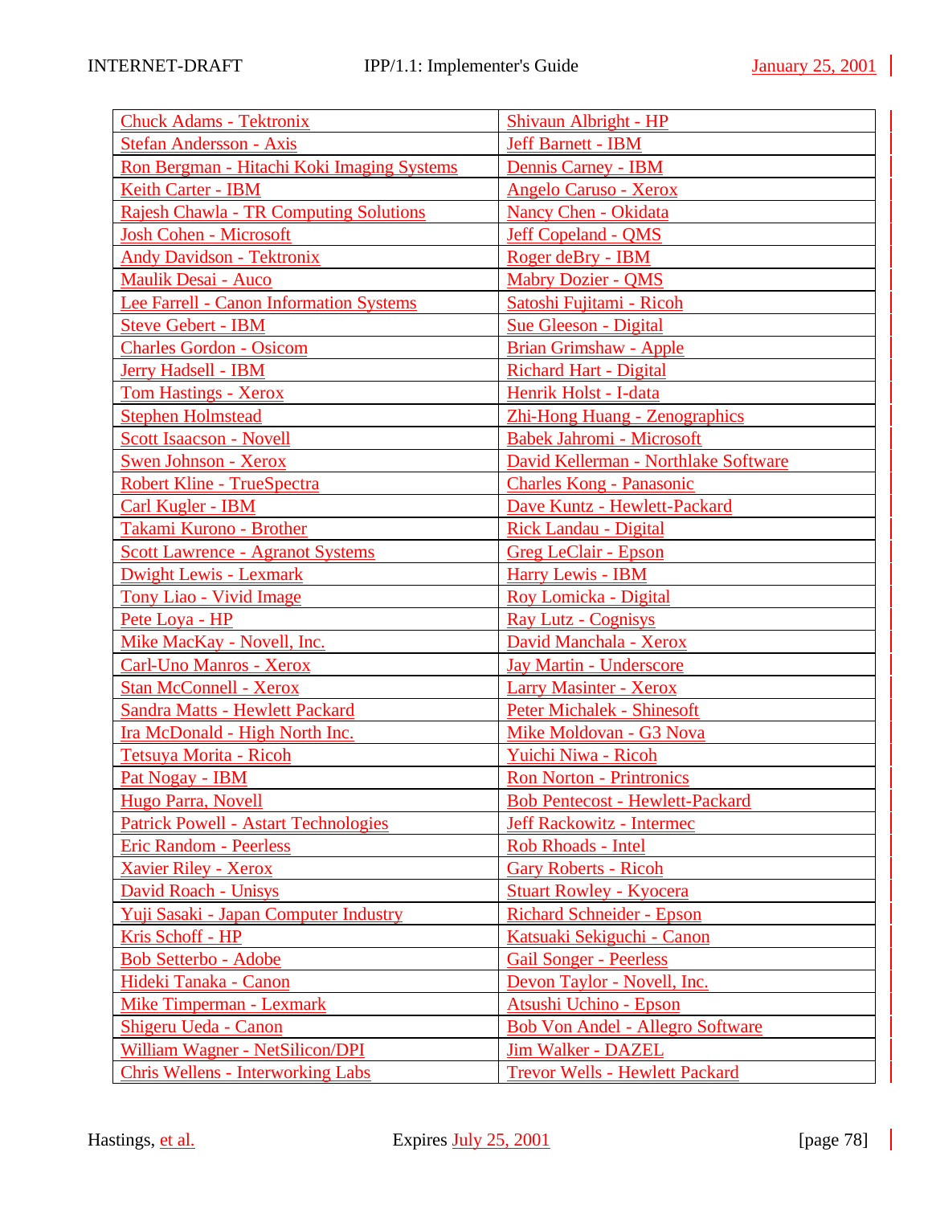| | |
|---|---|
| Chuck Adams - Tektronix | Shivaun Albright - HP |
| Stefan Andersson - Axis | Jeff Barnett - IBM |
| Ron Bergman - Hitachi Koki Imaging Systems | Dennis Carney - IBM |
| Keith Carter - IBM | Angelo Caruso - Xerox |
| Rajesh Chawla - TR Computing Solutions | Nancy Chen - Okidata |
| Josh Cohen - Microsoft | Jeff Copeland - QMS |
| Andy Davidson - Tektronix | Roger deBry - IBM |
| Maulik Desai - Auco | Mabry Dozier - QMS |
| Lee Farrell - Canon Information Systems | Satoshi Fujitami - Ricoh |
| Steve Gebert - IBM | Sue Gleeson - Digital |
| Charles Gordon - Osicom | Brian Grimshaw - Apple |
| Jerry Hadsell - IBM | Richard Hart - Digital |
| Tom Hastings - Xerox | Henrik Holst - I-data |
| Stephen Holmstead | Zhi-Hong Huang - Zenographics |
| Scott Isaacson - Novell | Babek Jahromi - Microsoft |
| Swen Johnson - Xerox | David Kellerman - Northlake Software |
| Robert Kline - TrueSpectra | Charles Kong - Panasonic |
| Carl Kugler - IBM | Dave Kuntz - Hewlett-Packard |
| Takami Kurono - Brother | Rick Landau - Digital |
| Scott Lawrence - Agranot Systems | Greg LeClair - Epson |
| Dwight Lewis - Lexmark | Harry Lewis - IBM |
| Tony Liao - Vivid Image | Roy Lomicka - Digital |
| Pete Loya - HP | Ray Lutz - Cognisys |
| Mike MacKay - Novell, Inc. | David Manchala - Xerox |
| Carl-Uno Manros - Xerox | Jay Martin - Underscore |
| Stan McConnell - Xerox | Larry Masinter - Xerox |
| Sandra Matts - Hewlett Packard | Peter Michalek - Shinesoft |
| Ira McDonald - High North Inc. | Mike Moldovan - G3 Nova |
| Tetsuya Morita - Ricoh | Yuichi Niwa - Ricoh |
| Pat Nogay - IBM | Ron Norton - Printronics |
| Hugo Parra, Novell | Bob Pentecost - Hewlett-Packard |
| Patrick Powell - Astart Technologies | Jeff Rackowitz - Intermec |
| Eric Random - Peerless | Rob Rhoads - Intel |
| Xavier Riley - Xerox | Gary Roberts - Ricoh |
| David Roach - Unisys | Stuart Rowley - Kyocera |
| Yuji Sasaki - Japan Computer Industry | Richard Schneider - Epson |
| Kris Schoff - HP | Katsuaki Sekiguchi - Canon |
| Bob Setterbo - Adobe | Gail Songer - Peerless |
| Hideki Tanaka - Canon | Devon Taylor - Novell, Inc. |
| Mike Timperman - Lexmark | Atsushi Uchino - Epson |
| Shigeru Ueda - Canon | Bob Von Andel - Allegro Software |
| William Wagner - NetSilicon/DPI | Jim Walker - DAZEL |
| Chris Wellens - Interworking Labs | Trevor Wells - Hewlett Packard |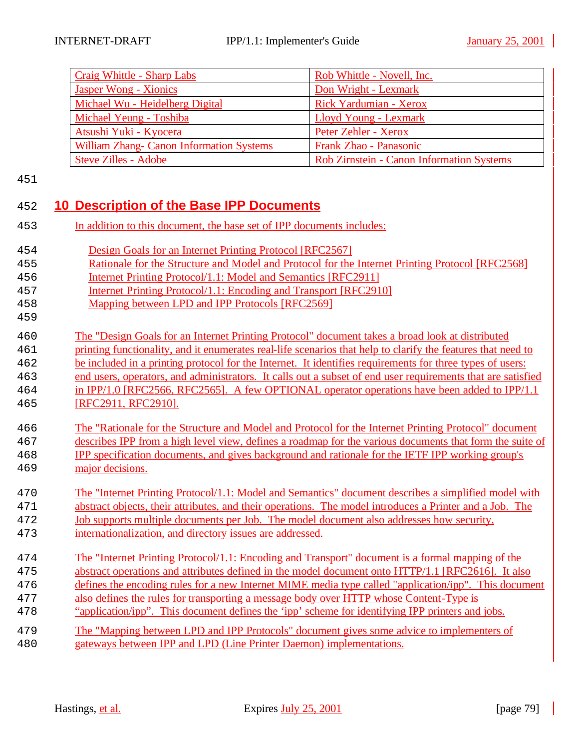| | |
|---|---|
| Craig Whittle - Sharp Labs | Rob Whittle - Novell, Inc. |
| Jasper Wong - Xionics | Don Wright - Lexmark |
| Michael Wu - Heidelberg Digital | Rick Yardumian - Xerox |
| Michael Yeung - Toshiba | Lloyd Young - Lexmark |
| Atsushi Yuki - Kyocera | Peter Zehler - Xerox |
| William Zhang- Canon Information Systems | Frank Zhao - Panasonic |
| Steve Zilles - Adobe | Rob Zirnstein - Canon Information Systems |

## 10 Description of the Base IPP Documents

In addition to this document, the base set of IPP documents includes:

- Design Goals for an Internet Printing Protocol [RFC2567]
- Rationale for the Structure and Model and Protocol for the Internet Printing Protocol [RFC2568]
- Internet Printing Protocol/1.1: Model and Semantics [RFC2911]
- Internet Printing Protocol/1.1: Encoding and Transport [RFC2910]
- Mapping between LPD and IPP Protocols [RFC2569]

The "Design Goals for an Internet Printing Protocol" document takes a broad look at distributed printing functionality, and it enumerates real-life scenarios that help to clarify the features that need to be included in a printing protocol for the Internet. It identifies requirements for three types of users: end users, operators, and administrators. It calls out a subset of end user requirements that are satisfied in IPP/1.0 [RFC2566, RFC2565]. A few OPTIONAL operator operations have been added to IPP/1.1 [RFC2911, RFC2910].

The "Rationale for the Structure and Model and Protocol for the Internet Printing Protocol" document describes IPP from a high level view, defines a roadmap for the various documents that form the suite of IPP specification documents, and gives background and rationale for the IETF IPP working group's major decisions.

The "Internet Printing Protocol/1.1: Model and Semantics" document describes a simplified model with abstract objects, their attributes, and their operations. The model introduces a Printer and a Job. The Job supports multiple documents per Job. The model document also addresses how security, internationalization, and directory issues are addressed.

The "Internet Printing Protocol/1.1: Encoding and Transport" document is a formal mapping of the abstract operations and attributes defined in the model document onto HTTP/1.1 [RFC2616]. It also defines the encoding rules for a new Internet MIME media type called "application/ipp". This document also defines the rules for transporting a message body over HTTP whose Content-Type is "application/ipp". This document defines the 'ipp' scheme for identifying IPP printers and jobs.

The "Mapping between LPD and IPP Protocols" document gives some advice to implementers of gateways between IPP and LPD (Line Printer Daemon) implementations.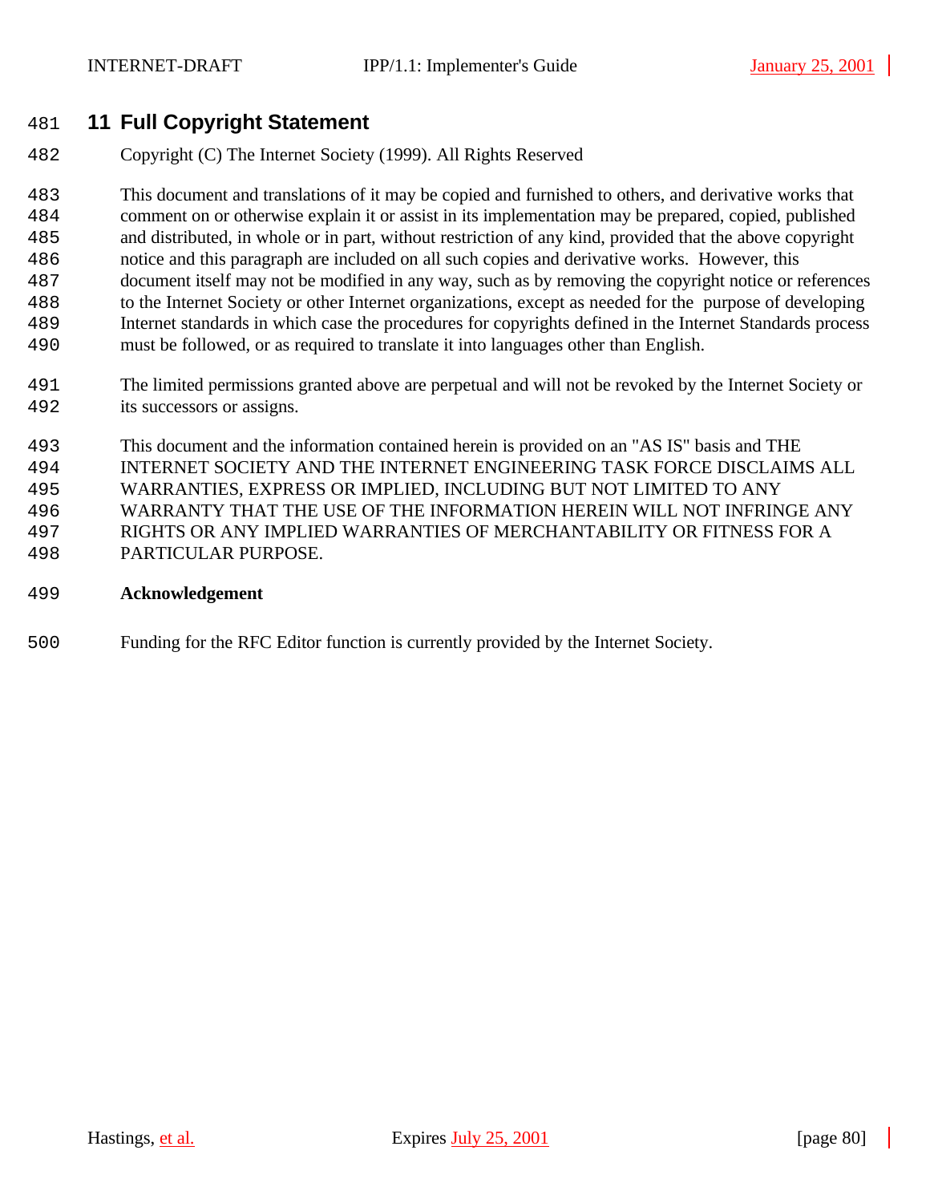# 11 Full Copyright Statement

Copyright (C) The Internet Society (1999). All Rights Reserved

This document and translations of it may be copied and furnished to others, and derivative works that comment on or otherwise explain it or assist in its implementation may be prepared, copied, published and distributed, in whole or in part, without restriction of any kind, provided that the above copyright notice and this paragraph are included on all such copies and derivative works. However, this document itself may not be modified in any way, such as by removing the copyright notice or references to the Internet Society or other Internet organizations, except as needed for the purpose of developing Internet standards in which case the procedures for copyrights defined in the Internet Standards process must be followed, or as required to translate it into languages other than English.

The limited permissions granted above are perpetual and will not be revoked by the Internet Society or its successors or assigns.

This document and the information contained herein is provided on an "AS IS" basis and THE INTERNET SOCIETY AND THE INTERNET ENGINEERING TASK FORCE DISCLAIMS ALL WARRANTIES, EXPRESS OR IMPLIED, INCLUDING BUT NOT LIMITED TO ANY WARRANTY THAT THE USE OF THE INFORMATION HEREIN WILL NOT INFRINGE ANY RIGHTS OR ANY IMPLIED WARRANTIES OF MERCHANTABILITY OR FITNESS FOR A PARTICULAR PURPOSE.

**Acknowledgement**

Funding for the RFC Editor function is currently provided by the Internet Society.